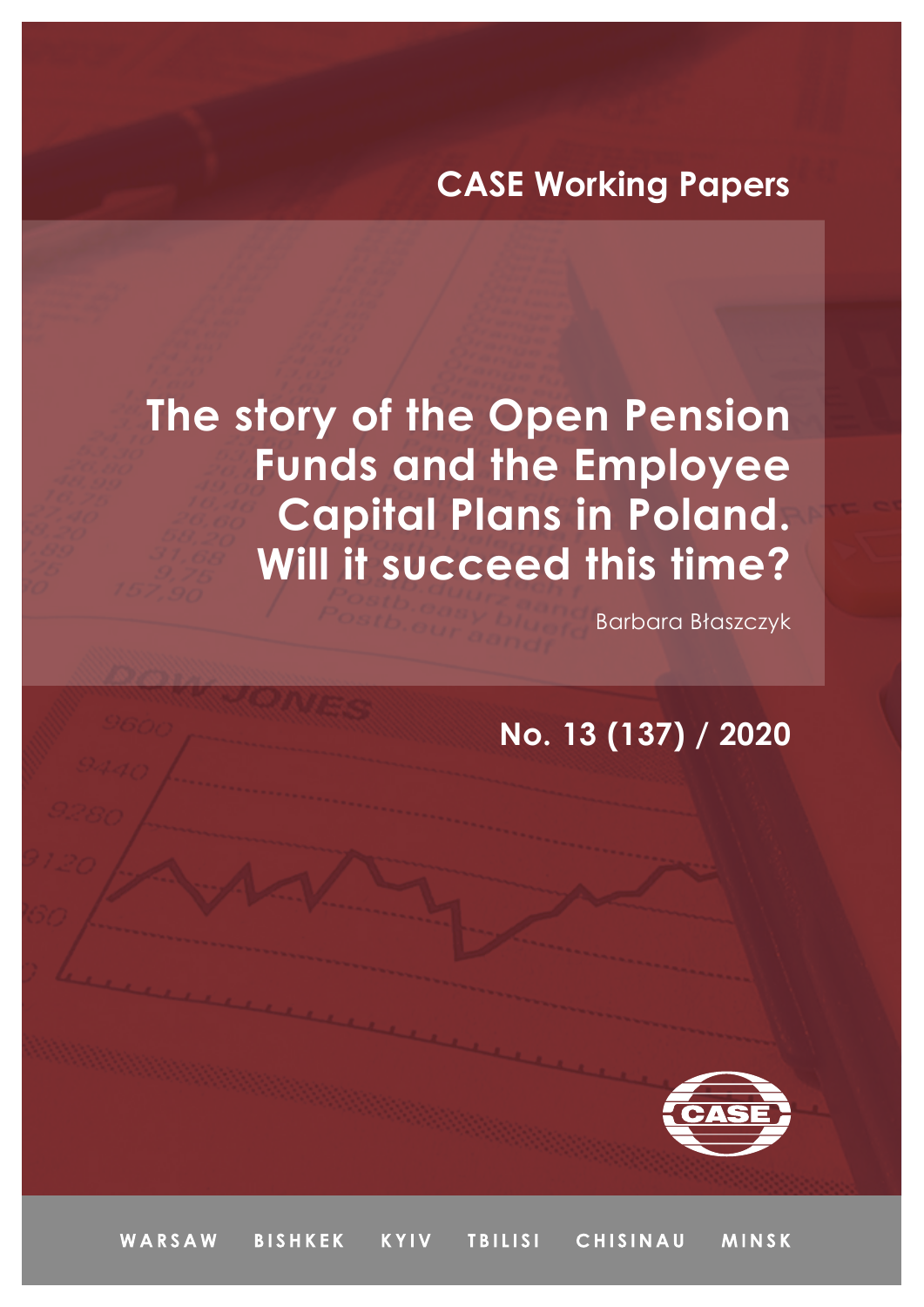CASE Working Papers

# The story of the Open Pension Funds and the Employee Capital Plans in Poland. Will it succeed this time?

Barbara Błaszczyk

No. 13 (137) / 2020

WARSAW BISHKEK KYIV TBILISI CHISINAU MINSK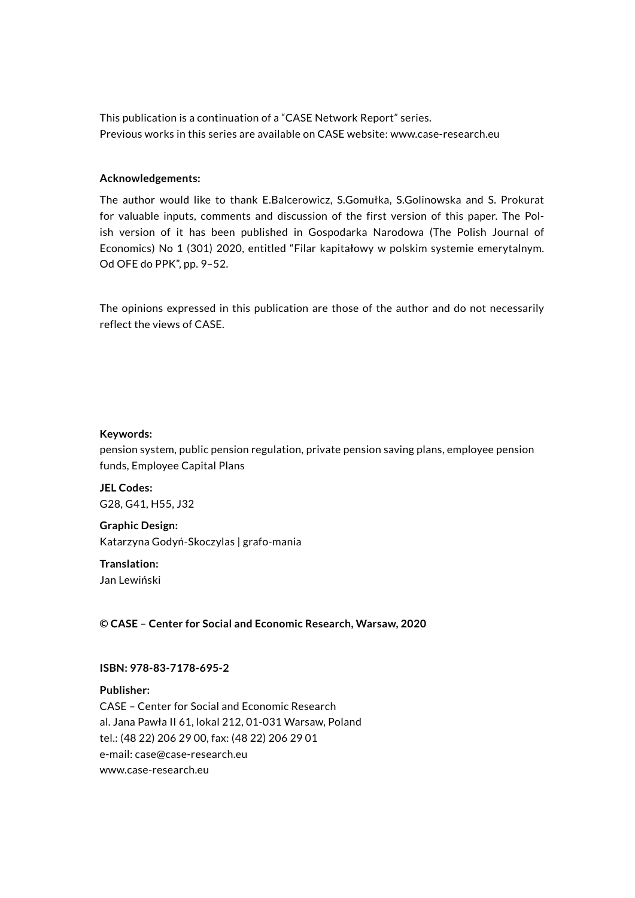This publication is a continuation of a "CASE Network Report" series.
Previous works in this series are available on CASE website: www.case-research.eu

**Acknowledgements:**

The author would like to thank E.Balcerowicz, S.Gomułka, S.Golinowska and S. Prokurat for valuable inputs, comments and discussion of the first version of this paper. The Polish version of it has been published in Gospodarka Narodowa (The Polish Journal of Economics) No 1 (301) 2020, entitled "Filar kapitałowy w polskim systemie emerytalnym. Od OFE do PPK", pp. 9–52.

The opinions expressed in this publication are those of the author and do not necessarily reflect the views of CASE.

**Keywords:**
pension system, public pension regulation, private pension saving plans, employee pension funds, Employee Capital Plans

**JEL Codes:**
G28, G41, H55, J32

**Graphic Design:**
Katarzyna Godyń-Skoczylas | grafo-mania

**Translation:**
Jan Lewiński

**© CASE – Center for Social and Economic Research, Warsaw, 2020**

**ISBN: 978-83-7178-695-2**

**Publisher:**
CASE – Center for Social and Economic Research
al. Jana Pawła II 61, lokal 212, 01-031 Warsaw, Poland
tel.: (48 22) 206 29 00, fax: (48 22) 206 29 01
e-mail: case@case-research.eu
www.case-research.eu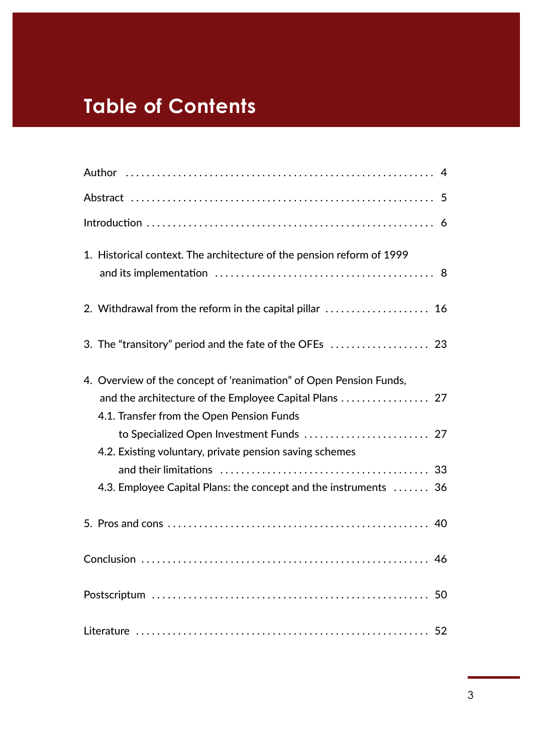# Table of Contents

- Author ... 4
- Abstract ... 5
- Introduction ... 6
- 1. Historical context. The architecture of the pension reform of 1999 and its implementation ... 8
- 2. Withdrawal from the reform in the capital pillar ... 16
- 3. The “transitory” period and the fate of the OFEs ... 23
- 4. Overview of the concept of ‘reanimation” of Open Pension Funds, and the architecture of the Employee Capital Plans ... 27
  - 4.1. Transfer from the Open Pension Funds to Specialized Open Investment Funds ... 27
  - 4.2. Existing voluntary, private pension saving schemes and their limitations ... 33
  - 4.3. Employee Capital Plans: the concept and the instruments ... 36
- 5. Pros and cons ... 40
- Conclusion ... 46
- Postscriptum ... 50
- Literature ... 52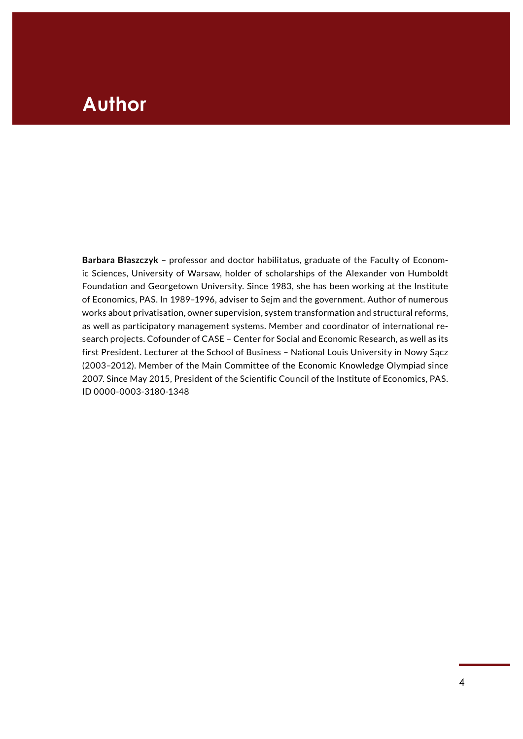# Author

**Barbara Błaszczyk** – professor and doctor habilitatus, graduate of the Faculty of Economic Sciences, University of Warsaw, holder of scholarships of the Alexander von Humboldt Foundation and Georgetown University. Since 1983, she has been working at the Institute of Economics, PAS. In 1989–1996, adviser to Sejm and the government. Author of numerous works about privatisation, owner supervision, system transformation and structural reforms, as well as participatory management systems. Member and coordinator of international research projects. Cofounder of CASE – Center for Social and Economic Research, as well as its first President. Lecturer at the School of Business – National Louis University in Nowy Sącz (2003–2012). Member of the Main Committee of the Economic Knowledge Olympiad since 2007. Since May 2015, President of the Scientific Council of the Institute of Economics, PAS. ID 0000-0003-3180-1348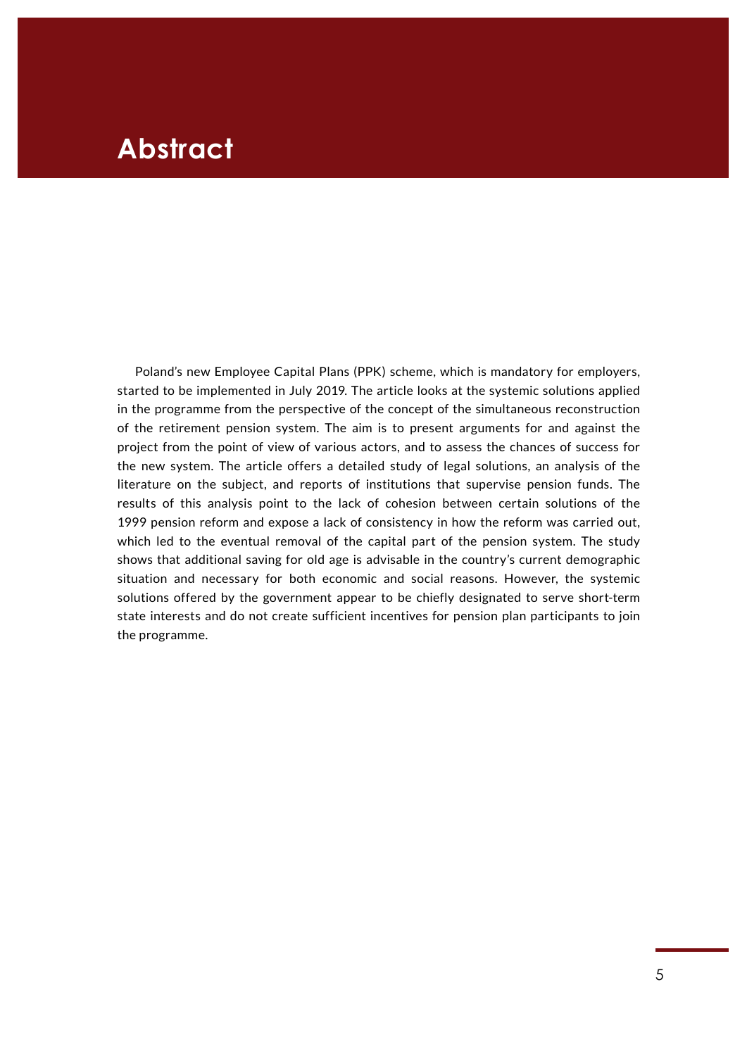# Abstract

Poland's new Employee Capital Plans (PPK) scheme, which is mandatory for employers, started to be implemented in July 2019. The article looks at the systemic solutions applied in the programme from the perspective of the concept of the simultaneous reconstruction of the retirement pension system. The aim is to present arguments for and against the project from the point of view of various actors, and to assess the chances of success for the new system. The article offers a detailed study of legal solutions, an analysis of the literature on the subject, and reports of institutions that supervise pension funds. The results of this analysis point to the lack of cohesion between certain solutions of the 1999 pension reform and expose a lack of consistency in how the reform was carried out, which led to the eventual removal of the capital part of the pension system. The study shows that additional saving for old age is advisable in the country's current demographic situation and necessary for both economic and social reasons. However, the systemic solutions offered by the government appear to be chiefly designated to serve short-term state interests and do not create sufficient incentives for pension plan participants to join the programme.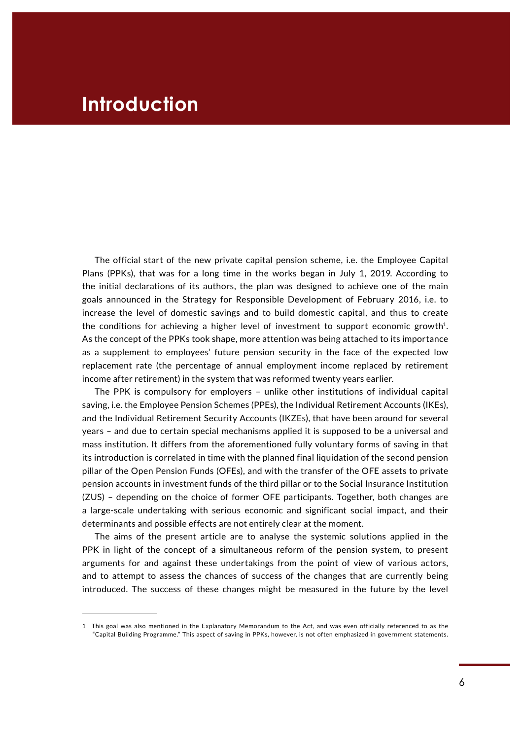# Introduction

The official start of the new private capital pension scheme, i.e. the Employee Capital Plans (PPKs), that was for a long time in the works began in July 1, 2019. According to the initial declarations of its authors, the plan was designed to achieve one of the main goals announced in the Strategy for Responsible Development of February 2016, i.e. to increase the level of domestic savings and to build domestic capital, and thus to create the conditions for achieving a higher level of investment to support economic growth[1]. As the concept of the PPKs took shape, more attention was being attached to its importance as a supplement to employees' future pension security in the face of the expected low replacement rate (the percentage of annual employment income replaced by retirement income after retirement) in the system that was reformed twenty years earlier.

The PPK is compulsory for employers – unlike other institutions of individual capital saving, i.e. the Employee Pension Schemes (PPEs), the Individual Retirement Accounts (IKEs), and the Individual Retirement Security Accounts (IKZEs), that have been around for several years – and due to certain special mechanisms applied it is supposed to be a universal and mass institution. It differs from the aforementioned fully voluntary forms of saving in that its introduction is correlated in time with the planned final liquidation of the second pension pillar of the Open Pension Funds (OFEs), and with the transfer of the OFE assets to private pension accounts in investment funds of the third pillar or to the Social Insurance Institution (ZUS) – depending on the choice of former OFE participants. Together, both changes are a large-scale undertaking with serious economic and significant social impact, and their determinants and possible effects are not entirely clear at the moment.

The aims of the present article are to analyse the systemic solutions applied in the PPK in light of the concept of a simultaneous reform of the pension system, to present arguments for and against these undertakings from the point of view of various actors, and to attempt to assess the chances of success of the changes that are currently being introduced. The success of these changes might be measured in the future by the level

---

1 This goal was also mentioned in the Explanatory Memorandum to the Act, and was even officially referenced to as the "Capital Building Programme." This aspect of saving in PPKs, however, is not often emphasized in government statements.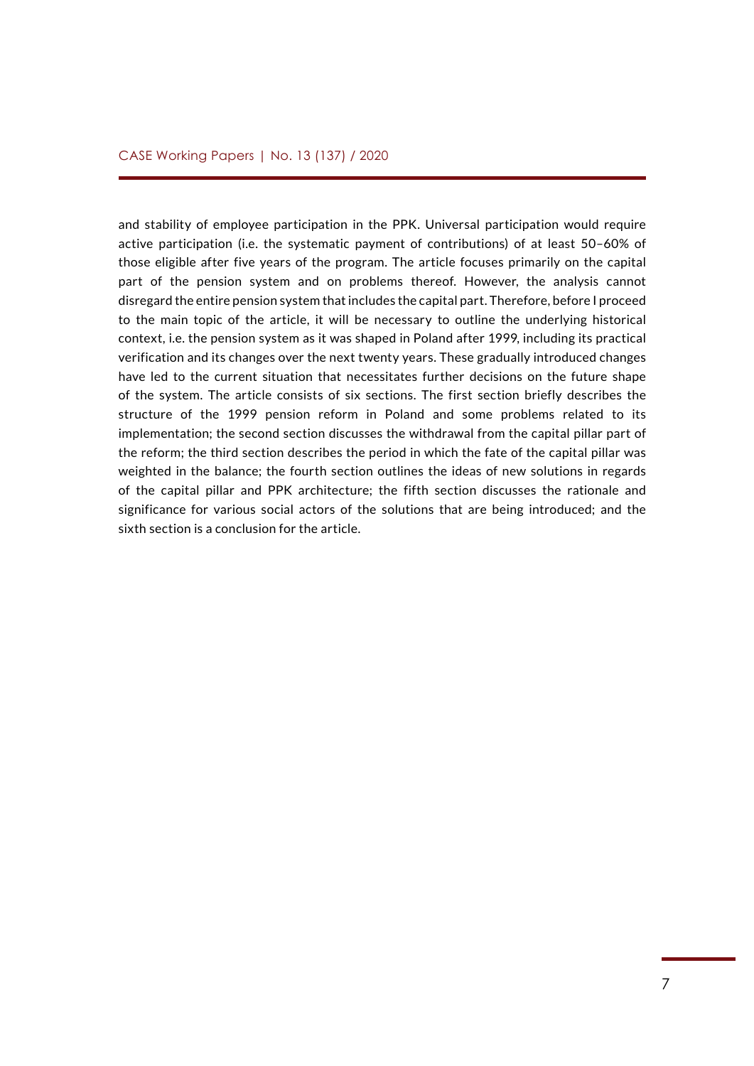and stability of employee participation in the PPK. Universal participation would require active participation (i.e. the systematic payment of contributions) of at least 50–60% of those eligible after five years of the program. The article focuses primarily on the capital part of the pension system and on problems thereof. However, the analysis cannot disregard the entire pension system that includes the capital part. Therefore, before I proceed to the main topic of the article, it will be necessary to outline the underlying historical context, i.e. the pension system as it was shaped in Poland after 1999, including its practical verification and its changes over the next twenty years. These gradually introduced changes have led to the current situation that necessitates further decisions on the future shape of the system. The article consists of six sections. The first section briefly describes the structure of the 1999 pension reform in Poland and some problems related to its implementation; the second section discusses the withdrawal from the capital pillar part of the reform; the third section describes the period in which the fate of the capital pillar was weighted in the balance; the fourth section outlines the ideas of new solutions in regards of the capital pillar and PPK architecture; the fifth section discusses the rationale and significance for various social actors of the solutions that are being introduced; and the sixth section is a conclusion for the article.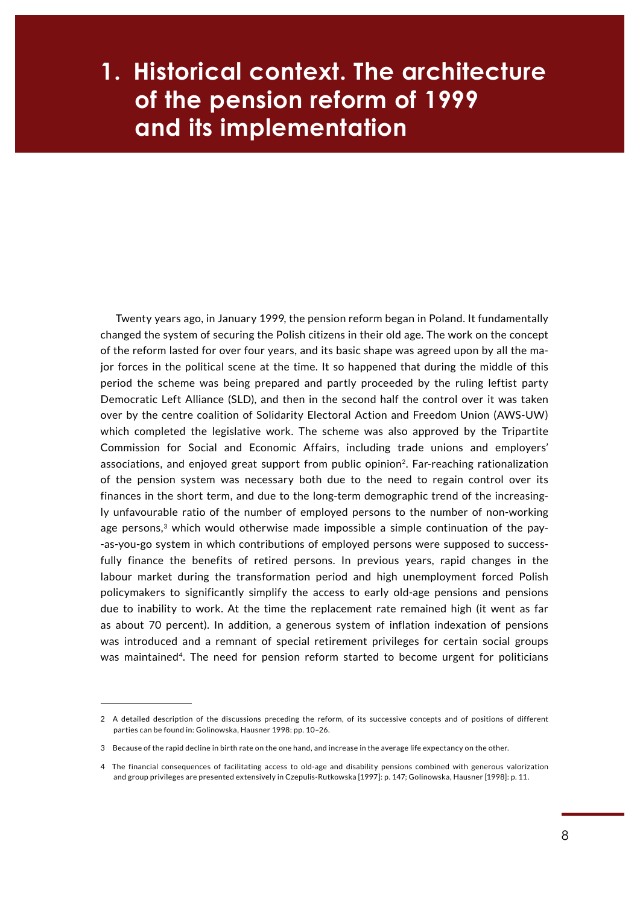# 1. Historical context. The architecture of the pension reform of 1999 and its implementation

Twenty years ago, in January 1999, the pension reform began in Poland. It fundamentally changed the system of securing the Polish citizens in their old age. The work on the concept of the reform lasted for over four years, and its basic shape was agreed upon by all the major forces in the political scene at the time. It so happened that during the middle of this period the scheme was being prepared and partly proceeded by the ruling leftist party Democratic Left Alliance (SLD), and then in the second half the control over it was taken over by the centre coalition of Solidarity Electoral Action and Freedom Union (AWS-UW) which completed the legislative work. The scheme was also approved by the Tripartite Commission for Social and Economic Affairs, including trade unions and employers' associations, and enjoyed great support from public opinion[2]. Far-reaching rationalization of the pension system was necessary both due to the need to regain control over its finances in the short term, and due to the long-term demographic trend of the increasingly unfavourable ratio of the number of employed persons to the number of non-working age persons,[3] which would otherwise made impossible a simple continuation of the pay-as-you-go system in which contributions of employed persons were supposed to successfully finance the benefits of retired persons. In previous years, rapid changes in the labour market during the transformation period and high unemployment forced Polish policymakers to significantly simplify the access to early old-age pensions and pensions due to inability to work. At the time the replacement rate remained high (it went as far as about 70 percent). In addition, a generous system of inflation indexation of pensions was introduced and a remnant of special retirement privileges for certain social groups was maintained[4]. The need for pension reform started to become urgent for politicians

2 A detailed description of the discussions preceding the reform, of its successive concepts and of positions of different parties can be found in: Golinowska, Hausner 1998: pp. 10–26.

3 Because of the rapid decline in birth rate on the one hand, and increase in the average life expectancy on the other.

4 The financial consequences of facilitating access to old-age and disability pensions combined with generous valorization and group privileges are presented extensively in Czepulis-Rutkowska [1997]: p. 147; Golinowska, Hausner [1998]: p. 11.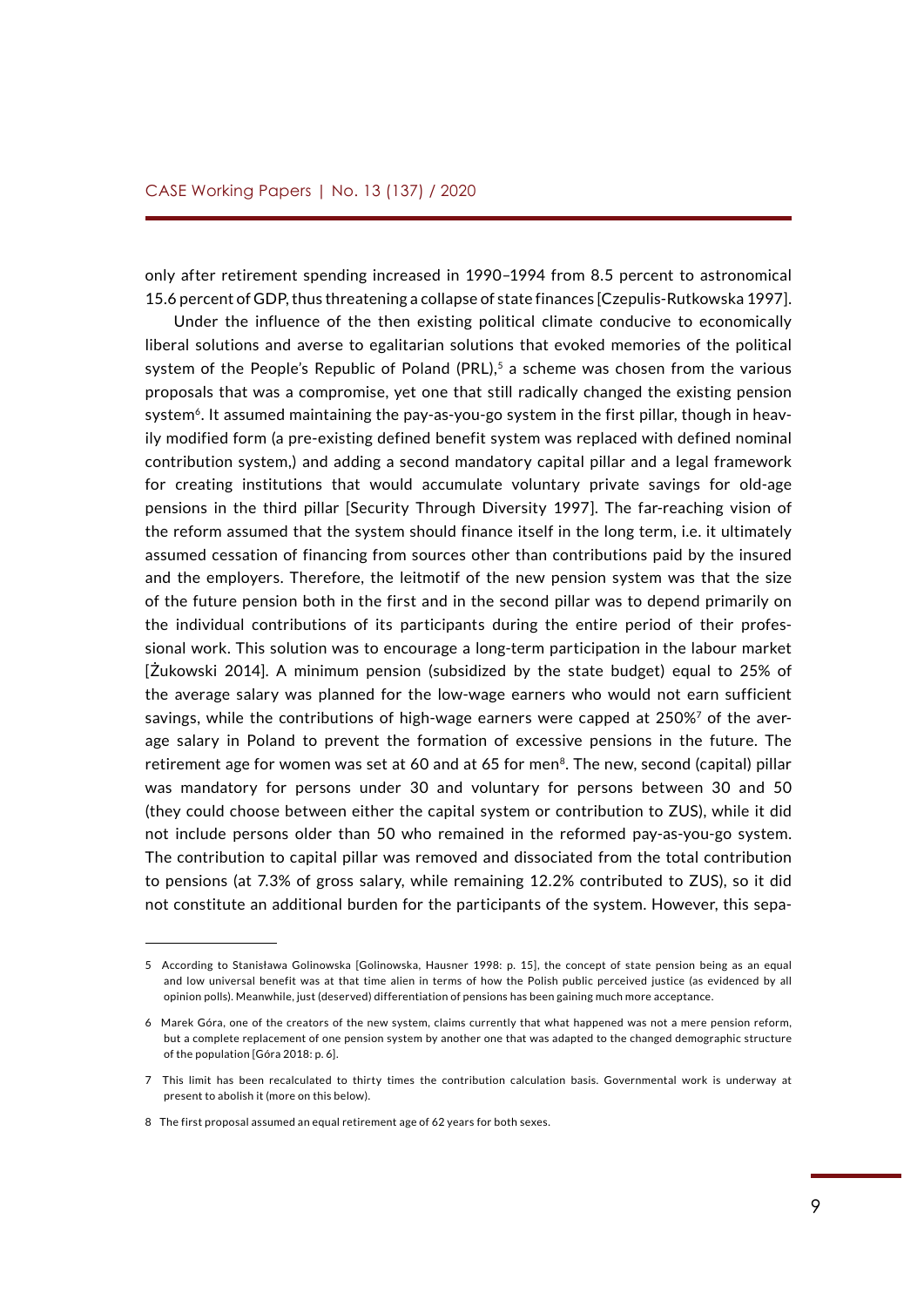only after retirement spending increased in 1990–1994 from 8.5 percent to astronomical 15.6 percent of GDP, thus threatening a collapse of state finances [Czepulis-Rutkowska 1997].

Under the influence of the then existing political climate conducive to economically liberal solutions and averse to egalitarian solutions that evoked memories of the political system of the People's Republic of Poland (PRL),[5] a scheme was chosen from the various proposals that was a compromise, yet one that still radically changed the existing pension system[6]. It assumed maintaining the pay-as-you-go system in the first pillar, though in heavily modified form (a pre-existing defined benefit system was replaced with defined nominal contribution system,) and adding a second mandatory capital pillar and a legal framework for creating institutions that would accumulate voluntary private savings for old-age pensions in the third pillar [Security Through Diversity 1997]. The far-reaching vision of the reform assumed that the system should finance itself in the long term, i.e. it ultimately assumed cessation of financing from sources other than contributions paid by the insured and the employers. Therefore, the leitmotif of the new pension system was that the size of the future pension both in the first and in the second pillar was to depend primarily on the individual contributions of its participants during the entire period of their professional work. This solution was to encourage a long-term participation in the labour market [Żukowski 2014]. A minimum pension (subsidized by the state budget) equal to 25% of the average salary was planned for the low-wage earners who would not earn sufficient savings, while the contributions of high-wage earners were capped at 250%[7] of the average salary in Poland to prevent the formation of excessive pensions in the future. The retirement age for women was set at 60 and at 65 for men[8]. The new, second (capital) pillar was mandatory for persons under 30 and voluntary for persons between 30 and 50 (they could choose between either the capital system or contribution to ZUS), while it did not include persons older than 50 who remained in the reformed pay-as-you-go system. The contribution to capital pillar was removed and dissociated from the total contribution to pensions (at 7.3% of gross salary, while remaining 12.2% contributed to ZUS), so it did not constitute an additional burden for the participants of the system. However, this sepa-

---

5 According to Stanisława Golinowska [Golinowska, Hausner 1998: p. 15], the concept of state pension being as an equal and low universal benefit was at that time alien in terms of how the Polish public perceived justice (as evidenced by all opinion polls). Meanwhile, just (deserved) differentiation of pensions has been gaining much more acceptance.

6 Marek Góra, one of the creators of the new system, claims currently that what happened was not a mere pension reform, but a complete replacement of one pension system by another one that was adapted to the changed demographic structure of the population [Góra 2018: p. 6].

7 This limit has been recalculated to thirty times the contribution calculation basis. Governmental work is underway at present to abolish it (more on this below).

8 The first proposal assumed an equal retirement age of 62 years for both sexes.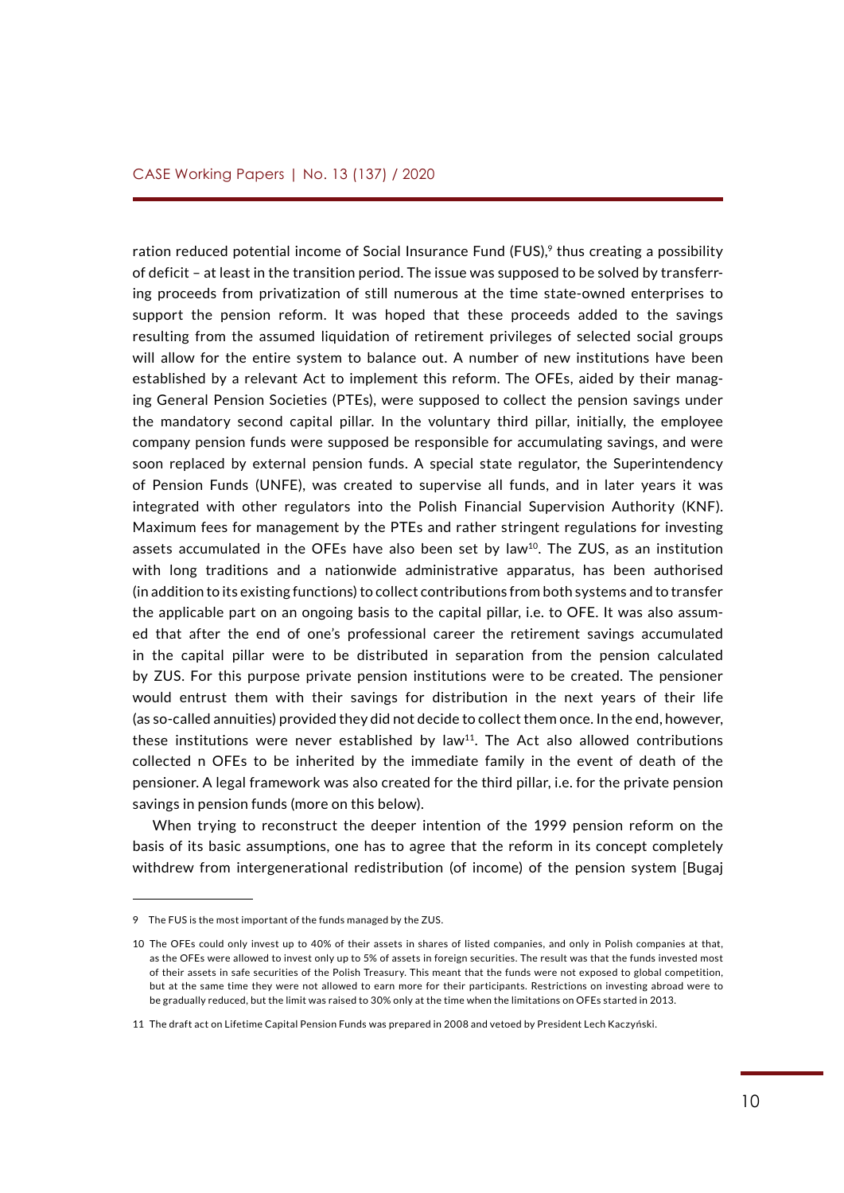ration reduced potential income of Social Insurance Fund (FUS),[9] thus creating a possibility of deficit – at least in the transition period. The issue was supposed to be solved by transferring proceeds from privatization of still numerous at the time state-owned enterprises to support the pension reform. It was hoped that these proceeds added to the savings resulting from the assumed liquidation of retirement privileges of selected social groups will allow for the entire system to balance out. A number of new institutions have been established by a relevant Act to implement this reform. The OFEs, aided by their managing General Pension Societies (PTEs), were supposed to collect the pension savings under the mandatory second capital pillar. In the voluntary third pillar, initially, the employee company pension funds were supposed be responsible for accumulating savings, and were soon replaced by external pension funds. A special state regulator, the Superintendency of Pension Funds (UNFE), was created to supervise all funds, and in later years it was integrated with other regulators into the Polish Financial Supervision Authority (KNF). Maximum fees for management by the PTEs and rather stringent regulations for investing assets accumulated in the OFEs have also been set by law[10]. The ZUS, as an institution with long traditions and a nationwide administrative apparatus, has been authorised (in addition to its existing functions) to collect contributions from both systems and to transfer the applicable part on an ongoing basis to the capital pillar, i.e. to OFE. It was also assumed that after the end of one's professional career the retirement savings accumulated in the capital pillar were to be distributed in separation from the pension calculated by ZUS. For this purpose private pension institutions were to be created. The pensioner would entrust them with their savings for distribution in the next years of their life (as so-called annuities) provided they did not decide to collect them once. In the end, however, these institutions were never established by law[11]. The Act also allowed contributions collected n OFEs to be inherited by the immediate family in the event of death of the pensioner. A legal framework was also created for the third pillar, i.e. for the private pension savings in pension funds (more on this below).

When trying to reconstruct the deeper intention of the 1999 pension reform on the basis of its basic assumptions, one has to agree that the reform in its concept completely withdrew from intergenerational redistribution (of income) of the pension system [Bugaj

---

9 The FUS is the most important of the funds managed by the ZUS.

10 The OFEs could only invest up to 40% of their assets in shares of listed companies, and only in Polish companies at that, as the OFEs were allowed to invest only up to 5% of assets in foreign securities. The result was that the funds invested most of their assets in safe securities of the Polish Treasury. This meant that the funds were not exposed to global competition, but at the same time they were not allowed to earn more for their participants. Restrictions on investing abroad were to be gradually reduced, but the limit was raised to 30% only at the time when the limitations on OFEs started in 2013.

11 The draft act on Lifetime Capital Pension Funds was prepared in 2008 and vetoed by President Lech Kaczyński.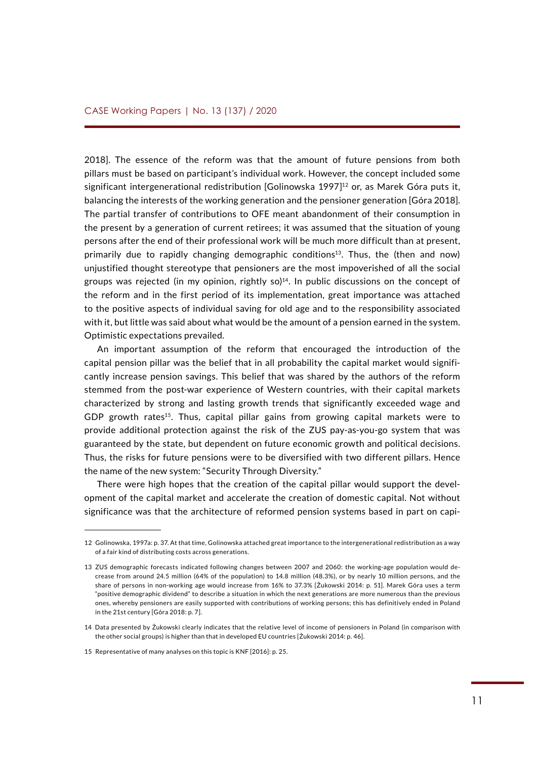2018]. The essence of the reform was that the amount of future pensions from both pillars must be based on participant's individual work. However, the concept included some significant intergenerational redistribution [Golinowska 1997][12] or, as Marek Góra puts it, balancing the interests of the working generation and the pensioner generation [Góra 2018]. The partial transfer of contributions to OFE meant abandonment of their consumption in the present by a generation of current retirees; it was assumed that the situation of young persons after the end of their professional work will be much more difficult than at present, primarily due to rapidly changing demographic conditions[13]. Thus, the (then and now) unjustified thought stereotype that pensioners are the most impoverished of all the social groups was rejected (in my opinion, rightly so)[14]. In public discussions on the concept of the reform and in the first period of its implementation, great importance was attached to the positive aspects of individual saving for old age and to the responsibility associated with it, but little was said about what would be the amount of a pension earned in the system. Optimistic expectations prevailed.

An important assumption of the reform that encouraged the introduction of the capital pension pillar was the belief that in all probability the capital market would significantly increase pension savings. This belief that was shared by the authors of the reform stemmed from the post-war experience of Western countries, with their capital markets characterized by strong and lasting growth trends that significantly exceeded wage and GDP growth rates[15]. Thus, capital pillar gains from growing capital markets were to provide additional protection against the risk of the ZUS pay-as-you-go system that was guaranteed by the state, but dependent on future economic growth and political decisions. Thus, the risks for future pensions were to be diversified with two different pillars. Hence the name of the new system: "Security Through Diversity."

There were high hopes that the creation of the capital pillar would support the development of the capital market and accelerate the creation of domestic capital. Not without significance was that the architecture of reformed pension systems based in part on capi-

---

12 Golinowska, 1997a: p. 37. At that time, Golinowska attached great importance to the intergenerational redistribution as a way of a fair kind of distributing costs across generations.

13 ZUS demographic forecasts indicated following changes between 2007 and 2060: the working-age population would decrease from around 24.5 million (64% of the population) to 14.8 million (48.3%), or by nearly 10 million persons, and the share of persons in non-working age would increase from 16% to 37.3% [Żukowski 2014: p. 51]. Marek Góra uses a term "positive demographic dividend" to describe a situation in which the next generations are more numerous than the previous ones, whereby pensioners are easily supported with contributions of working persons; this has definitively ended in Poland in the 21st century [Góra 2018: p. 7].

14 Data presented by Żukowski clearly indicates that the relative level of income of pensioners in Poland (in comparison with the other social groups) is higher than that in developed EU countries [Żukowski 2014: p. 46].

15 Representative of many analyses on this topic is KNF [2016]: p. 25.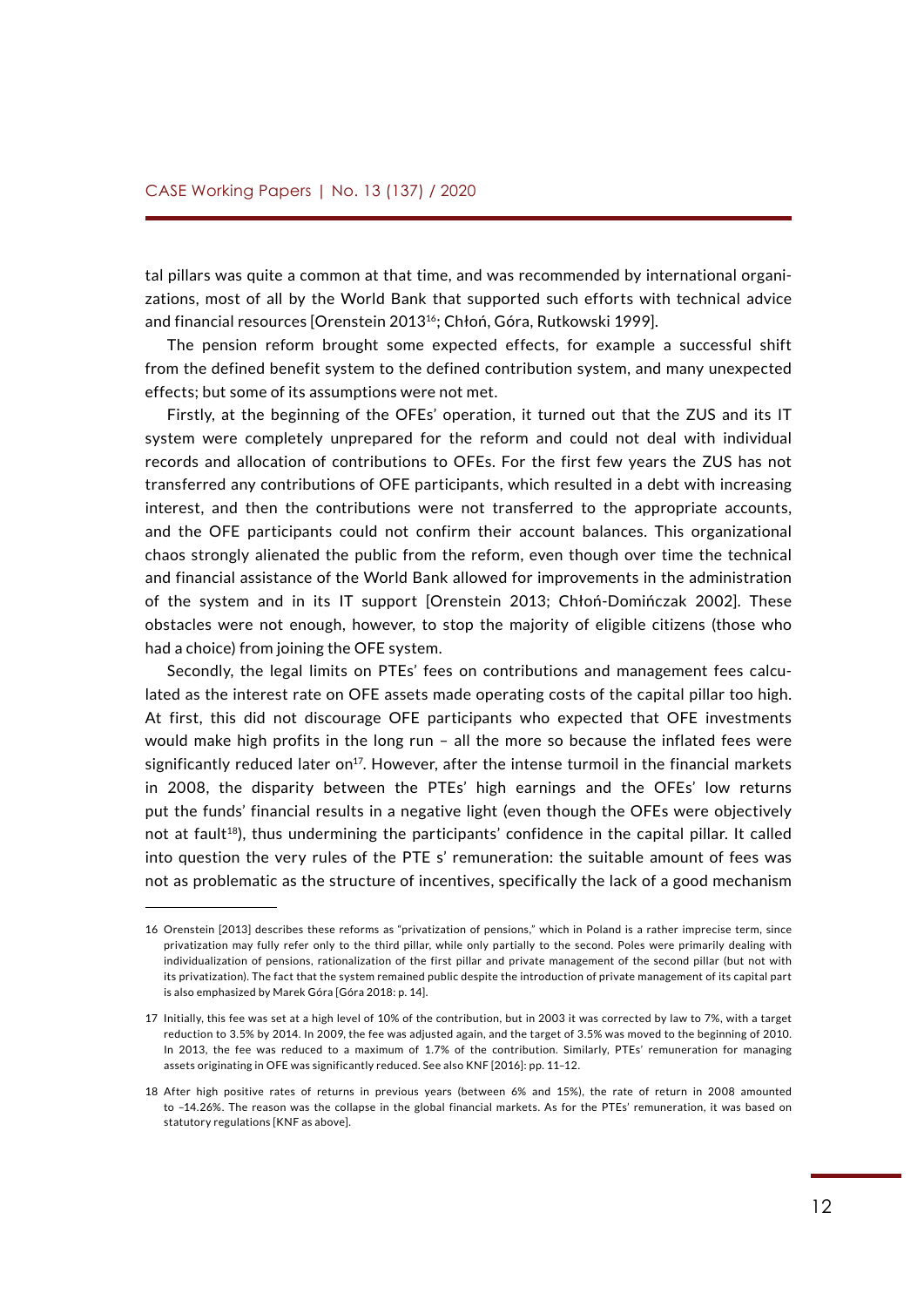tal pillars was quite a common at that time, and was recommended by international organizations, most of all by the World Bank that supported such efforts with technical advice and financial resources [Orenstein 2013[16]; Chłoń, Góra, Rutkowski 1999].

The pension reform brought some expected effects, for example a successful shift from the defined benefit system to the defined contribution system, and many unexpected effects; but some of its assumptions were not met.

Firstly, at the beginning of the OFEs' operation, it turned out that the ZUS and its IT system were completely unprepared for the reform and could not deal with individual records and allocation of contributions to OFEs. For the first few years the ZUS has not transferred any contributions of OFE participants, which resulted in a debt with increasing interest, and then the contributions were not transferred to the appropriate accounts, and the OFE participants could not confirm their account balances. This organizational chaos strongly alienated the public from the reform, even though over time the technical and financial assistance of the World Bank allowed for improvements in the administration of the system and in its IT support [Orenstein 2013; Chłoń-Domińczak 2002]. These obstacles were not enough, however, to stop the majority of eligible citizens (those who had a choice) from joining the OFE system.

Secondly, the legal limits on PTEs' fees on contributions and management fees calculated as the interest rate on OFE assets made operating costs of the capital pillar too high. At first, this did not discourage OFE participants who expected that OFE investments would make high profits in the long run – all the more so because the inflated fees were significantly reduced later on[17]. However, after the intense turmoil in the financial markets in 2008, the disparity between the PTEs' high earnings and the OFEs' low returns put the funds' financial results in a negative light (even though the OFEs were objectively not at fault[18]), thus undermining the participants' confidence in the capital pillar. It called into question the very rules of the PTE s' remuneration: the suitable amount of fees was not as problematic as the structure of incentives, specifically the lack of a good mechanism

---

16 Orenstein [2013] describes these reforms as "privatization of pensions," which in Poland is a rather imprecise term, since privatization may fully refer only to the third pillar, while only partially to the second. Poles were primarily dealing with individualization of pensions, rationalization of the first pillar and private management of the second pillar (but not with its privatization). The fact that the system remained public despite the introduction of private management of its capital part is also emphasized by Marek Góra [Góra 2018: p. 14].

17 Initially, this fee was set at a high level of 10% of the contribution, but in 2003 it was corrected by law to 7%, with a target reduction to 3.5% by 2014. In 2009, the fee was adjusted again, and the target of 3.5% was moved to the beginning of 2010. In 2013, the fee was reduced to a maximum of 1.7% of the contribution. Similarly, PTEs' remuneration for managing assets originating in OFE was significantly reduced. See also KNF [2016]: pp. 11–12.

18 After high positive rates of returns in previous years (between 6% and 15%), the rate of return in 2008 amounted to –14.26%. The reason was the collapse in the global financial markets. As for the PTEs' remuneration, it was based on statutory regulations [KNF as above].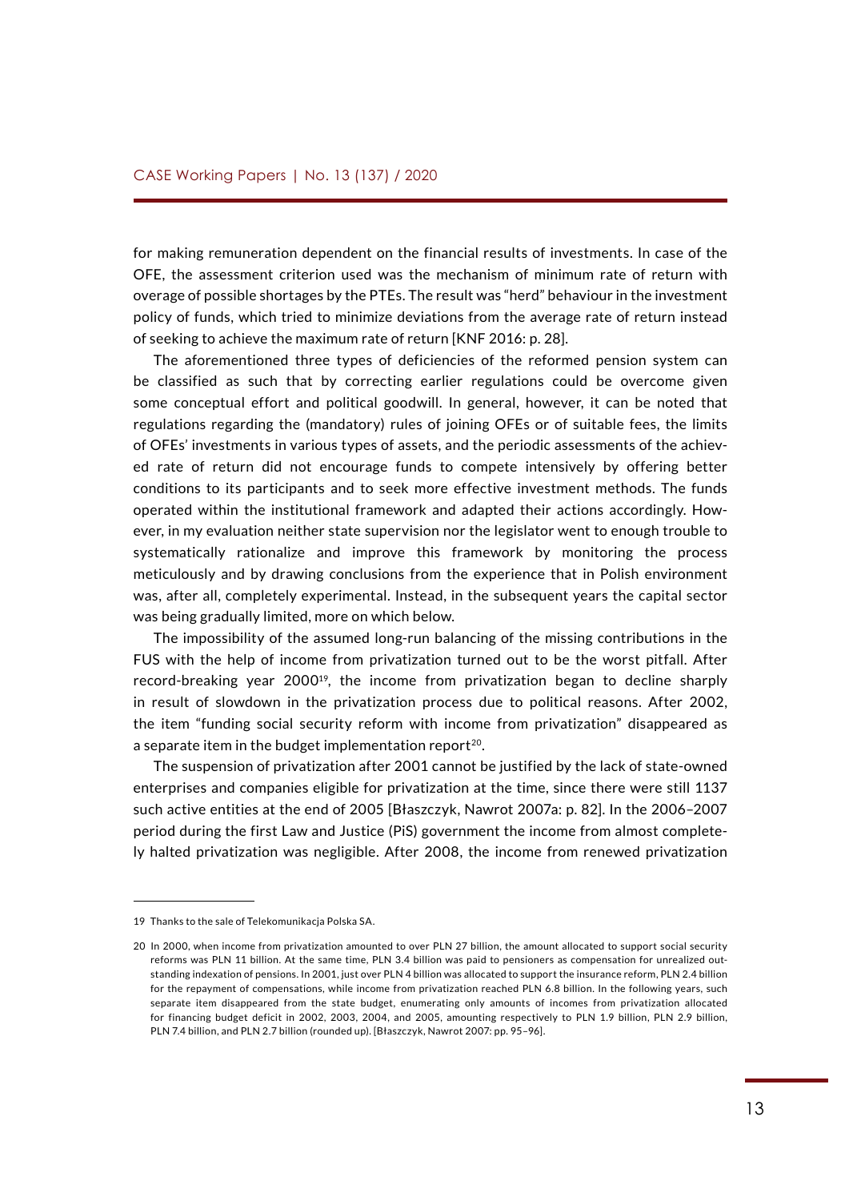for making remuneration dependent on the financial results of investments. In case of the OFE, the assessment criterion used was the mechanism of minimum rate of return with overage of possible shortages by the PTEs. The result was "herd" behaviour in the investment policy of funds, which tried to minimize deviations from the average rate of return instead of seeking to achieve the maximum rate of return [KNF 2016: p. 28].

The aforementioned three types of deficiencies of the reformed pension system can be classified as such that by correcting earlier regulations could be overcome given some conceptual effort and political goodwill. In general, however, it can be noted that regulations regarding the (mandatory) rules of joining OFEs or of suitable fees, the limits of OFEs' investments in various types of assets, and the periodic assessments of the achieved rate of return did not encourage funds to compete intensively by offering better conditions to its participants and to seek more effective investment methods. The funds operated within the institutional framework and adapted their actions accordingly. However, in my evaluation neither state supervision nor the legislator went to enough trouble to systematically rationalize and improve this framework by monitoring the process meticulously and by drawing conclusions from the experience that in Polish environment was, after all, completely experimental. Instead, in the subsequent years the capital sector was being gradually limited, more on which below.

The impossibility of the assumed long-run balancing of the missing contributions in the FUS with the help of income from privatization turned out to be the worst pitfall. After record-breaking year 2000[19], the income from privatization began to decline sharply in result of slowdown in the privatization process due to political reasons. After 2002, the item "funding social security reform with income from privatization" disappeared as a separate item in the budget implementation report[20].

The suspension of privatization after 2001 cannot be justified by the lack of state-owned enterprises and companies eligible for privatization at the time, since there were still 1137 such active entities at the end of 2005 [Błaszczyk, Nawrot 2007a: p. 82]. In the 2006–2007 period during the first Law and Justice (PiS) government the income from almost completely halted privatization was negligible. After 2008, the income from renewed privatization

---

19 Thanks to the sale of Telekomunikacja Polska SA.

20 In 2000, when income from privatization amounted to over PLN 27 billion, the amount allocated to support social security reforms was PLN 11 billion. At the same time, PLN 3.4 billion was paid to pensioners as compensation for unrealized outstanding indexation of pensions. In 2001, just over PLN 4 billion was allocated to support the insurance reform, PLN 2.4 billion for the repayment of compensations, while income from privatization reached PLN 6.8 billion. In the following years, such separate item disappeared from the state budget, enumerating only amounts of incomes from privatization allocated for financing budget deficit in 2002, 2003, 2004, and 2005, amounting respectively to PLN 1.9 billion, PLN 2.9 billion, PLN 7.4 billion, and PLN 2.7 billion (rounded up). [Błaszczyk, Nawrot 2007: pp. 95–96].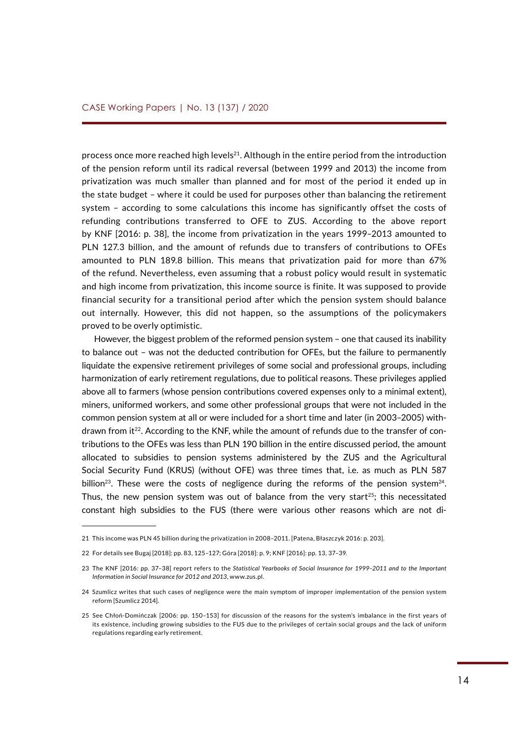process once more reached high levels[21]. Although in the entire period from the introduction of the pension reform until its radical reversal (between 1999 and 2013) the income from privatization was much smaller than planned and for most of the period it ended up in the state budget – where it could be used for purposes other than balancing the retirement system – according to some calculations this income has significantly offset the costs of refunding contributions transferred to OFE to ZUS. According to the above report by KNF [2016: p. 38], the income from privatization in the years 1999–2013 amounted to PLN 127.3 billion, and the amount of refunds due to transfers of contributions to OFEs amounted to PLN 189.8 billion. This means that privatization paid for more than 67% of the refund. Nevertheless, even assuming that a robust policy would result in systematic and high income from privatization, this income source is finite. It was supposed to provide financial security for a transitional period after which the pension system should balance out internally. However, this did not happen, so the assumptions of the policymakers proved to be overly optimistic.

However, the biggest problem of the reformed pension system – one that caused its inability to balance out – was not the deducted contribution for OFEs, but the failure to permanently liquidate the expensive retirement privileges of some social and professional groups, including harmonization of early retirement regulations, due to political reasons. These privileges applied above all to farmers (whose pension contributions covered expenses only to a minimal extent), miners, uniformed workers, and some other professional groups that were not included in the common pension system at all or were included for a short time and later (in 2003–2005) withdrawn from it[22]. According to the KNF, while the amount of refunds due to the transfer of contributions to the OFEs was less than PLN 190 billion in the entire discussed period, the amount allocated to subsidies to pension systems administered by the ZUS and the Agricultural Social Security Fund (KRUS) (without OFE) was three times that, i.e. as much as PLN 587 billion[23]. These were the costs of negligence during the reforms of the pension system[24]. Thus, the new pension system was out of balance from the very start[25]; this necessitated constant high subsidies to the FUS (there were various other reasons which are not di-

---

21 This income was PLN 45 billion during the privatization in 2008–2011. [Patena, Błaszczyk 2016: p. 203].

22 For details see Bugaj [2018]: pp. 83, 125–127; Góra [2018]: p. 9; KNF [2016]: pp. 13, 37–39.

23 The KNF [2016: pp. 37–38] report refers to the *Statistical Yearbooks of Social Insurance for 1999–2011 and to the Important Information in Social Insurance for 2012 and 2013*, www.zus.pl.

24 Szumlicz writes that such cases of negligence were the main symptom of improper implementation of the pension system reform [Szumlicz 2014].

25 See Chłoń-Domińczak [2006: pp. 150–153] for discussion of the reasons for the system's imbalance in the first years of its existence, including growing subsidies to the FUS due to the privileges of certain social groups and the lack of uniform regulations regarding early retirement.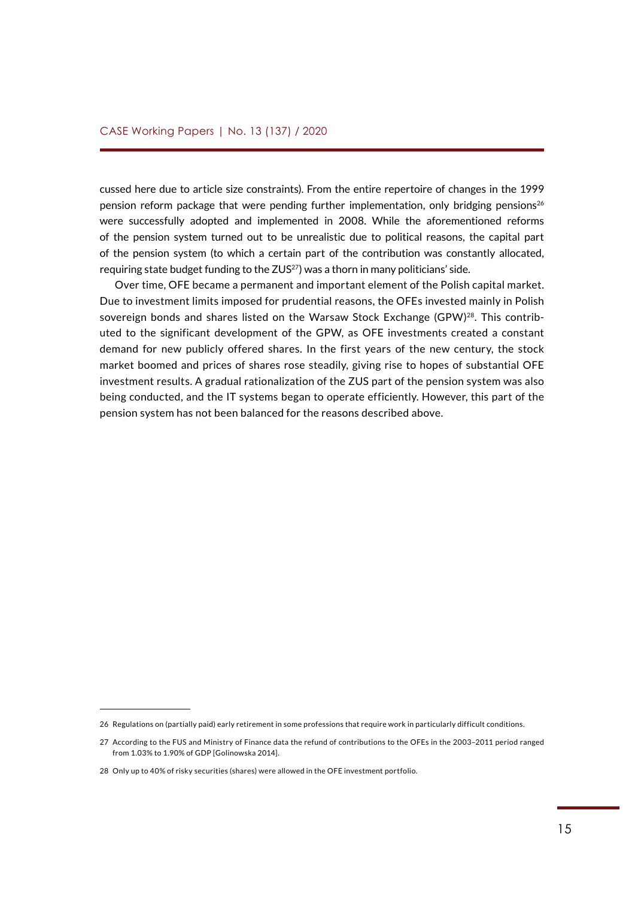cussed here due to article size constraints). From the entire repertoire of changes in the 1999 pension reform package that were pending further implementation, only bridging pensions[26] were successfully adopted and implemented in 2008. While the aforementioned reforms of the pension system turned out to be unrealistic due to political reasons, the capital part of the pension system (to which a certain part of the contribution was constantly allocated, requiring state budget funding to the ZUS[27]) was a thorn in many politicians' side.

Over time, OFE became a permanent and important element of the Polish capital market. Due to investment limits imposed for prudential reasons, the OFEs invested mainly in Polish sovereign bonds and shares listed on the Warsaw Stock Exchange (GPW)[28]. This contributed to the significant development of the GPW, as OFE investments created a constant demand for new publicly offered shares. In the first years of the new century, the stock market boomed and prices of shares rose steadily, giving rise to hopes of substantial OFE investment results. A gradual rationalization of the ZUS part of the pension system was also being conducted, and the IT systems began to operate efficiently. However, this part of the pension system has not been balanced for the reasons described above.

---

26 Regulations on (partially paid) early retirement in some professions that require work in particularly difficult conditions.

27 According to the FUS and Ministry of Finance data the refund of contributions to the OFEs in the 2003–2011 period ranged from 1.03% to 1.90% of GDP [Golinowska 2014].

28 Only up to 40% of risky securities (shares) were allowed in the OFE investment portfolio.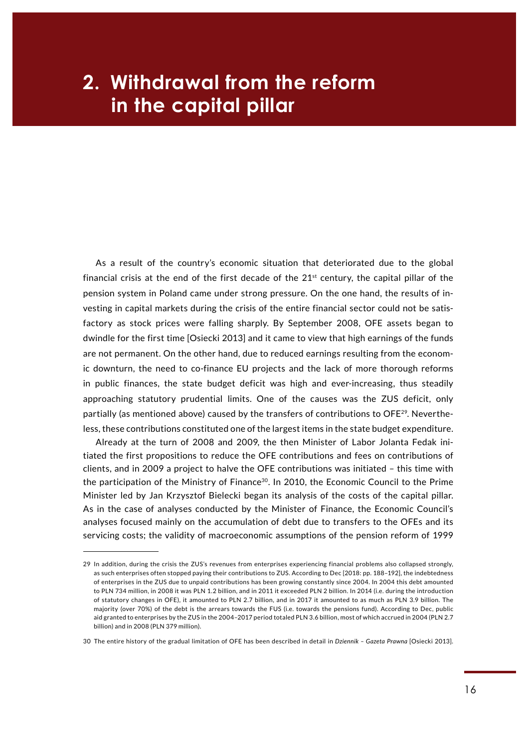# 2. Withdrawal from the reform in the capital pillar

As a result of the country's economic situation that deteriorated due to the global financial crisis at the end of the first decade of the 21st century, the capital pillar of the pension system in Poland came under strong pressure. On the one hand, the results of investing in capital markets during the crisis of the entire financial sector could not be satisfactory as stock prices were falling sharply. By September 2008, OFE assets began to dwindle for the first time [Osiecki 2013] and it came to view that high earnings of the funds are not permanent. On the other hand, due to reduced earnings resulting from the economic downturn, the need to co-finance EU projects and the lack of more thorough reforms in public finances, the state budget deficit was high and ever-increasing, thus steadily approaching statutory prudential limits. One of the causes was the ZUS deficit, only partially (as mentioned above) caused by the transfers of contributions to OFE[29]. Nevertheless, these contributions constituted one of the largest items in the state budget expenditure.

Already at the turn of 2008 and 2009, the then Minister of Labor Jolanta Fedak initiated the first propositions to reduce the OFE contributions and fees on contributions of clients, and in 2009 a project to halve the OFE contributions was initiated – this time with the participation of the Ministry of Finance[30]. In 2010, the Economic Council to the Prime Minister led by Jan Krzysztof Bielecki began its analysis of the costs of the capital pillar. As in the case of analyses conducted by the Minister of Finance, the Economic Council's analyses focused mainly on the accumulation of debt due to transfers to the OFEs and its servicing costs; the validity of macroeconomic assumptions of the pension reform of 1999

---

29 In addition, during the crisis the ZUS's revenues from enterprises experiencing financial problems also collapsed strongly, as such enterprises often stopped paying their contributions to ZUS. According to Dec [2018: pp. 188–192], the indebtedness of enterprises in the ZUS due to unpaid contributions has been growing constantly since 2004. In 2004 this debt amounted to PLN 734 million, in 2008 it was PLN 1.2 billion, and in 2011 it exceeded PLN 2 billion. In 2014 (i.e. during the introduction of statutory changes in OFE), it amounted to PLN 2.7 billion, and in 2017 it amounted to as much as PLN 3.9 billion. The majority (over 70%) of the debt is the arrears towards the FUS (i.e. towards the pensions fund). According to Dec, public aid granted to enterprises by the ZUS in the 2004–2017 period totaled PLN 3.6 billion, most of which accrued in 2004 (PLN 2.7 billion) and in 2008 (PLN 379 million).

30 The entire history of the gradual limitation of OFE has been described in detail in *Dziennik – Gazeta Prawna* [Osiecki 2013].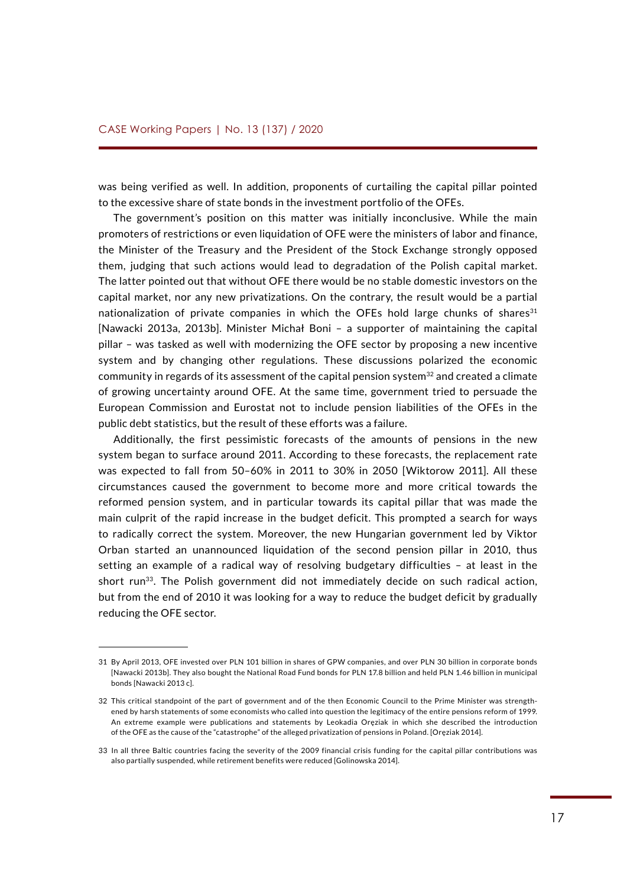was being verified as well. In addition, proponents of curtailing the capital pillar pointed to the excessive share of state bonds in the investment portfolio of the OFEs.

The government's position on this matter was initially inconclusive. While the main promoters of restrictions or even liquidation of OFE were the ministers of labor and finance, the Minister of the Treasury and the President of the Stock Exchange strongly opposed them, judging that such actions would lead to degradation of the Polish capital market. The latter pointed out that without OFE there would be no stable domestic investors on the capital market, nor any new privatizations. On the contrary, the result would be a partial nationalization of private companies in which the OFEs hold large chunks of shares[31] [Nawacki 2013a, 2013b]. Minister Michał Boni – a supporter of maintaining the capital pillar – was tasked as well with modernizing the OFE sector by proposing a new incentive system and by changing other regulations. These discussions polarized the economic community in regards of its assessment of the capital pension system[32] and created a climate of growing uncertainty around OFE. At the same time, government tried to persuade the European Commission and Eurostat not to include pension liabilities of the OFEs in the public debt statistics, but the result of these efforts was a failure.

Additionally, the first pessimistic forecasts of the amounts of pensions in the new system began to surface around 2011. According to these forecasts, the replacement rate was expected to fall from 50–60% in 2011 to 30% in 2050 [Wiktorow 2011]. All these circumstances caused the government to become more and more critical towards the reformed pension system, and in particular towards its capital pillar that was made the main culprit of the rapid increase in the budget deficit. This prompted a search for ways to radically correct the system. Moreover, the new Hungarian government led by Viktor Orban started an unannounced liquidation of the second pension pillar in 2010, thus setting an example of a radical way of resolving budgetary difficulties – at least in the short run[33]. The Polish government did not immediately decide on such radical action, but from the end of 2010 it was looking for a way to reduce the budget deficit by gradually reducing the OFE sector.

---

31 By April 2013, OFE invested over PLN 101 billion in shares of GPW companies, and over PLN 30 billion in corporate bonds [Nawacki 2013b]. They also bought the National Road Fund bonds for PLN 17.8 billion and held PLN 1.46 billion in municipal bonds [Nawacki 2013 c].

32 This critical standpoint of the part of government and of the then Economic Council to the Prime Minister was strengthened by harsh statements of some economists who called into question the legitimacy of the entire pensions reform of 1999. An extreme example were publications and statements by Leokadia Oręziak in which she described the introduction of the OFE as the cause of the "catastrophe" of the alleged privatization of pensions in Poland. [Oręziak 2014].

33 In all three Baltic countries facing the severity of the 2009 financial crisis funding for the capital pillar contributions was also partially suspended, while retirement benefits were reduced [Golinowska 2014].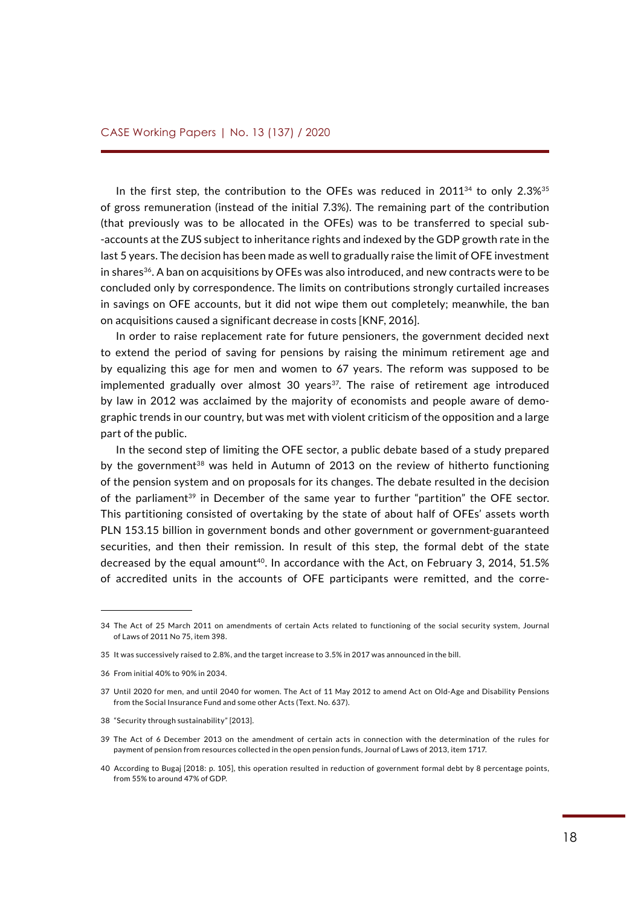In the first step, the contribution to the OFEs was reduced in 2011[34] to only 2.3%[35] of gross remuneration (instead of the initial 7.3%). The remaining part of the contribution (that previously was to be allocated in the OFEs) was to be transferred to special sub--accounts at the ZUS subject to inheritance rights and indexed by the GDP growth rate in the last 5 years. The decision has been made as well to gradually raise the limit of OFE investment in shares[36]. A ban on acquisitions by OFEs was also introduced, and new contracts were to be concluded only by correspondence. The limits on contributions strongly curtailed increases in savings on OFE accounts, but it did not wipe them out completely; meanwhile, the ban on acquisitions caused a significant decrease in costs [KNF, 2016].

In order to raise replacement rate for future pensioners, the government decided next to extend the period of saving for pensions by raising the minimum retirement age and by equalizing this age for men and women to 67 years. The reform was supposed to be implemented gradually over almost 30 years[37]. The raise of retirement age introduced by law in 2012 was acclaimed by the majority of economists and people aware of demographic trends in our country, but was met with violent criticism of the opposition and a large part of the public.

In the second step of limiting the OFE sector, a public debate based of a study prepared by the government[38] was held in Autumn of 2013 on the review of hitherto functioning of the pension system and on proposals for its changes. The debate resulted in the decision of the parliament[39] in December of the same year to further "partition" the OFE sector. This partitioning consisted of overtaking by the state of about half of OFEs' assets worth PLN 153.15 billion in government bonds and other government or government-guaranteed securities, and then their remission. In result of this step, the formal debt of the state decreased by the equal amount[40]. In accordance with the Act, on February 3, 2014, 51.5% of accredited units in the accounts of OFE participants were remitted, and the corre-

---

34 The Act of 25 March 2011 on amendments of certain Acts related to functioning of the social security system, Journal of Laws of 2011 No 75, item 398.

35 It was successively raised to 2.8%, and the target increase to 3.5% in 2017 was announced in the bill.

36 From initial 40% to 90% in 2034.

37 Until 2020 for men, and until 2040 for women. The Act of 11 May 2012 to amend Act on Old-Age and Disability Pensions from the Social Insurance Fund and some other Acts (Text. No. 637).

38 "Security through sustainability" [2013].

39 The Act of 6 December 2013 on the amendment of certain acts in connection with the determination of the rules for payment of pension from resources collected in the open pension funds, Journal of Laws of 2013, item 1717.

40 According to Bugaj [2018: p. 105], this operation resulted in reduction of government formal debt by 8 percentage points, from 55% to around 47% of GDP.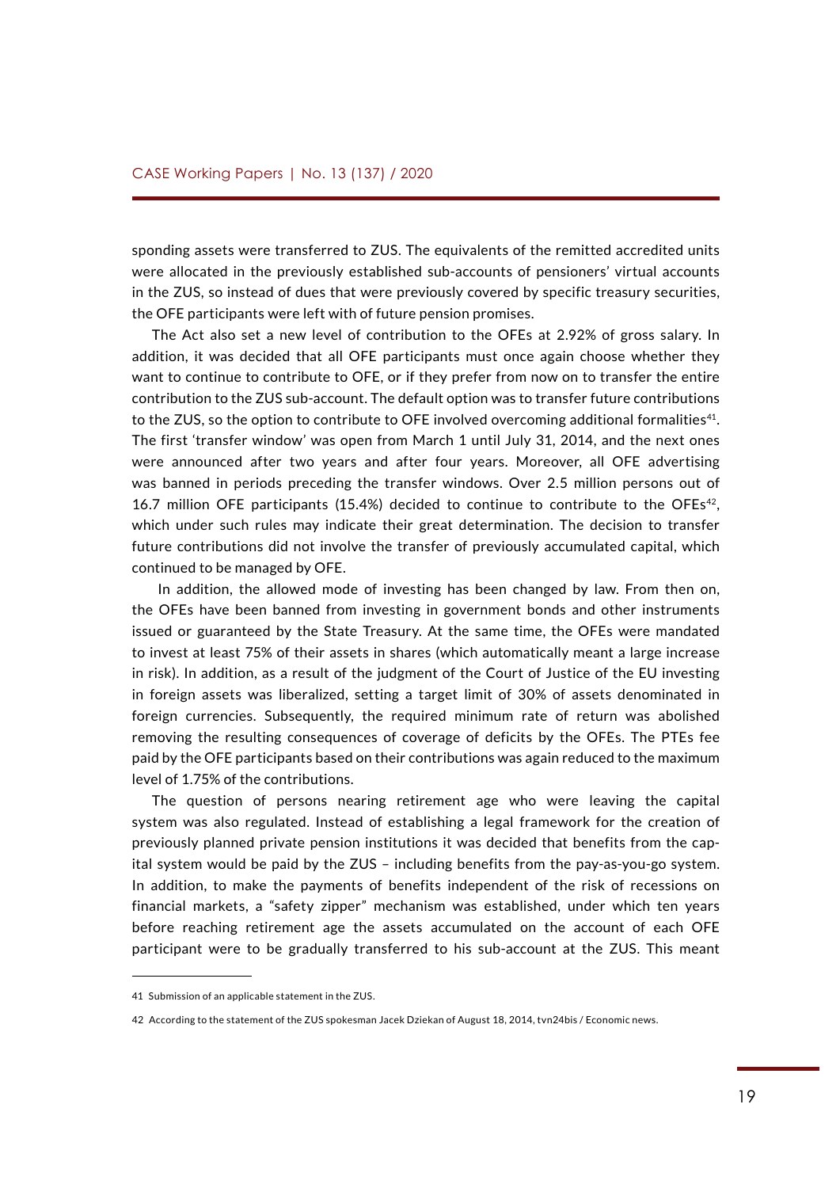sponding assets were transferred to ZUS. The equivalents of the remitted accredited units were allocated in the previously established sub-accounts of pensioners' virtual accounts in the ZUS, so instead of dues that were previously covered by specific treasury securities, the OFE participants were left with of future pension promises.

The Act also set a new level of contribution to the OFEs at 2.92% of gross salary. In addition, it was decided that all OFE participants must once again choose whether they want to continue to contribute to OFE, or if they prefer from now on to transfer the entire contribution to the ZUS sub-account. The default option was to transfer future contributions to the ZUS, so the option to contribute to OFE involved overcoming additional formalities[41]. The first 'transfer window' was open from March 1 until July 31, 2014, and the next ones were announced after two years and after four years. Moreover, all OFE advertising was banned in periods preceding the transfer windows. Over 2.5 million persons out of 16.7 million OFE participants (15.4%) decided to continue to contribute to the OFEs[42], which under such rules may indicate their great determination. The decision to transfer future contributions did not involve the transfer of previously accumulated capital, which continued to be managed by OFE.

In addition, the allowed mode of investing has been changed by law. From then on, the OFEs have been banned from investing in government bonds and other instruments issued or guaranteed by the State Treasury. At the same time, the OFEs were mandated to invest at least 75% of their assets in shares (which automatically meant a large increase in risk). In addition, as a result of the judgment of the Court of Justice of the EU investing in foreign assets was liberalized, setting a target limit of 30% of assets denominated in foreign currencies. Subsequently, the required minimum rate of return was abolished removing the resulting consequences of coverage of deficits by the OFEs. The PTEs fee paid by the OFE participants based on their contributions was again reduced to the maximum level of 1.75% of the contributions.

The question of persons nearing retirement age who were leaving the capital system was also regulated. Instead of establishing a legal framework for the creation of previously planned private pension institutions it was decided that benefits from the capital system would be paid by the ZUS – including benefits from the pay-as-you-go system. In addition, to make the payments of benefits independent of the risk of recessions on financial markets, a "safety zipper" mechanism was established, under which ten years before reaching retirement age the assets accumulated on the account of each OFE participant were to be gradually transferred to his sub-account at the ZUS. This meant

---

41 Submission of an applicable statement in the ZUS.

42 According to the statement of the ZUS spokesman Jacek Dziekan of August 18, 2014, tvn24bis / Economic news.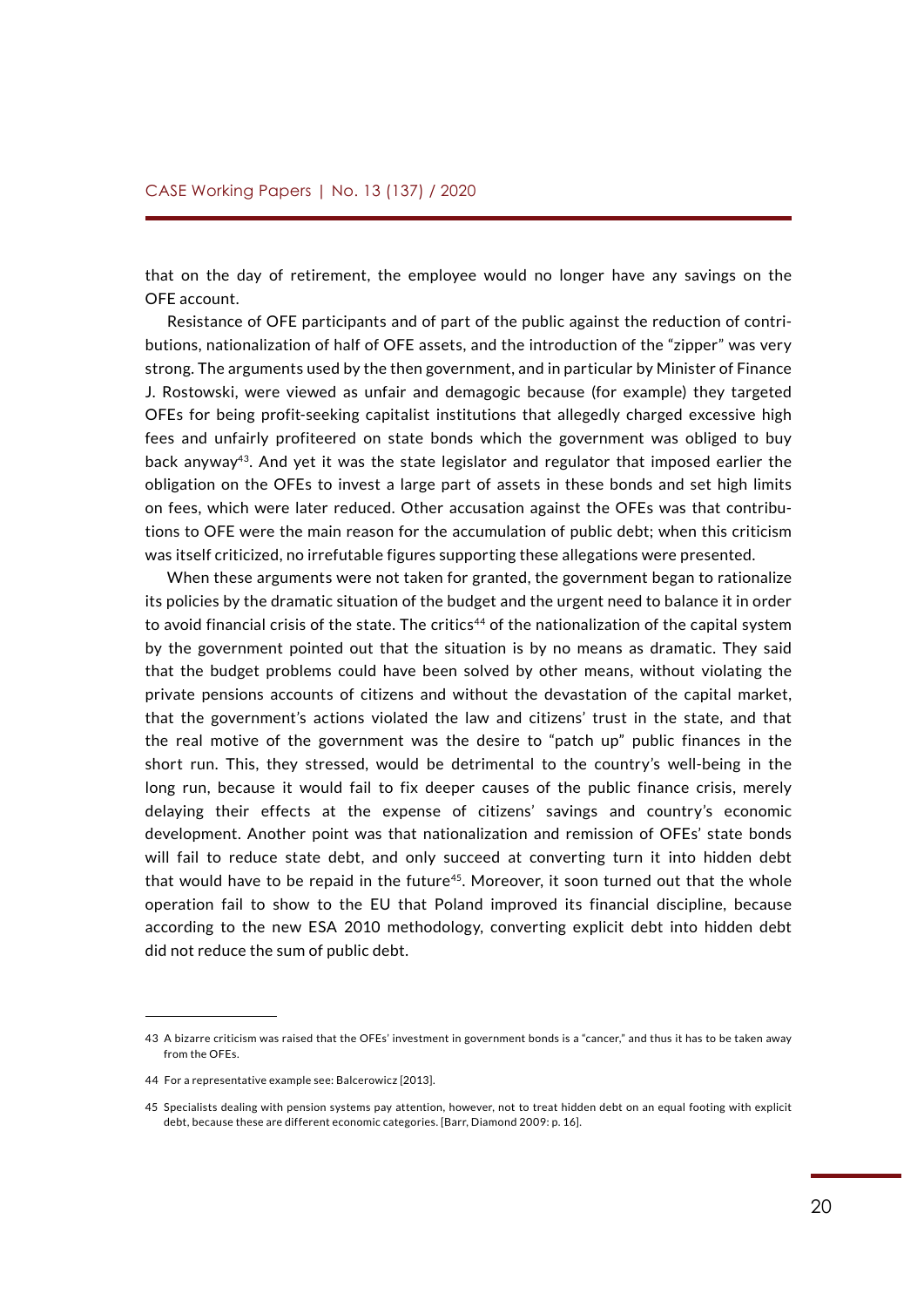that on the day of retirement, the employee would no longer have any savings on the OFE account.

Resistance of OFE participants and of part of the public against the reduction of contributions, nationalization of half of OFE assets, and the introduction of the "zipper" was very strong. The arguments used by the then government, and in particular by Minister of Finance J. Rostowski, were viewed as unfair and demagogic because (for example) they targeted OFEs for being profit-seeking capitalist institutions that allegedly charged excessive high fees and unfairly profiteered on state bonds which the government was obliged to buy back anyway[43]. And yet it was the state legislator and regulator that imposed earlier the obligation on the OFEs to invest a large part of assets in these bonds and set high limits on fees, which were later reduced. Other accusation against the OFEs was that contributions to OFE were the main reason for the accumulation of public debt; when this criticism was itself criticized, no irrefutable figures supporting these allegations were presented.

When these arguments were not taken for granted, the government began to rationalize its policies by the dramatic situation of the budget and the urgent need to balance it in order to avoid financial crisis of the state. The critics[44] of the nationalization of the capital system by the government pointed out that the situation is by no means as dramatic. They said that the budget problems could have been solved by other means, without violating the private pensions accounts of citizens and without the devastation of the capital market, that the government's actions violated the law and citizens' trust in the state, and that the real motive of the government was the desire to "patch up" public finances in the short run. This, they stressed, would be detrimental to the country's well-being in the long run, because it would fail to fix deeper causes of the public finance crisis, merely delaying their effects at the expense of citizens' savings and country's economic development. Another point was that nationalization and remission of OFEs' state bonds will fail to reduce state debt, and only succeed at converting turn it into hidden debt that would have to be repaid in the future[45]. Moreover, it soon turned out that the whole operation fail to show to the EU that Poland improved its financial discipline, because according to the new ESA 2010 methodology, converting explicit debt into hidden debt did not reduce the sum of public debt.

---

43 A bizarre criticism was raised that the OFEs' investment in government bonds is a "cancer," and thus it has to be taken away from the OFEs.

44 For a representative example see: Balcerowicz [2013].

45 Specialists dealing with pension systems pay attention, however, not to treat hidden debt on an equal footing with explicit debt, because these are different economic categories. [Barr, Diamond 2009: p. 16].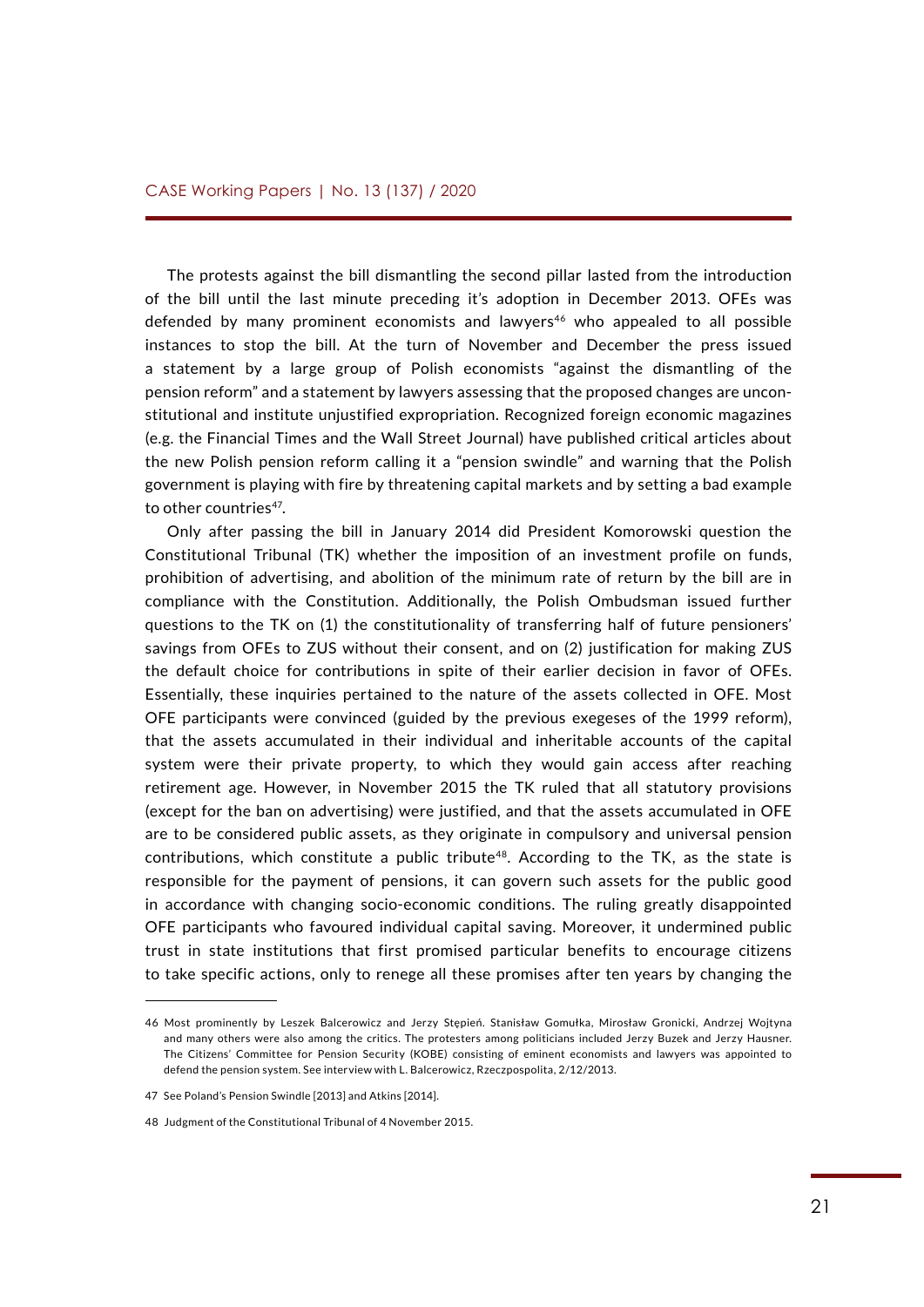The protests against the bill dismantling the second pillar lasted from the introduction of the bill until the last minute preceding it's adoption in December 2013. OFEs was defended by many prominent economists and lawyers[46] who appealed to all possible instances to stop the bill. At the turn of November and December the press issued a statement by a large group of Polish economists "against the dismantling of the pension reform" and a statement by lawyers assessing that the proposed changes are unconstitutional and institute unjustified expropriation. Recognized foreign economic magazines (e.g. the Financial Times and the Wall Street Journal) have published critical articles about the new Polish pension reform calling it a "pension swindle" and warning that the Polish government is playing with fire by threatening capital markets and by setting a bad example to other countries[47].

Only after passing the bill in January 2014 did President Komorowski question the Constitutional Tribunal (TK) whether the imposition of an investment profile on funds, prohibition of advertising, and abolition of the minimum rate of return by the bill are in compliance with the Constitution. Additionally, the Polish Ombudsman issued further questions to the TK on (1) the constitutionality of transferring half of future pensioners' savings from OFEs to ZUS without their consent, and on (2) justification for making ZUS the default choice for contributions in spite of their earlier decision in favor of OFEs. Essentially, these inquiries pertained to the nature of the assets collected in OFE. Most OFE participants were convinced (guided by the previous exegeses of the 1999 reform), that the assets accumulated in their individual and inheritable accounts of the capital system were their private property, to which they would gain access after reaching retirement age. However, in November 2015 the TK ruled that all statutory provisions (except for the ban on advertising) were justified, and that the assets accumulated in OFE are to be considered public assets, as they originate in compulsory and universal pension contributions, which constitute a public tribute[48]. According to the TK, as the state is responsible for the payment of pensions, it can govern such assets for the public good in accordance with changing socio-economic conditions. The ruling greatly disappointed OFE participants who favoured individual capital saving. Moreover, it undermined public trust in state institutions that first promised particular benefits to encourage citizens to take specific actions, only to renege all these promises after ten years by changing the

---

46 Most prominently by Leszek Balcerowicz and Jerzy Stępień. Stanisław Gomułka, Mirosław Gronicki, Andrzej Wojtyna and many others were also among the critics. The protesters among politicians included Jerzy Buzek and Jerzy Hausner. The Citizens' Committee for Pension Security (KOBE) consisting of eminent economists and lawyers was appointed to defend the pension system. See interview with L. Balcerowicz, Rzeczpospolita, 2/12/2013.

47 See Poland's Pension Swindle [2013] and Atkins [2014].

48 Judgment of the Constitutional Tribunal of 4 November 2015.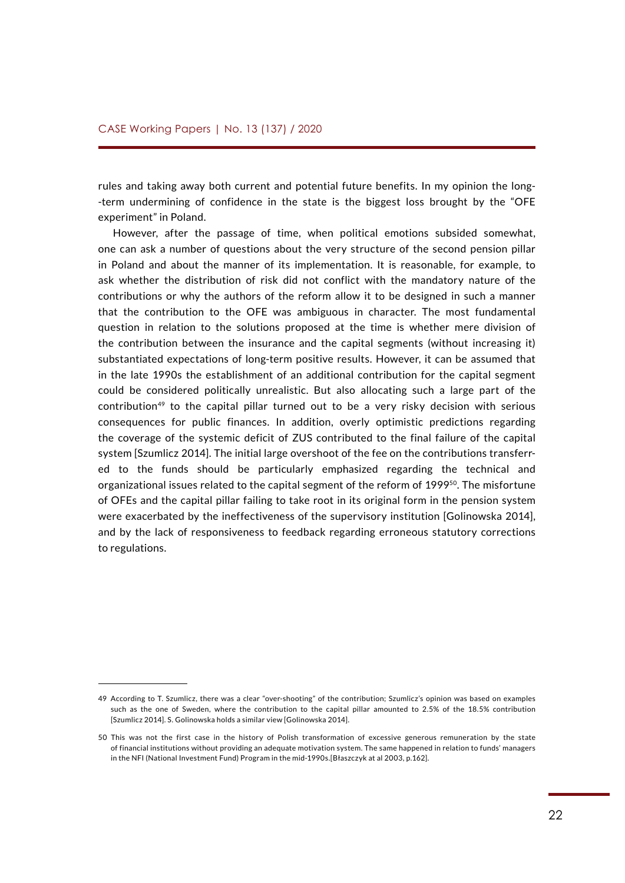rules and taking away both current and potential future benefits. In my opinion the long--term undermining of confidence in the state is the biggest loss brought by the "OFE experiment" in Poland.

However, after the passage of time, when political emotions subsided somewhat, one can ask a number of questions about the very structure of the second pension pillar in Poland and about the manner of its implementation. It is reasonable, for example, to ask whether the distribution of risk did not conflict with the mandatory nature of the contributions or why the authors of the reform allow it to be designed in such a manner that the contribution to the OFE was ambiguous in character. The most fundamental question in relation to the solutions proposed at the time is whether mere division of the contribution between the insurance and the capital segments (without increasing it) substantiated expectations of long-term positive results. However, it can be assumed that in the late 1990s the establishment of an additional contribution for the capital segment could be considered politically unrealistic. But also allocating such a large part of the contribution[49] to the capital pillar turned out to be a very risky decision with serious consequences for public finances. In addition, overly optimistic predictions regarding the coverage of the systemic deficit of ZUS contributed to the final failure of the capital system [Szumlicz 2014]. The initial large overshoot of the fee on the contributions transferred to the funds should be particularly emphasized regarding the technical and organizational issues related to the capital segment of the reform of 1999[50]. The misfortune of OFEs and the capital pillar failing to take root in its original form in the pension system were exacerbated by the ineffectiveness of the supervisory institution [Golinowska 2014], and by the lack of responsiveness to feedback regarding erroneous statutory corrections to regulations.

---

49 According to T. Szumlicz, there was a clear "over-shooting" of the contribution; Szumlicz's opinion was based on examples such as the one of Sweden, where the contribution to the capital pillar amounted to 2.5% of the 18.5% contribution [Szumlicz 2014]. S. Golinowska holds a similar view [Golinowska 2014].

50 This was not the first case in the history of Polish transformation of excessive generous remuneration by the state of financial institutions without providing an adequate motivation system. The same happened in relation to funds' managers in the NFI (National Investment Fund) Program in the mid-1990s.[Błaszczyk at al 2003, p.162].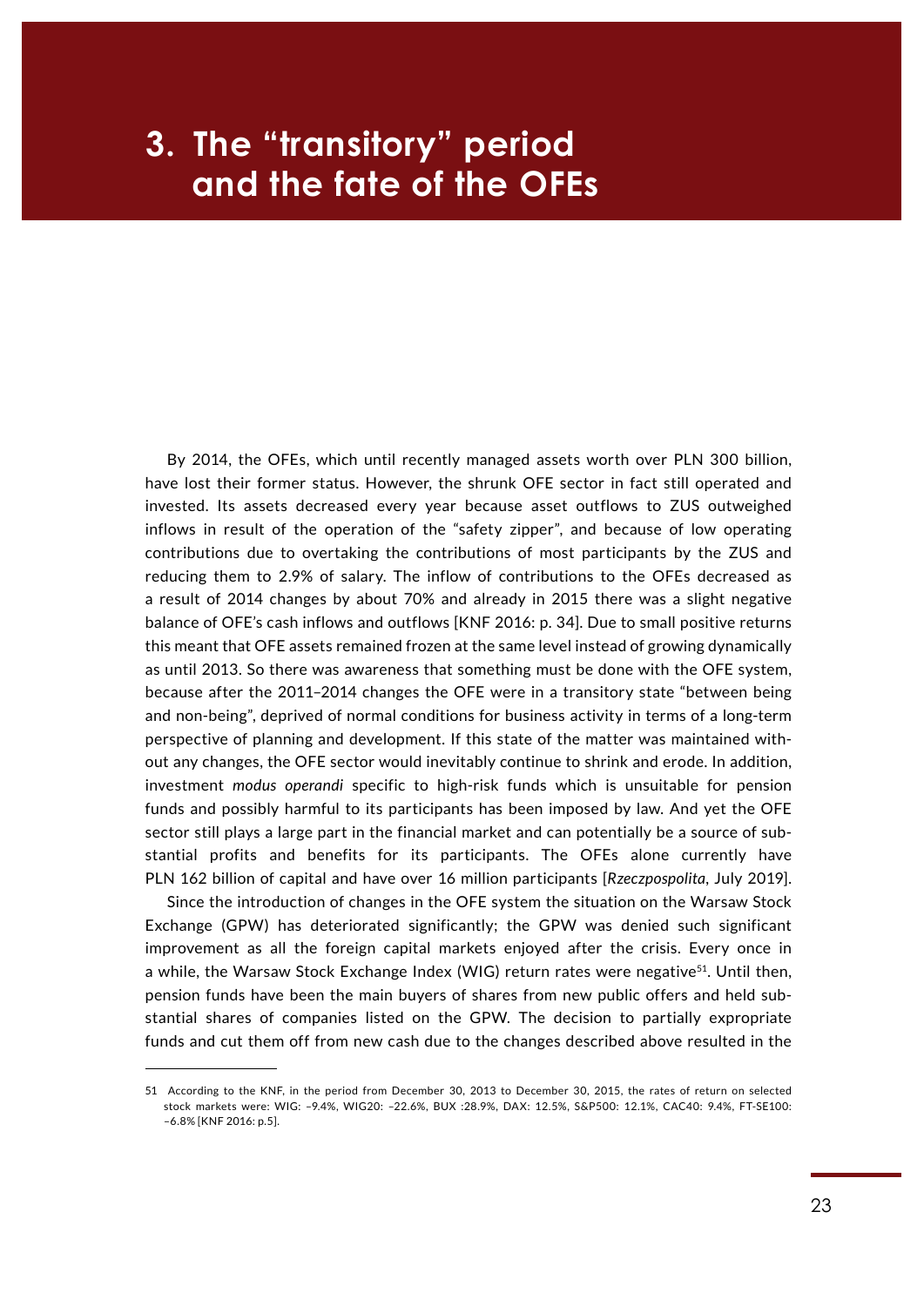# 3. The "transitory" period and the fate of the OFEs

By 2014, the OFEs, which until recently managed assets worth over PLN 300 billion, have lost their former status. However, the shrunk OFE sector in fact still operated and invested. Its assets decreased every year because asset outflows to ZUS outweighed inflows in result of the operation of the "safety zipper", and because of low operating contributions due to overtaking the contributions of most participants by the ZUS and reducing them to 2.9% of salary. The inflow of contributions to the OFEs decreased as a result of 2014 changes by about 70% and already in 2015 there was a slight negative balance of OFE's cash inflows and outflows [KNF 2016: p. 34]. Due to small positive returns this meant that OFE assets remained frozen at the same level instead of growing dynamically as until 2013. So there was awareness that something must be done with the OFE system, because after the 2011–2014 changes the OFE were in a transitory state "between being and non-being", deprived of normal conditions for business activity in terms of a long-term perspective of planning and development. If this state of the matter was maintained without any changes, the OFE sector would inevitably continue to shrink and erode. In addition, investment *modus operandi* specific to high-risk funds which is unsuitable for pension funds and possibly harmful to its participants has been imposed by law. And yet the OFE sector still plays a large part in the financial market and can potentially be a source of substantial profits and benefits for its participants. The OFEs alone currently have PLN 162 billion of capital and have over 16 million participants [*Rzeczpospolita*, July 2019].

Since the introduction of changes in the OFE system the situation on the Warsaw Stock Exchange (GPW) has deteriorated significantly; the GPW was denied such significant improvement as all the foreign capital markets enjoyed after the crisis. Every once in a while, the Warsaw Stock Exchange Index (WIG) return rates were negative[51]. Until then, pension funds have been the main buyers of shares from new public offers and held substantial shares of companies listed on the GPW. The decision to partially expropriate funds and cut them off from new cash due to the changes described above resulted in the

---

51 According to the KNF, in the period from December 30, 2013 to December 30, 2015, the rates of return on selected stock markets were: WIG: –9.4%, WIG20: –22.6%, BUX :28.9%, DAX: 12.5%, S&P500: 12.1%, CAC40: 9.4%, FT-SE100: –6.8% [KNF 2016: p.5].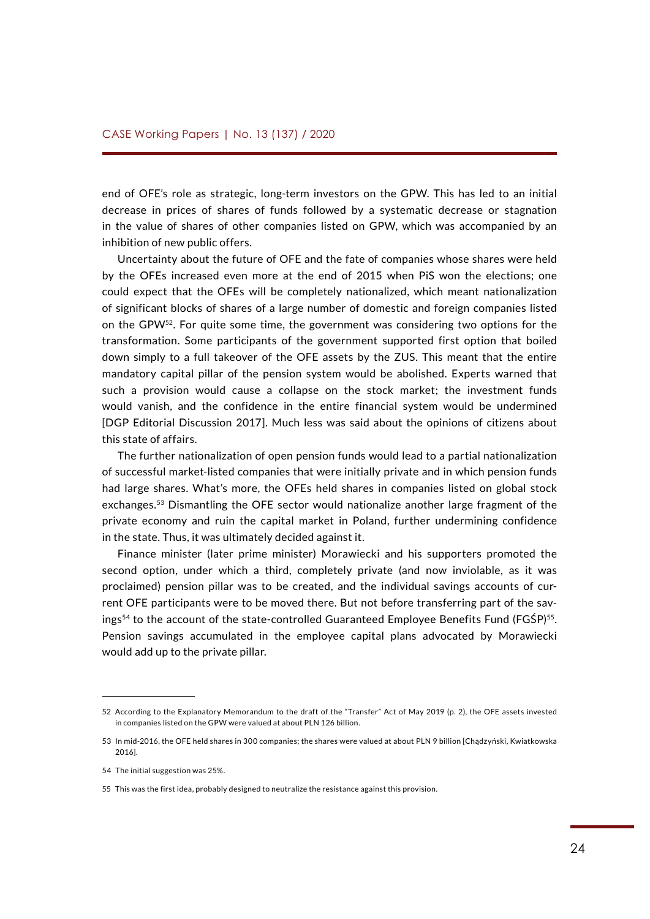end of OFE's role as strategic, long-term investors on the GPW. This has led to an initial decrease in prices of shares of funds followed by a systematic decrease or stagnation in the value of shares of other companies listed on GPW, which was accompanied by an inhibition of new public offers.

Uncertainty about the future of OFE and the fate of companies whose shares were held by the OFEs increased even more at the end of 2015 when PiS won the elections; one could expect that the OFEs will be completely nationalized, which meant nationalization of significant blocks of shares of a large number of domestic and foreign companies listed on the GPW[52]. For quite some time, the government was considering two options for the transformation. Some participants of the government supported first option that boiled down simply to a full takeover of the OFE assets by the ZUS. This meant that the entire mandatory capital pillar of the pension system would be abolished. Experts warned that such a provision would cause a collapse on the stock market; the investment funds would vanish, and the confidence in the entire financial system would be undermined [DGP Editorial Discussion 2017]. Much less was said about the opinions of citizens about this state of affairs.

The further nationalization of open pension funds would lead to a partial nationalization of successful market-listed companies that were initially private and in which pension funds had large shares. What's more, the OFEs held shares in companies listed on global stock exchanges.[53] Dismantling the OFE sector would nationalize another large fragment of the private economy and ruin the capital market in Poland, further undermining confidence in the state. Thus, it was ultimately decided against it.

Finance minister (later prime minister) Morawiecki and his supporters promoted the second option, under which a third, completely private (and now inviolable, as it was proclaimed) pension pillar was to be created, and the individual savings accounts of current OFE participants were to be moved there. But not before transferring part of the savings[54] to the account of the state-controlled Guaranteed Employee Benefits Fund (FGŚP)[55]. Pension savings accumulated in the employee capital plans advocated by Morawiecki would add up to the private pillar.

---

52 According to the Explanatory Memorandum to the draft of the "Transfer" Act of May 2019 (p. 2), the OFE assets invested in companies listed on the GPW were valued at about PLN 126 billion.

53 In mid-2016, the OFE held shares in 300 companies; the shares were valued at about PLN 9 billion [Chądzyński, Kwiatkowska 2016].

54 The initial suggestion was 25%.

55 This was the first idea, probably designed to neutralize the resistance against this provision.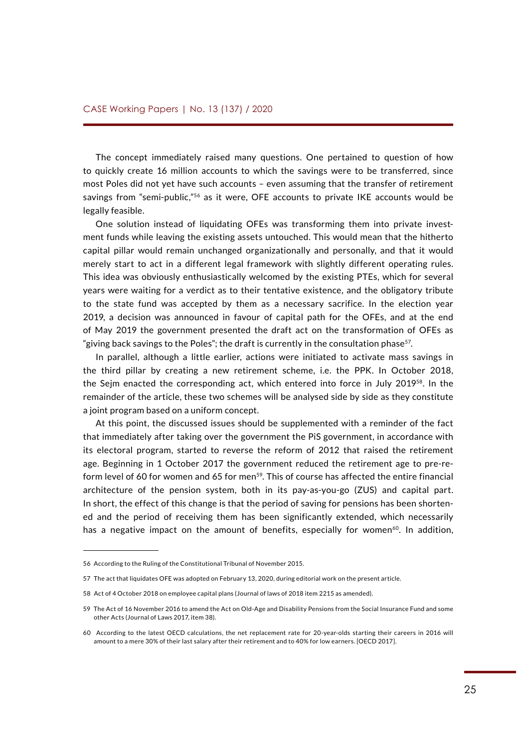The concept immediately raised many questions. One pertained to question of how to quickly create 16 million accounts to which the savings were to be transferred, since most Poles did not yet have such accounts – even assuming that the transfer of retirement savings from "semi-public,"[56] as it were, OFE accounts to private IKE accounts would be legally feasible.

One solution instead of liquidating OFEs was transforming them into private investment funds while leaving the existing assets untouched. This would mean that the hitherto capital pillar would remain unchanged organizationally and personally, and that it would merely start to act in a different legal framework with slightly different operating rules. This idea was obviously enthusiastically welcomed by the existing PTEs, which for several years were waiting for a verdict as to their tentative existence, and the obligatory tribute to the state fund was accepted by them as a necessary sacrifice. In the election year 2019, a decision was announced in favour of capital path for the OFEs, and at the end of May 2019 the government presented the draft act on the transformation of OFEs as "giving back savings to the Poles"; the draft is currently in the consultation phase[57].

In parallel, although a little earlier, actions were initiated to activate mass savings in the third pillar by creating a new retirement scheme, i.e. the PPK. In October 2018, the Sejm enacted the corresponding act, which entered into force in July 2019[58]. In the remainder of the article, these two schemes will be analysed side by side as they constitute a joint program based on a uniform concept.

At this point, the discussed issues should be supplemented with a reminder of the fact that immediately after taking over the government the PiS government, in accordance with its electoral program, started to reverse the reform of 2012 that raised the retirement age. Beginning in 1 October 2017 the government reduced the retirement age to pre-reform level of 60 for women and 65 for men[59]. This of course has affected the entire financial architecture of the pension system, both in its pay-as-you-go (ZUS) and capital part. In short, the effect of this change is that the period of saving for pensions has been shortened and the period of receiving them has been significantly extended, which necessarily has a negative impact on the amount of benefits, especially for women[60]. In addition,

---

56 According to the Ruling of the Constitutional Tribunal of November 2015.

57 The act that liquidates OFE was adopted on February 13, 2020, during editorial work on the present article.

58 Act of 4 October 2018 on employee capital plans (Journal of laws of 2018 item 2215 as amended).

59 The Act of 16 November 2016 to amend the Act on Old-Age and Disability Pensions from the Social Insurance Fund and some other Acts (Journal of Laws 2017, item 38).

60 According to the latest OECD calculations, the net replacement rate for 20-year-olds starting their careers in 2016 will amount to a mere 30% of their last salary after their retirement and to 40% for low earners. [OECD 2017].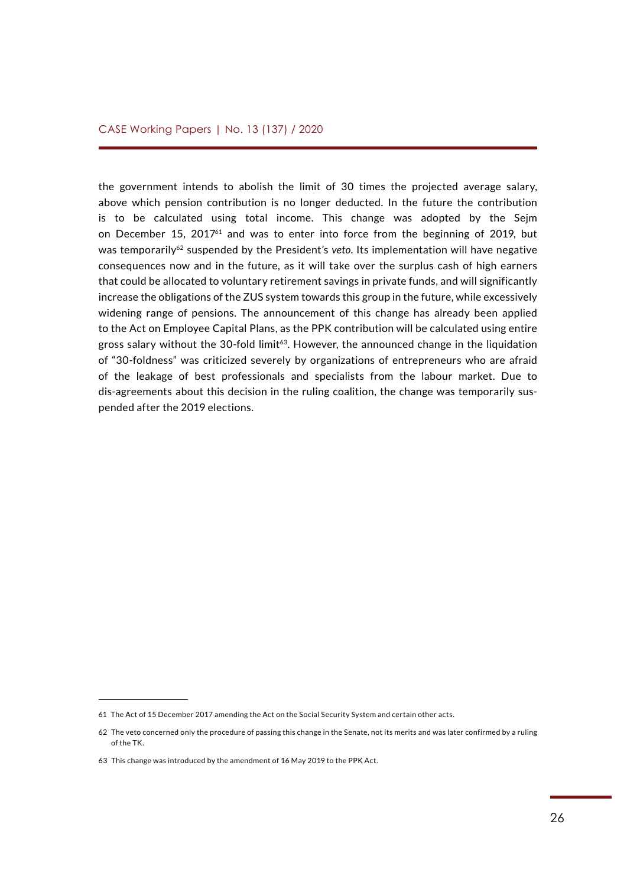the government intends to abolish the limit of 30 times the projected average salary, above which pension contribution is no longer deducted. In the future the contribution is to be calculated using total income. This change was adopted by the Sejm on December 15, 2017[61] and was to enter into force from the beginning of 2019, but was temporarily[62] suspended by the President's *veto*. Its implementation will have negative consequences now and in the future, as it will take over the surplus cash of high earners that could be allocated to voluntary retirement savings in private funds, and will significantly increase the obligations of the ZUS system towards this group in the future, while excessively widening range of pensions. The announcement of this change has already been applied to the Act on Employee Capital Plans, as the PPK contribution will be calculated using entire gross salary without the 30-fold limit[63]. However, the announced change in the liquidation of "30-foldness" was criticized severely by organizations of entrepreneurs who are afraid of the leakage of best professionals and specialists from the labour market. Due to dis-agreements about this decision in the ruling coalition, the change was temporarily suspended after the 2019 elections.

---

61 The Act of 15 December 2017 amending the Act on the Social Security System and certain other acts.

62 The veto concerned only the procedure of passing this change in the Senate, not its merits and was later confirmed by a ruling of the TK.

63 This change was introduced by the amendment of 16 May 2019 to the PPK Act.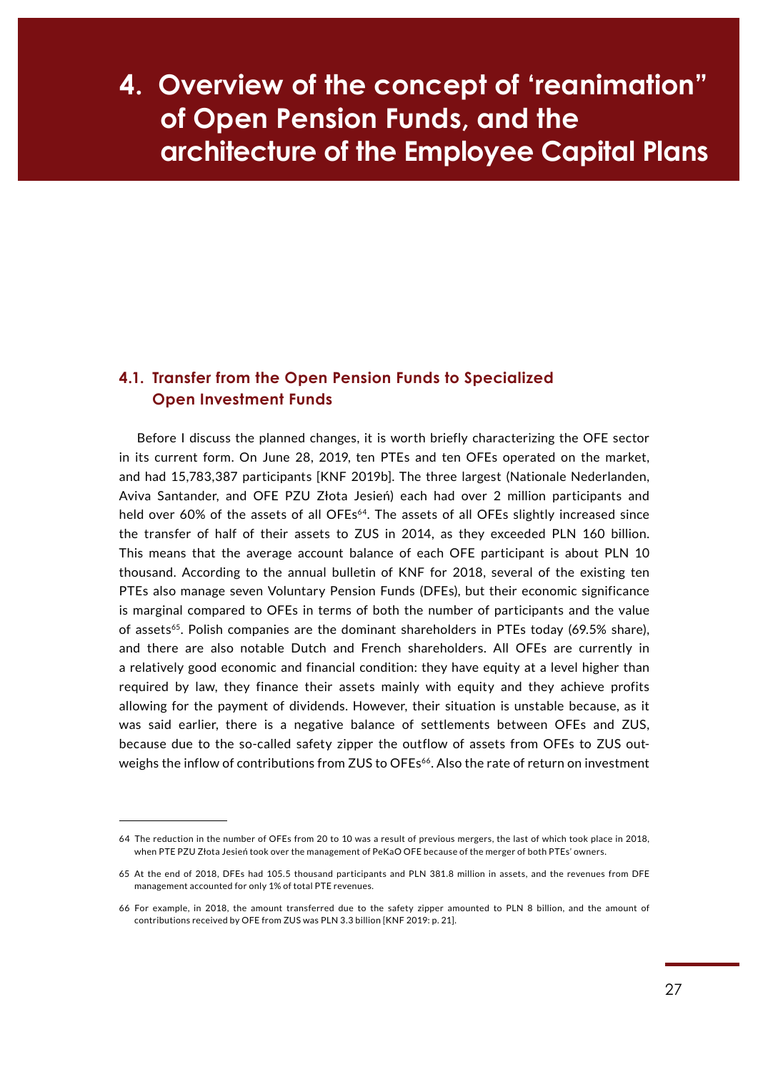# 4. Overview of the concept of 'reanimation" of Open Pension Funds, and the architecture of the Employee Capital Plans

## 4.1. Transfer from the Open Pension Funds to Specialized Open Investment Funds

Before I discuss the planned changes, it is worth briefly characterizing the OFE sector in its current form. On June 28, 2019, ten PTEs and ten OFEs operated on the market, and had 15,783,387 participants [KNF 2019b]. The three largest (Nationale Nederlanden, Aviva Santander, and OFE PZU Złota Jesień) each had over 2 million participants and held over 60% of the assets of all OFEs[64]. The assets of all OFEs slightly increased since the transfer of half of their assets to ZUS in 2014, as they exceeded PLN 160 billion. This means that the average account balance of each OFE participant is about PLN 10 thousand. According to the annual bulletin of KNF for 2018, several of the existing ten PTEs also manage seven Voluntary Pension Funds (DFEs), but their economic significance is marginal compared to OFEs in terms of both the number of participants and the value of assets[65]. Polish companies are the dominant shareholders in PTEs today (69.5% share), and there are also notable Dutch and French shareholders. All OFEs are currently in a relatively good economic and financial condition: they have equity at a level higher than required by law, they finance their assets mainly with equity and they achieve profits allowing for the payment of dividends. However, their situation is unstable because, as it was said earlier, there is a negative balance of settlements between OFEs and ZUS, because due to the so-called safety zipper the outflow of assets from OFEs to ZUS outweighs the inflow of contributions from ZUS to OFEs[66]. Also the rate of return on investment

---

64 The reduction in the number of OFEs from 20 to 10 was a result of previous mergers, the last of which took place in 2018, when PTE PZU Złota Jesień took over the management of PeKaO OFE because of the merger of both PTEs' owners.

65 At the end of 2018, DFEs had 105.5 thousand participants and PLN 381.8 million in assets, and the revenues from DFE management accounted for only 1% of total PTE revenues.

66 For example, in 2018, the amount transferred due to the safety zipper amounted to PLN 8 billion, and the amount of contributions received by OFE from ZUS was PLN 3.3 billion [KNF 2019: p. 21].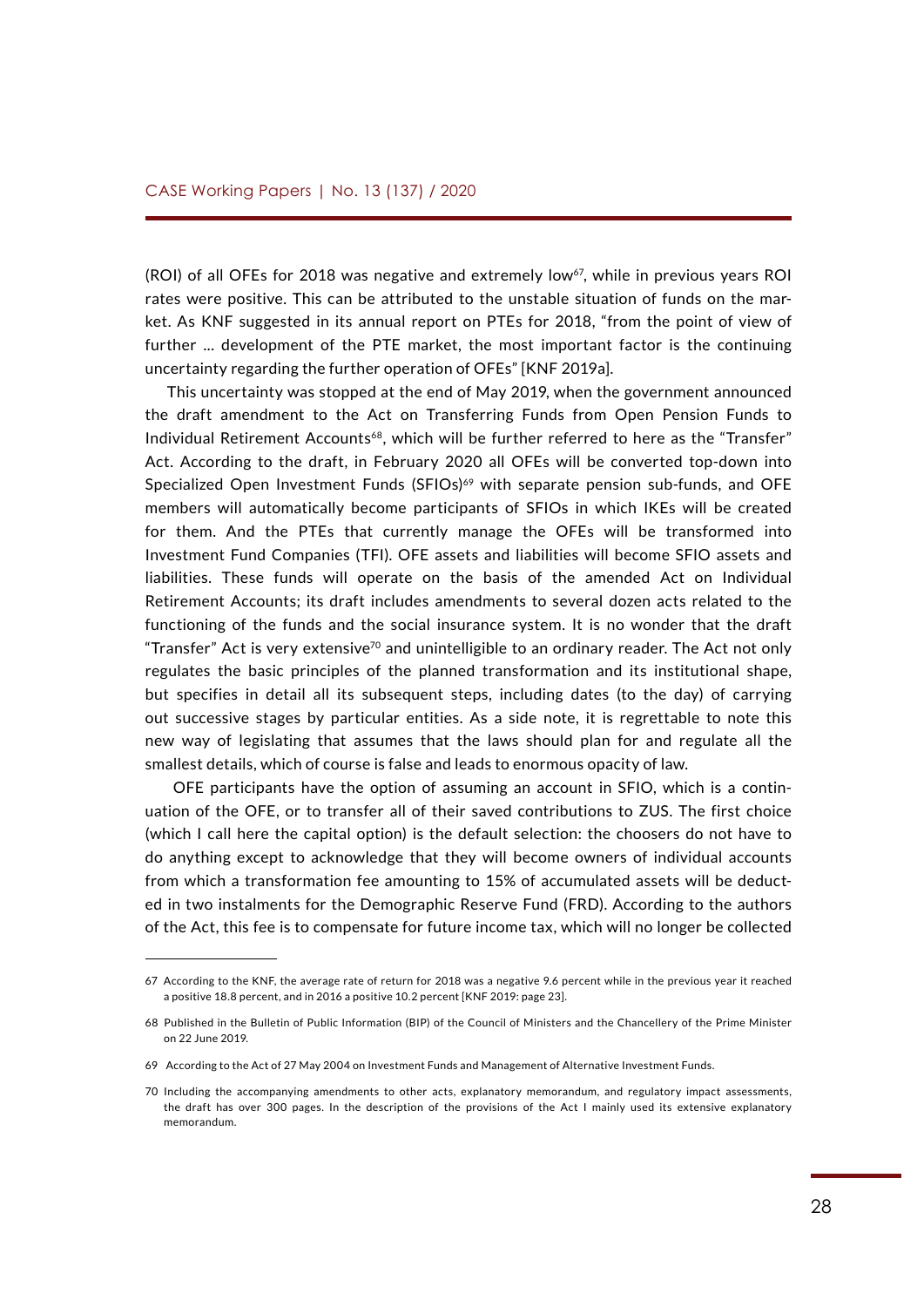(ROI) of all OFEs for 2018 was negative and extremely low[67], while in previous years ROI rates were positive. This can be attributed to the unstable situation of funds on the market. As KNF suggested in its annual report on PTEs for 2018, "from the point of view of further ... development of the PTE market, the most important factor is the continuing uncertainty regarding the further operation of OFEs" [KNF 2019a].

This uncertainty was stopped at the end of May 2019, when the government announced the draft amendment to the Act on Transferring Funds from Open Pension Funds to Individual Retirement Accounts[68], which will be further referred to here as the "Transfer" Act. According to the draft, in February 2020 all OFEs will be converted top-down into Specialized Open Investment Funds (SFIOs)[69] with separate pension sub-funds, and OFE members will automatically become participants of SFIOs in which IKEs will be created for them. And the PTEs that currently manage the OFEs will be transformed into Investment Fund Companies (TFI). OFE assets and liabilities will become SFIO assets and liabilities. These funds will operate on the basis of the amended Act on Individual Retirement Accounts; its draft includes amendments to several dozen acts related to the functioning of the funds and the social insurance system. It is no wonder that the draft "Transfer" Act is very extensive[70] and unintelligible to an ordinary reader. The Act not only regulates the basic principles of the planned transformation and its institutional shape, but specifies in detail all its subsequent steps, including dates (to the day) of carrying out successive stages by particular entities. As a side note, it is regrettable to note this new way of legislating that assumes that the laws should plan for and regulate all the smallest details, which of course is false and leads to enormous opacity of law.

OFE participants have the option of assuming an account in SFIO, which is a continuation of the OFE, or to transfer all of their saved contributions to ZUS. The first choice (which I call here the capital option) is the default selection: the choosers do not have to do anything except to acknowledge that they will become owners of individual accounts from which a transformation fee amounting to 15% of accumulated assets will be deducted in two instalments for the Demographic Reserve Fund (FRD). According to the authors of the Act, this fee is to compensate for future income tax, which will no longer be collected

---

67 According to the KNF, the average rate of return for 2018 was a negative 9.6 percent while in the previous year it reached a positive 18.8 percent, and in 2016 a positive 10.2 percent [KNF 2019: page 23].

68 Published in the Bulletin of Public Information (BIP) of the Council of Ministers and the Chancellery of the Prime Minister on 22 June 2019.

69 According to the Act of 27 May 2004 on Investment Funds and Management of Alternative Investment Funds.

70 Including the accompanying amendments to other acts, explanatory memorandum, and regulatory impact assessments, the draft has over 300 pages. In the description of the provisions of the Act I mainly used its extensive explanatory memorandum.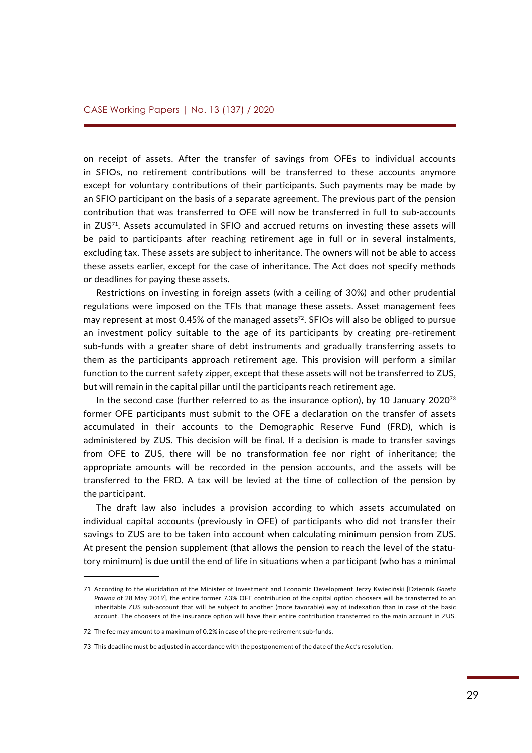on receipt of assets. After the transfer of savings from OFEs to individual accounts in SFIOs, no retirement contributions will be transferred to these accounts anymore except for voluntary contributions of their participants. Such payments may be made by an SFIO participant on the basis of a separate agreement. The previous part of the pension contribution that was transferred to OFE will now be transferred in full to sub-accounts in ZUS[71]. Assets accumulated in SFIO and accrued returns on investing these assets will be paid to participants after reaching retirement age in full or in several instalments, excluding tax. These assets are subject to inheritance. The owners will not be able to access these assets earlier, except for the case of inheritance. The Act does not specify methods or deadlines for paying these assets.

Restrictions on investing in foreign assets (with a ceiling of 30%) and other prudential regulations were imposed on the TFIs that manage these assets. Asset management fees may represent at most 0.45% of the managed assets[72]. SFIOs will also be obliged to pursue an investment policy suitable to the age of its participants by creating pre-retirement sub-funds with a greater share of debt instruments and gradually transferring assets to them as the participants approach retirement age. This provision will perform a similar function to the current safety zipper, except that these assets will not be transferred to ZUS, but will remain in the capital pillar until the participants reach retirement age.

In the second case (further referred to as the insurance option), by 10 January 2020[73] former OFE participants must submit to the OFE a declaration on the transfer of assets accumulated in their accounts to the Demographic Reserve Fund (FRD), which is administered by ZUS. This decision will be final. If a decision is made to transfer savings from OFE to ZUS, there will be no transformation fee nor right of inheritance; the appropriate amounts will be recorded in the pension accounts, and the assets will be transferred to the FRD. A tax will be levied at the time of collection of the pension by the participant.

The draft law also includes a provision according to which assets accumulated on individual capital accounts (previously in OFE) of participants who did not transfer their savings to ZUS are to be taken into account when calculating minimum pension from ZUS. At present the pension supplement (that allows the pension to reach the level of the statutory minimum) is due until the end of life in situations when a participant (who has a minimal

---

71 According to the elucidation of the Minister of Investment and Economic Development Jerzy Kwieciński [Dziennik *Gazeta Prawna* of 28 May 2019], the entire former 7.3% OFE contribution of the capital option choosers will be transferred to an inheritable ZUS sub-account that will be subject to another (more favorable) way of indexation than in case of the basic account. The choosers of the insurance option will have their entire contribution transferred to the main account in ZUS.

72 The fee may amount to a maximum of 0.2% in case of the pre-retirement sub-funds.

73 This deadline must be adjusted in accordance with the postponement of the date of the Act's resolution.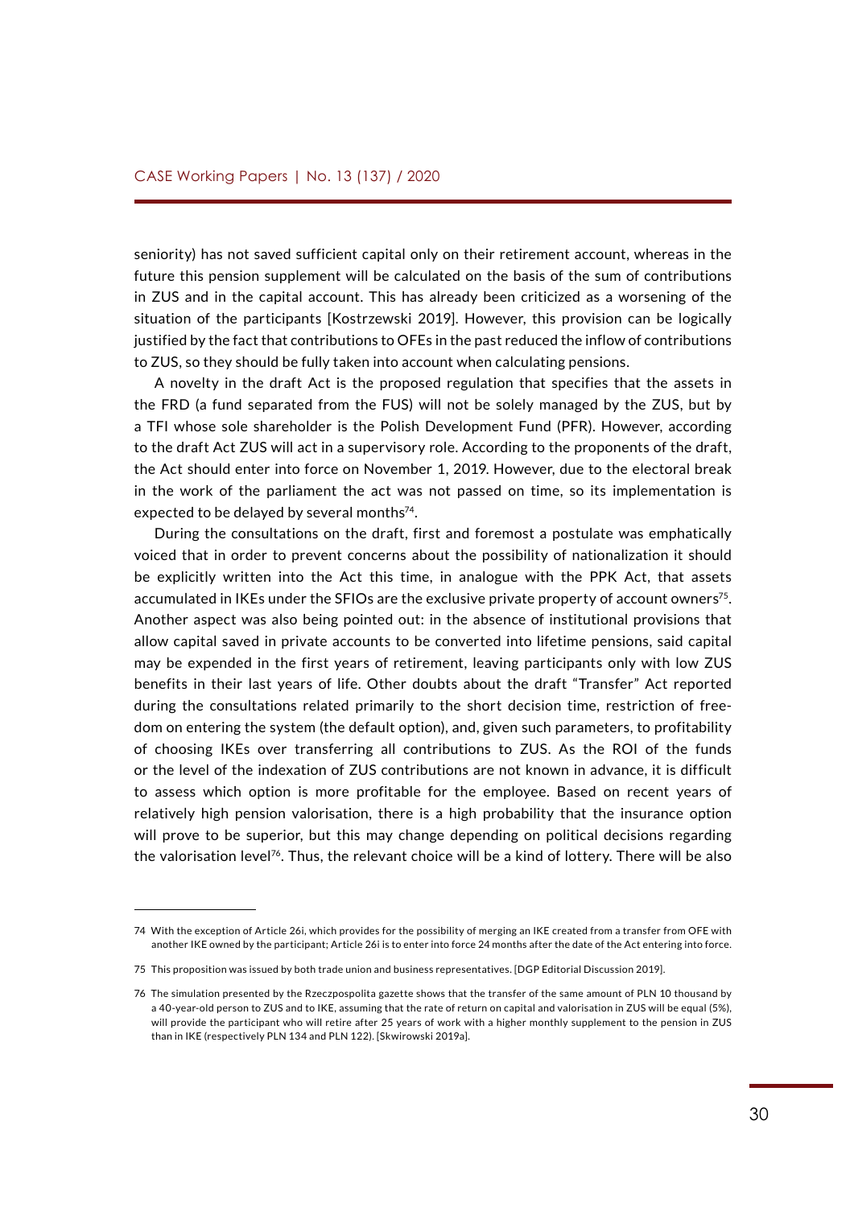seniority) has not saved sufficient capital only on their retirement account, whereas in the future this pension supplement will be calculated on the basis of the sum of contributions in ZUS and in the capital account. This has already been criticized as a worsening of the situation of the participants [Kostrzewski 2019]. However, this provision can be logically justified by the fact that contributions to OFEs in the past reduced the inflow of contributions to ZUS, so they should be fully taken into account when calculating pensions.

A novelty in the draft Act is the proposed regulation that specifies that the assets in the FRD (a fund separated from the FUS) will not be solely managed by the ZUS, but by a TFI whose sole shareholder is the Polish Development Fund (PFR). However, according to the draft Act ZUS will act in a supervisory role. According to the proponents of the draft, the Act should enter into force on November 1, 2019. However, due to the electoral break in the work of the parliament the act was not passed on time, so its implementation is expected to be delayed by several months[74].

During the consultations on the draft, first and foremost a postulate was emphatically voiced that in order to prevent concerns about the possibility of nationalization it should be explicitly written into the Act this time, in analogue with the PPK Act, that assets accumulated in IKEs under the SFIOs are the exclusive private property of account owners[75]. Another aspect was also being pointed out: in the absence of institutional provisions that allow capital saved in private accounts to be converted into lifetime pensions, said capital may be expended in the first years of retirement, leaving participants only with low ZUS benefits in their last years of life. Other doubts about the draft "Transfer" Act reported during the consultations related primarily to the short decision time, restriction of freedom on entering the system (the default option), and, given such parameters, to profitability of choosing IKEs over transferring all contributions to ZUS. As the ROI of the funds or the level of the indexation of ZUS contributions are not known in advance, it is difficult to assess which option is more profitable for the employee. Based on recent years of relatively high pension valorisation, there is a high probability that the insurance option will prove to be superior, but this may change depending on political decisions regarding the valorisation level[76]. Thus, the relevant choice will be a kind of lottery. There will be also

---

74 With the exception of Article 26i, which provides for the possibility of merging an IKE created from a transfer from OFE with another IKE owned by the participant; Article 26i is to enter into force 24 months after the date of the Act entering into force.

75 This proposition was issued by both trade union and business representatives. [DGP Editorial Discussion 2019].

76 The simulation presented by the Rzeczpospolita gazette shows that the transfer of the same amount of PLN 10 thousand by a 40-year-old person to ZUS and to IKE, assuming that the rate of return on capital and valorisation in ZUS will be equal (5%), will provide the participant who will retire after 25 years of work with a higher monthly supplement to the pension in ZUS than in IKE (respectively PLN 134 and PLN 122). [Skwirowski 2019a].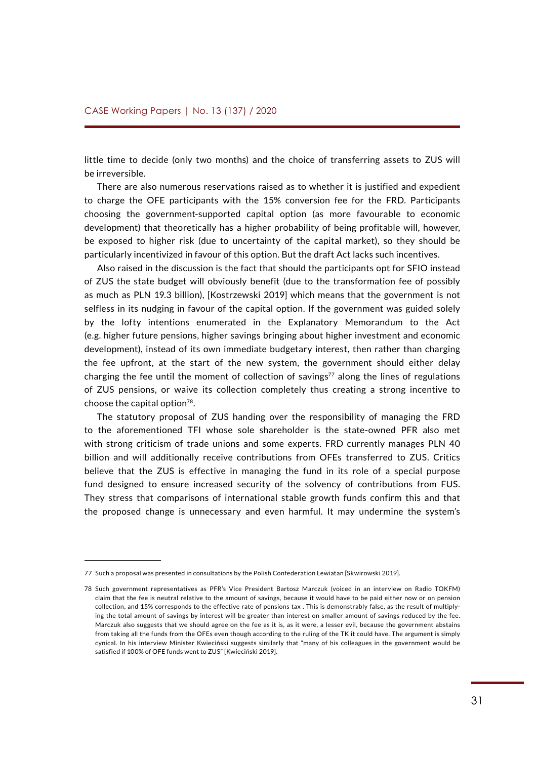little time to decide (only two months) and the choice of transferring assets to ZUS will be irreversible.

There are also numerous reservations raised as to whether it is justified and expedient to charge the OFE participants with the 15% conversion fee for the FRD. Participants choosing the government-supported capital option (as more favourable to economic development) that theoretically has a higher probability of being profitable will, however, be exposed to higher risk (due to uncertainty of the capital market), so they should be particularly incentivized in favour of this option. But the draft Act lacks such incentives.

Also raised in the discussion is the fact that should the participants opt for SFIO instead of ZUS the state budget will obviously benefit (due to the transformation fee of possibly as much as PLN 19.3 billion), [Kostrzewski 2019] which means that the government is not selfless in its nudging in favour of the capital option. If the government was guided solely by the lofty intentions enumerated in the Explanatory Memorandum to the Act (e.g. higher future pensions, higher savings bringing about higher investment and economic development), instead of its own immediate budgetary interest, then rather than charging the fee upfront, at the start of the new system, the government should either delay charging the fee until the moment of collection of savings[77] along the lines of regulations of ZUS pensions, or waive its collection completely thus creating a strong incentive to choose the capital option[78].

The statutory proposal of ZUS handing over the responsibility of managing the FRD to the aforementioned TFI whose sole shareholder is the state-owned PFR also met with strong criticism of trade unions and some experts. FRD currently manages PLN 40 billion and will additionally receive contributions from OFEs transferred to ZUS. Critics believe that the ZUS is effective in managing the fund in its role of a special purpose fund designed to ensure increased security of the solvency of contributions from FUS. They stress that comparisons of international stable growth funds confirm this and that the proposed change is unnecessary and even harmful. It may undermine the system's

---

77 Such a proposal was presented in consultations by the Polish Confederation Lewiatan [Skwirowski 2019].

78 Such government representatives as PFR's Vice President Bartosz Marczuk (voiced in an interview on Radio TOKFM) claim that the fee is neutral relative to the amount of savings, because it would have to be paid either now or on pension collection, and 15% corresponds to the effective rate of pensions tax . This is demonstrably false, as the result of multiplying the total amount of savings by interest will be greater than interest on smaller amount of savings reduced by the fee. Marczuk also suggests that we should agree on the fee as it is, as it were, a lesser evil, because the government abstains from taking all the funds from the OFEs even though according to the ruling of the TK it could have. The argument is simply cynical. In his interview Minister Kwieciński suggests similarly that "many of his colleagues in the government would be satisfied if 100% of OFE funds went to ZUS" [Kwieciński 2019].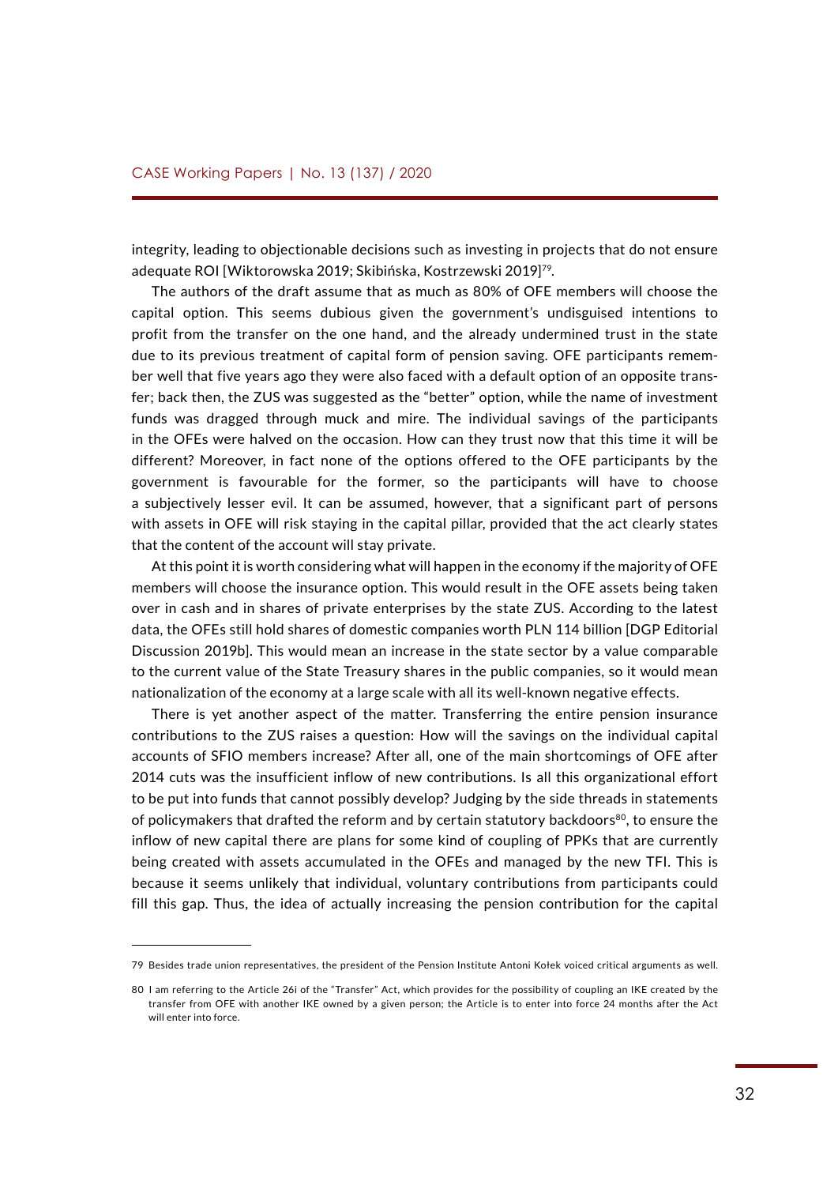integrity, leading to objectionable decisions such as investing in projects that do not ensure adequate ROI [Wiktorowska 2019; Skibińska, Kostrzewski 2019][79].

The authors of the draft assume that as much as 80% of OFE members will choose the capital option. This seems dubious given the government's undisguised intentions to profit from the transfer on the one hand, and the already undermined trust in the state due to its previous treatment of capital form of pension saving. OFE participants remember well that five years ago they were also faced with a default option of an opposite transfer; back then, the ZUS was suggested as the "better" option, while the name of investment funds was dragged through muck and mire. The individual savings of the participants in the OFEs were halved on the occasion. How can they trust now that this time it will be different? Moreover, in fact none of the options offered to the OFE participants by the government is favourable for the former, so the participants will have to choose a subjectively lesser evil. It can be assumed, however, that a significant part of persons with assets in OFE will risk staying in the capital pillar, provided that the act clearly states that the content of the account will stay private.

At this point it is worth considering what will happen in the economy if the majority of OFE members will choose the insurance option. This would result in the OFE assets being taken over in cash and in shares of private enterprises by the state ZUS. According to the latest data, the OFEs still hold shares of domestic companies worth PLN 114 billion [DGP Editorial Discussion 2019b]. This would mean an increase in the state sector by a value comparable to the current value of the State Treasury shares in the public companies, so it would mean nationalization of the economy at a large scale with all its well-known negative effects.

There is yet another aspect of the matter. Transferring the entire pension insurance contributions to the ZUS raises a question: How will the savings on the individual capital accounts of SFIO members increase? After all, one of the main shortcomings of OFE after 2014 cuts was the insufficient inflow of new contributions. Is all this organizational effort to be put into funds that cannot possibly develop? Judging by the side threads in statements of policymakers that drafted the reform and by certain statutory backdoors[80], to ensure the inflow of new capital there are plans for some kind of coupling of PPKs that are currently being created with assets accumulated in the OFEs and managed by the new TFI. This is because it seems unlikely that individual, voluntary contributions from participants could fill this gap. Thus, the idea of actually increasing the pension contribution for the capital

---

79 Besides trade union representatives, the president of the Pension Institute Antoni Kołek voiced critical arguments as well.

80 I am referring to the Article 26i of the "Transfer" Act, which provides for the possibility of coupling an IKE created by the transfer from OFE with another IKE owned by a given person; the Article is to enter into force 24 months after the Act will enter into force.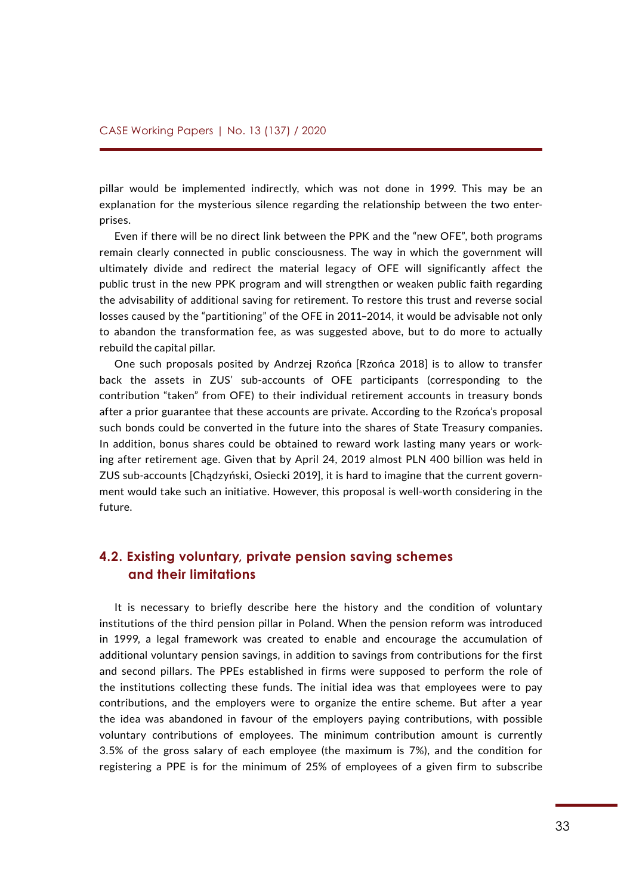pillar would be implemented indirectly, which was not done in 1999. This may be an explanation for the mysterious silence regarding the relationship between the two enterprises.

Even if there will be no direct link between the PPK and the "new OFE", both programs remain clearly connected in public consciousness. The way in which the government will ultimately divide and redirect the material legacy of OFE will significantly affect the public trust in the new PPK program and will strengthen or weaken public faith regarding the advisability of additional saving for retirement. To restore this trust and reverse social losses caused by the "partitioning" of the OFE in 2011–2014, it would be advisable not only to abandon the transformation fee, as was suggested above, but to do more to actually rebuild the capital pillar.

One such proposals posited by Andrzej Rzońca [Rzońca 2018] is to allow to transfer back the assets in ZUS' sub-accounts of OFE participants (corresponding to the contribution "taken" from OFE) to their individual retirement accounts in treasury bonds after a prior guarantee that these accounts are private. According to the Rzońca's proposal such bonds could be converted in the future into the shares of State Treasury companies. In addition, bonus shares could be obtained to reward work lasting many years or working after retirement age. Given that by April 24, 2019 almost PLN 400 billion was held in ZUS sub-accounts [Chądzyński, Osiecki 2019], it is hard to imagine that the current government would take such an initiative. However, this proposal is well-worth considering in the future.

## 4.2. Existing voluntary, private pension saving schemes and their limitations

It is necessary to briefly describe here the history and the condition of voluntary institutions of the third pension pillar in Poland. When the pension reform was introduced in 1999, a legal framework was created to enable and encourage the accumulation of additional voluntary pension savings, in addition to savings from contributions for the first and second pillars. The PPEs established in firms were supposed to perform the role of the institutions collecting these funds. The initial idea was that employees were to pay contributions, and the employers were to organize the entire scheme. But after a year the idea was abandoned in favour of the employers paying contributions, with possible voluntary contributions of employees. The minimum contribution amount is currently 3.5% of the gross salary of each employee (the maximum is 7%), and the condition for registering a PPE is for the minimum of 25% of employees of a given firm to subscribe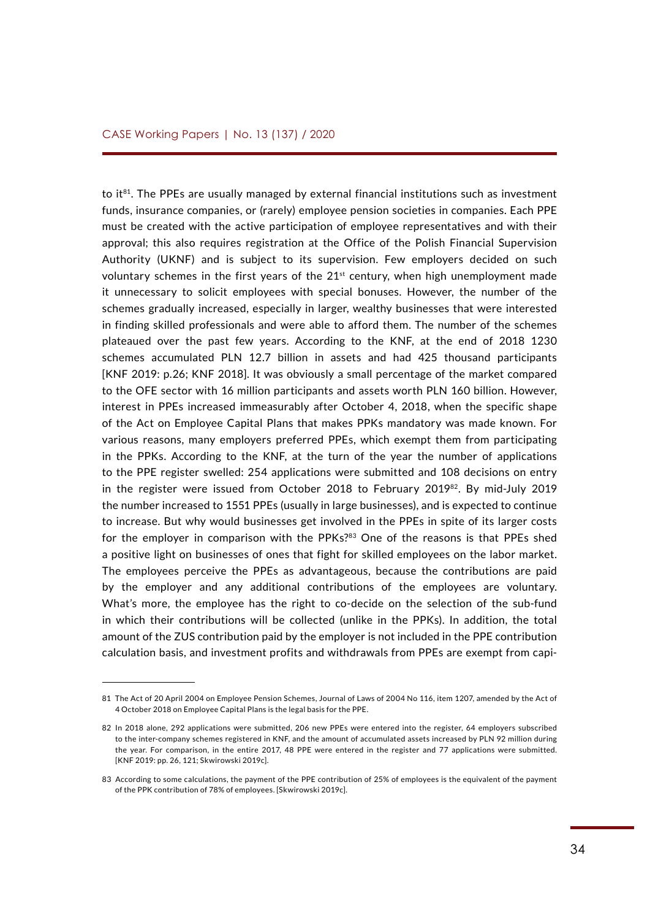to it[81]. The PPEs are usually managed by external financial institutions such as investment funds, insurance companies, or (rarely) employee pension societies in companies. Each PPE must be created with the active participation of employee representatives and with their approval; this also requires registration at the Office of the Polish Financial Supervision Authority (UKNF) and is subject to its supervision. Few employers decided on such voluntary schemes in the first years of the 21st century, when high unemployment made it unnecessary to solicit employees with special bonuses. However, the number of the schemes gradually increased, especially in larger, wealthy businesses that were interested in finding skilled professionals and were able to afford them. The number of the schemes plateaued over the past few years. According to the KNF, at the end of 2018 1230 schemes accumulated PLN 12.7 billion in assets and had 425 thousand participants [KNF 2019: p.26; KNF 2018]. It was obviously a small percentage of the market compared to the OFE sector with 16 million participants and assets worth PLN 160 billion. However, interest in PPEs increased immeasurably after October 4, 2018, when the specific shape of the Act on Employee Capital Plans that makes PPKs mandatory was made known. For various reasons, many employers preferred PPEs, which exempt them from participating in the PPKs. According to the KNF, at the turn of the year the number of applications to the PPE register swelled: 254 applications were submitted and 108 decisions on entry in the register were issued from October 2018 to February 2019[82]. By mid-July 2019 the number increased to 1551 PPEs (usually in large businesses), and is expected to continue to increase. But why would businesses get involved in the PPEs in spite of its larger costs for the employer in comparison with the PPKs?[83] One of the reasons is that PPEs shed a positive light on businesses of ones that fight for skilled employees on the labor market. The employees perceive the PPEs as advantageous, because the contributions are paid by the employer and any additional contributions of the employees are voluntary. What's more, the employee has the right to co-decide on the selection of the sub-fund in which their contributions will be collected (unlike in the PPKs). In addition, the total amount of the ZUS contribution paid by the employer is not included in the PPE contribution calculation basis, and investment profits and withdrawals from PPEs are exempt from capi-

---

81 The Act of 20 April 2004 on Employee Pension Schemes, Journal of Laws of 2004 No 116, item 1207, amended by the Act of 4 October 2018 on Employee Capital Plans is the legal basis for the PPE.

82 In 2018 alone, 292 applications were submitted, 206 new PPEs were entered into the register, 64 employers subscribed to the inter-company schemes registered in KNF, and the amount of accumulated assets increased by PLN 92 million during the year. For comparison, in the entire 2017, 48 PPE were entered in the register and 77 applications were submitted. [KNF 2019: pp. 26, 121; Skwirowski 2019c].

83 According to some calculations, the payment of the PPE contribution of 25% of employees is the equivalent of the payment of the PPK contribution of 78% of employees. [Skwirowski 2019c].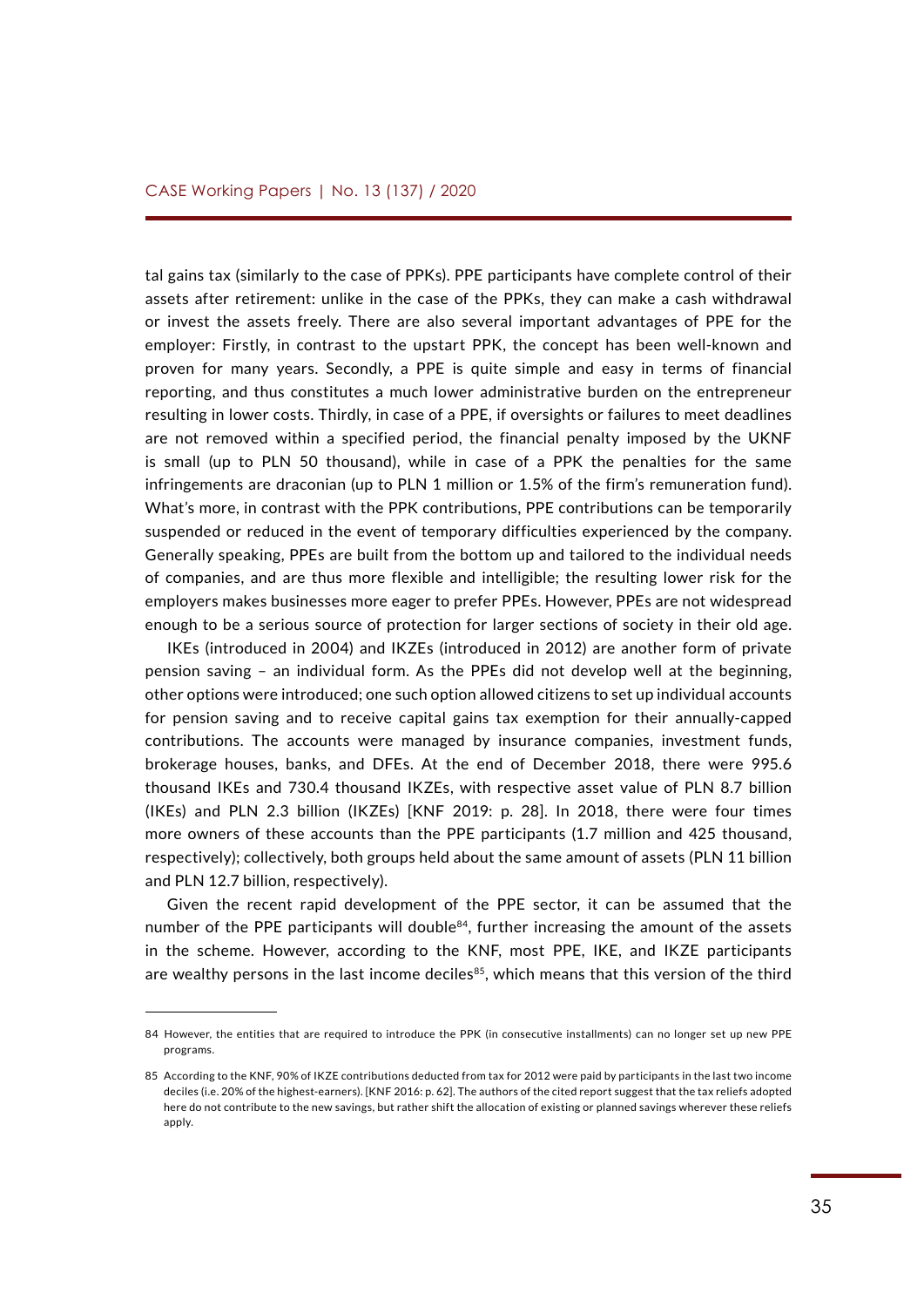tal gains tax (similarly to the case of PPKs). PPE participants have complete control of their assets after retirement: unlike in the case of the PPKs, they can make a cash withdrawal or invest the assets freely. There are also several important advantages of PPE for the employer: Firstly, in contrast to the upstart PPK, the concept has been well-known and proven for many years. Secondly, a PPE is quite simple and easy in terms of financial reporting, and thus constitutes a much lower administrative burden on the entrepreneur resulting in lower costs. Thirdly, in case of a PPE, if oversights or failures to meet deadlines are not removed within a specified period, the financial penalty imposed by the UKNF is small (up to PLN 50 thousand), while in case of a PPK the penalties for the same infringements are draconian (up to PLN 1 million or 1.5% of the firm's remuneration fund). What's more, in contrast with the PPK contributions, PPE contributions can be temporarily suspended or reduced in the event of temporary difficulties experienced by the company. Generally speaking, PPEs are built from the bottom up and tailored to the individual needs of companies, and are thus more flexible and intelligible; the resulting lower risk for the employers makes businesses more eager to prefer PPEs. However, PPEs are not widespread enough to be a serious source of protection for larger sections of society in their old age.

IKEs (introduced in 2004) and IKZEs (introduced in 2012) are another form of private pension saving – an individual form. As the PPEs did not develop well at the beginning, other options were introduced; one such option allowed citizens to set up individual accounts for pension saving and to receive capital gains tax exemption for their annually-capped contributions. The accounts were managed by insurance companies, investment funds, brokerage houses, banks, and DFEs. At the end of December 2018, there were 995.6 thousand IKEs and 730.4 thousand IKZEs, with respective asset value of PLN 8.7 billion (IKEs) and PLN 2.3 billion (IKZEs) [KNF 2019: p. 28]. In 2018, there were four times more owners of these accounts than the PPE participants (1.7 million and 425 thousand, respectively); collectively, both groups held about the same amount of assets (PLN 11 billion and PLN 12.7 billion, respectively).

Given the recent rapid development of the PPE sector, it can be assumed that the number of the PPE participants will double[84], further increasing the amount of the assets in the scheme. However, according to the KNF, most PPE, IKE, and IKZE participants are wealthy persons in the last income deciles[85], which means that this version of the third

---

84 However, the entities that are required to introduce the PPK (in consecutive installments) can no longer set up new PPE programs.

85 According to the KNF, 90% of IKZE contributions deducted from tax for 2012 were paid by participants in the last two income deciles (i.e. 20% of the highest-earners). [KNF 2016: p. 62]. The authors of the cited report suggest that the tax reliefs adopted here do not contribute to the new savings, but rather shift the allocation of existing or planned savings wherever these reliefs apply.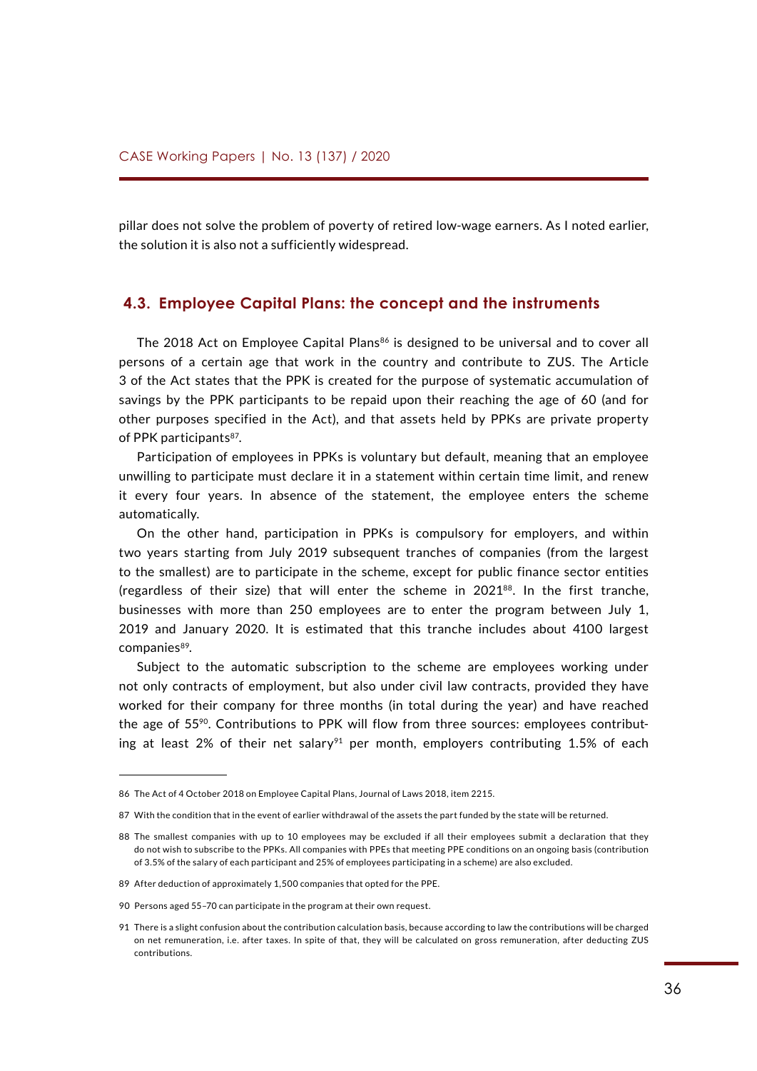pillar does not solve the problem of poverty of retired low-wage earners. As I noted earlier, the solution it is also not a sufficiently widespread.

## 4.3. Employee Capital Plans: the concept and the instruments

The 2018 Act on Employee Capital Plans[86] is designed to be universal and to cover all persons of a certain age that work in the country and contribute to ZUS. The Article 3 of the Act states that the PPK is created for the purpose of systematic accumulation of savings by the PPK participants to be repaid upon their reaching the age of 60 (and for other purposes specified in the Act), and that assets held by PPKs are private property of PPK participants[87].

Participation of employees in PPKs is voluntary but default, meaning that an employee unwilling to participate must declare it in a statement within certain time limit, and renew it every four years. In absence of the statement, the employee enters the scheme automatically.

On the other hand, participation in PPKs is compulsory for employers, and within two years starting from July 2019 subsequent tranches of companies (from the largest to the smallest) are to participate in the scheme, except for public finance sector entities (regardless of their size) that will enter the scheme in 2021[88]. In the first tranche, businesses with more than 250 employees are to enter the program between July 1, 2019 and January 2020. It is estimated that this tranche includes about 4100 largest companies[89].

Subject to the automatic subscription to the scheme are employees working under not only contracts of employment, but also under civil law contracts, provided they have worked for their company for three months (in total during the year) and have reached the age of 55[90]. Contributions to PPK will flow from three sources: employees contributing at least 2% of their net salary[91] per month, employers contributing 1.5% of each

---

86 The Act of 4 October 2018 on Employee Capital Plans, Journal of Laws 2018, item 2215.

87 With the condition that in the event of earlier withdrawal of the assets the part funded by the state will be returned.

88 The smallest companies with up to 10 employees may be excluded if all their employees submit a declaration that they do not wish to subscribe to the PPKs. All companies with PPEs that meeting PPE conditions on an ongoing basis (contribution of 3.5% of the salary of each participant and 25% of employees participating in a scheme) are also excluded.

89 After deduction of approximately 1,500 companies that opted for the PPE.

90 Persons aged 55–70 can participate in the program at their own request.

91 There is a slight confusion about the contribution calculation basis, because according to law the contributions will be charged on net remuneration, i.e. after taxes. In spite of that, they will be calculated on gross remuneration, after deducting ZUS contributions.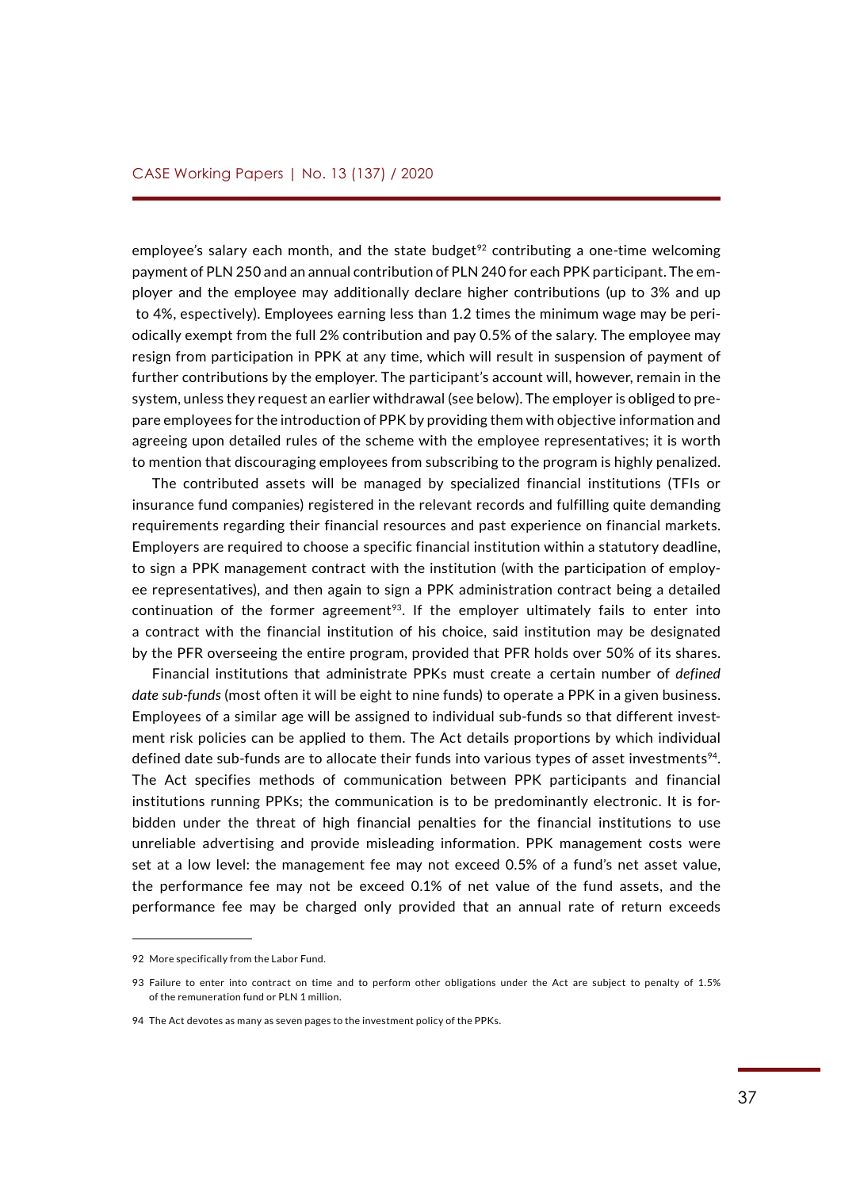employee's salary each month, and the state budget[92] contributing a one-time welcoming payment of PLN 250 and an annual contribution of PLN 240 for each PPK participant. The employer and the employee may additionally declare higher contributions (up to 3% and up to 4%, espectively). Employees earning less than 1.2 times the minimum wage may be periodically exempt from the full 2% contribution and pay 0.5% of the salary. The employee may resign from participation in PPK at any time, which will result in suspension of payment of further contributions by the employer. The participant's account will, however, remain in the system, unless they request an earlier withdrawal (see below). The employer is obliged to prepare employees for the introduction of PPK by providing them with objective information and agreeing upon detailed rules of the scheme with the employee representatives; it is worth to mention that discouraging employees from subscribing to the program is highly penalized.

The contributed assets will be managed by specialized financial institutions (TFIs or insurance fund companies) registered in the relevant records and fulfilling quite demanding requirements regarding their financial resources and past experience on financial markets. Employers are required to choose a specific financial institution within a statutory deadline, to sign a PPK management contract with the institution (with the participation of employee representatives), and then again to sign a PPK administration contract being a detailed continuation of the former agreement[93]. If the employer ultimately fails to enter into a contract with the financial institution of his choice, said institution may be designated by the PFR overseeing the entire program, provided that PFR holds over 50% of its shares.

Financial institutions that administrate PPKs must create a certain number of *defined date sub-funds* (most often it will be eight to nine funds) to operate a PPK in a given business. Employees of a similar age will be assigned to individual sub-funds so that different investment risk policies can be applied to them. The Act details proportions by which individual defined date sub-funds are to allocate their funds into various types of asset investments[94]. The Act specifies methods of communication between PPK participants and financial institutions running PPKs; the communication is to be predominantly electronic. It is forbidden under the threat of high financial penalties for the financial institutions to use unreliable advertising and provide misleading information. PPK management costs were set at a low level: the management fee may not exceed 0.5% of a fund's net asset value, the performance fee may not be exceed 0.1% of net value of the fund assets, and the performance fee may be charged only provided that an annual rate of return exceeds

---

92 More specifically from the Labor Fund.

93 Failure to enter into contract on time and to perform other obligations under the Act are subject to penalty of 1.5% of the remuneration fund or PLN 1 million.

94 The Act devotes as many as seven pages to the investment policy of the PPKs.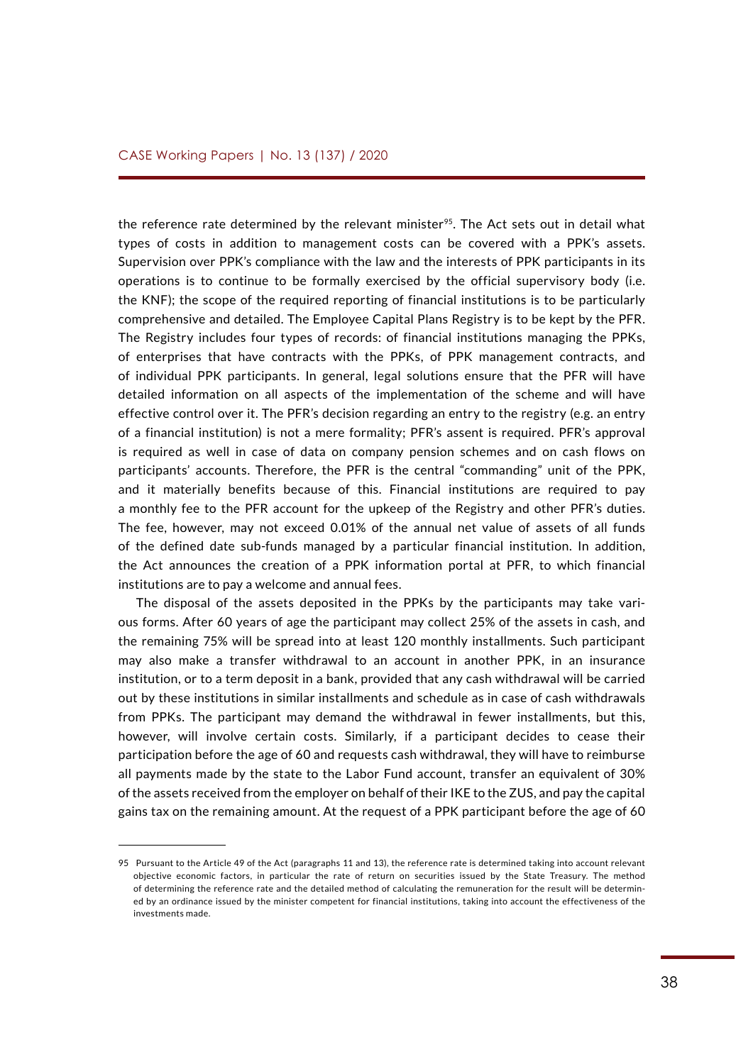the reference rate determined by the relevant minister[95]. The Act sets out in detail what types of costs in addition to management costs can be covered with a PPK's assets. Supervision over PPK's compliance with the law and the interests of PPK participants in its operations is to continue to be formally exercised by the official supervisory body (i.e. the KNF); the scope of the required reporting of financial institutions is to be particularly comprehensive and detailed. The Employee Capital Plans Registry is to be kept by the PFR. The Registry includes four types of records: of financial institutions managing the PPKs, of enterprises that have contracts with the PPKs, of PPK management contracts, and of individual PPK participants. In general, legal solutions ensure that the PFR will have detailed information on all aspects of the implementation of the scheme and will have effective control over it. The PFR's decision regarding an entry to the registry (e.g. an entry of a financial institution) is not a mere formality; PFR's assent is required. PFR's approval is required as well in case of data on company pension schemes and on cash flows on participants' accounts. Therefore, the PFR is the central "commanding" unit of the PPK, and it materially benefits because of this. Financial institutions are required to pay a monthly fee to the PFR account for the upkeep of the Registry and other PFR's duties. The fee, however, may not exceed 0.01% of the annual net value of assets of all funds of the defined date sub-funds managed by a particular financial institution. In addition, the Act announces the creation of a PPK information portal at PFR, to which financial institutions are to pay a welcome and annual fees.

The disposal of the assets deposited in the PPKs by the participants may take various forms. After 60 years of age the participant may collect 25% of the assets in cash, and the remaining 75% will be spread into at least 120 monthly installments. Such participant may also make a transfer withdrawal to an account in another PPK, in an insurance institution, or to a term deposit in a bank, provided that any cash withdrawal will be carried out by these institutions in similar installments and schedule as in case of cash withdrawals from PPKs. The participant may demand the withdrawal in fewer installments, but this, however, will involve certain costs. Similarly, if a participant decides to cease their participation before the age of 60 and requests cash withdrawal, they will have to reimburse all payments made by the state to the Labor Fund account, transfer an equivalent of 30% of the assets received from the employer on behalf of their IKE to the ZUS, and pay the capital gains tax on the remaining amount. At the request of a PPK participant before the age of 60

---

[95] Pursuant to the Article 49 of the Act (paragraphs 11 and 13), the reference rate is determined taking into account relevant objective economic factors, in particular the rate of return on securities issued by the State Treasury. The method of determining the reference rate and the detailed method of calculating the remuneration for the result will be determined by an ordinance issued by the minister competent for financial institutions, taking into account the effectiveness of the investments made.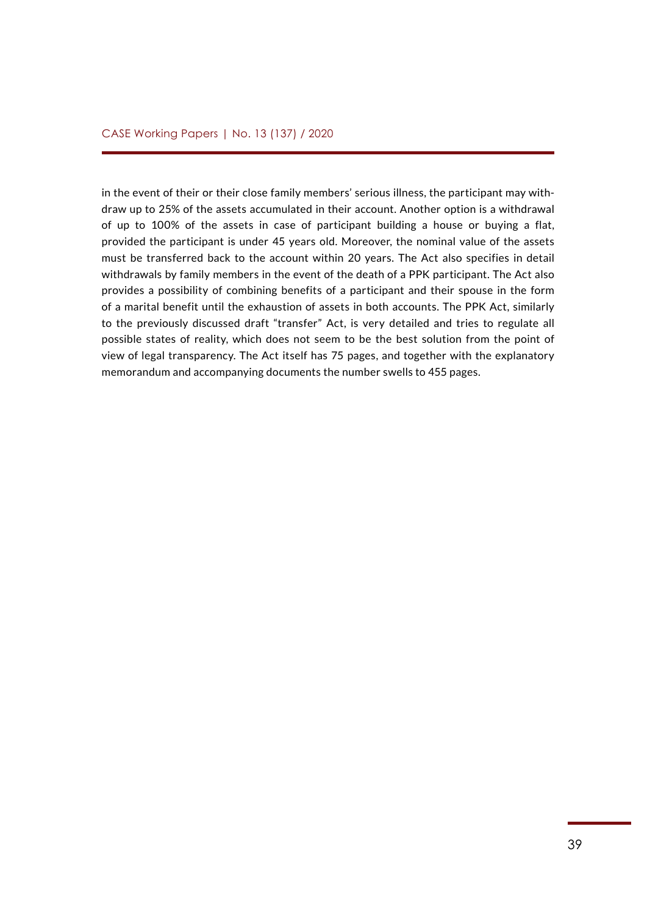in the event of their or their close family members' serious illness, the participant may withdraw up to 25% of the assets accumulated in their account. Another option is a withdrawal of up to 100% of the assets in case of participant building a house or buying a flat, provided the participant is under 45 years old. Moreover, the nominal value of the assets must be transferred back to the account within 20 years. The Act also specifies in detail withdrawals by family members in the event of the death of a PPK participant. The Act also provides a possibility of combining benefits of a participant and their spouse in the form of a marital benefit until the exhaustion of assets in both accounts. The PPK Act, similarly to the previously discussed draft "transfer" Act, is very detailed and tries to regulate all possible states of reality, which does not seem to be the best solution from the point of view of legal transparency. The Act itself has 75 pages, and together with the explanatory memorandum and accompanying documents the number swells to 455 pages.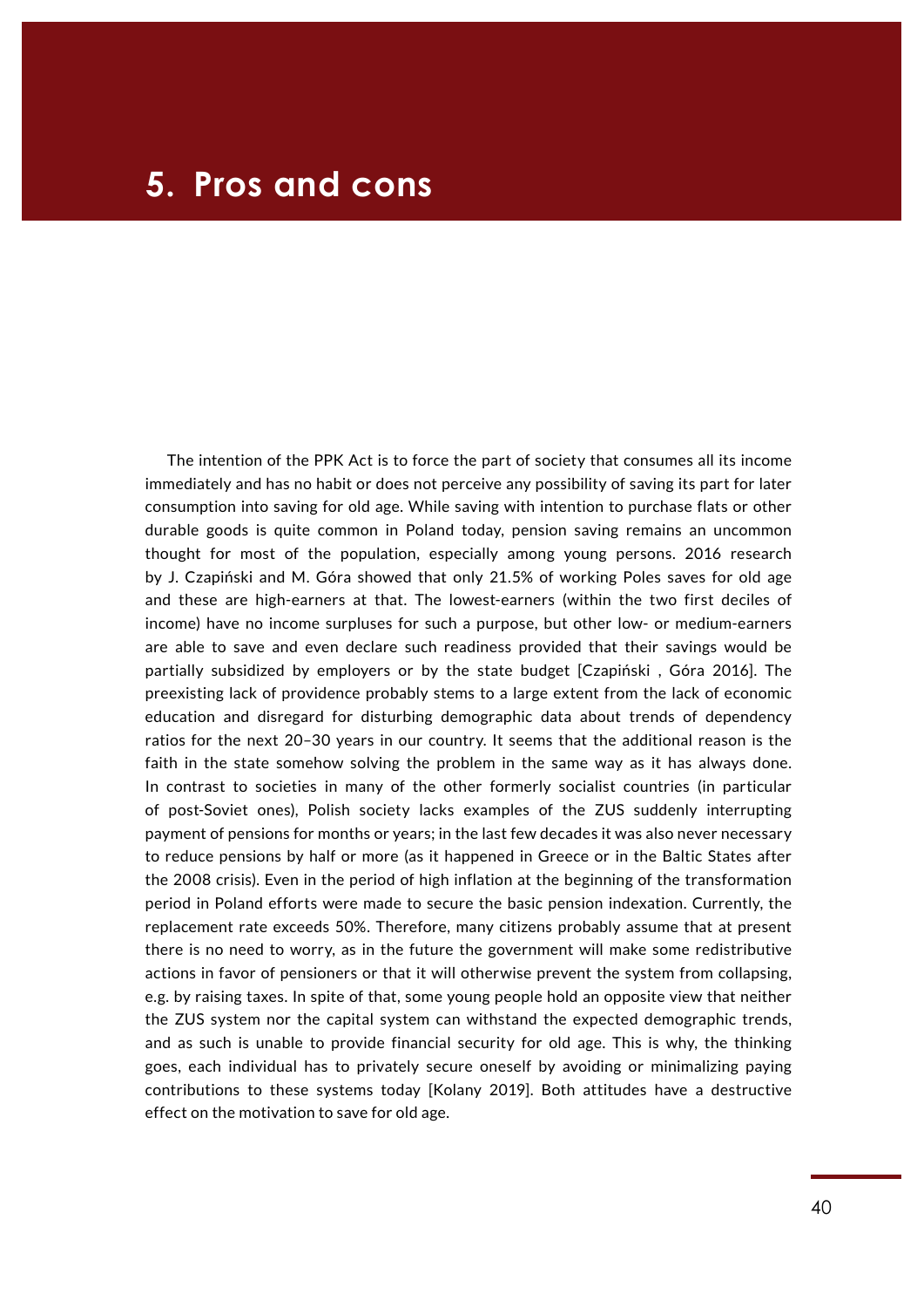# 5. Pros and cons

The intention of the PPK Act is to force the part of society that consumes all its income immediately and has no habit or does not perceive any possibility of saving its part for later consumption into saving for old age. While saving with intention to purchase flats or other durable goods is quite common in Poland today, pension saving remains an uncommon thought for most of the population, especially among young persons. 2016 research by J. Czapiński and M. Góra showed that only 21.5% of working Poles saves for old age and these are high-earners at that. The lowest-earners (within the two first deciles of income) have no income surpluses for such a purpose, but other low- or medium-earners are able to save and even declare such readiness provided that their savings would be partially subsidized by employers or by the state budget [Czapiński , Góra 2016]. The preexisting lack of providence probably stems to a large extent from the lack of economic education and disregard for disturbing demographic data about trends of dependency ratios for the next 20–30 years in our country. It seems that the additional reason is the faith in the state somehow solving the problem in the same way as it has always done. In contrast to societies in many of the other formerly socialist countries (in particular of post-Soviet ones), Polish society lacks examples of the ZUS suddenly interrupting payment of pensions for months or years; in the last few decades it was also never necessary to reduce pensions by half or more (as it happened in Greece or in the Baltic States after the 2008 crisis). Even in the period of high inflation at the beginning of the transformation period in Poland efforts were made to secure the basic pension indexation. Currently, the replacement rate exceeds 50%. Therefore, many citizens probably assume that at present there is no need to worry, as in the future the government will make some redistributive actions in favor of pensioners or that it will otherwise prevent the system from collapsing, e.g. by raising taxes. In spite of that, some young people hold an opposite view that neither the ZUS system nor the capital system can withstand the expected demographic trends, and as such is unable to provide financial security for old age. This is why, the thinking goes, each individual has to privately secure oneself by avoiding or minimalizing paying contributions to these systems today [Kolany 2019]. Both attitudes have a destructive effect on the motivation to save for old age.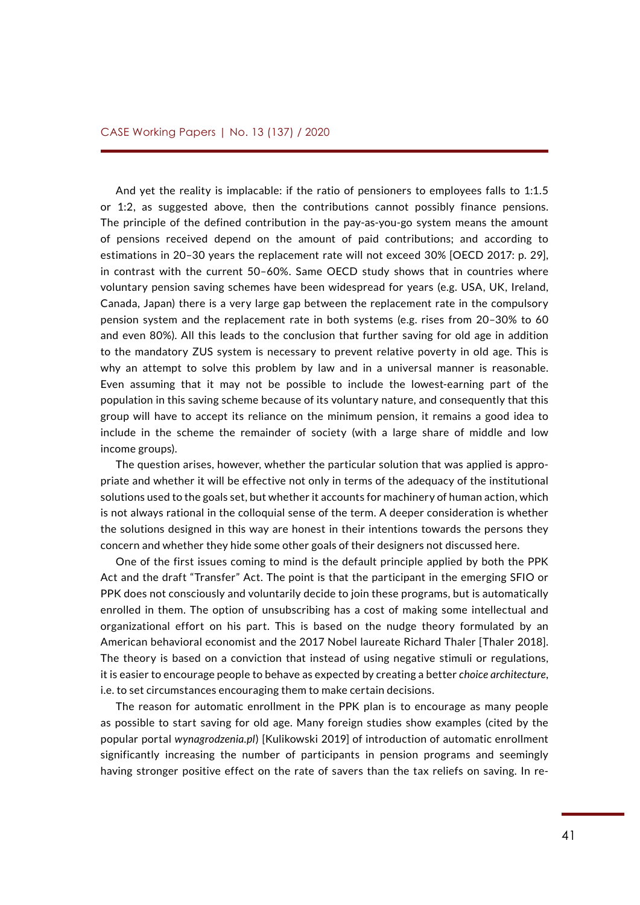And yet the reality is implacable: if the ratio of pensioners to employees falls to 1:1.5 or 1:2, as suggested above, then the contributions cannot possibly finance pensions. The principle of the defined contribution in the pay-as-you-go system means the amount of pensions received depend on the amount of paid contributions; and according to estimations in 20–30 years the replacement rate will not exceed 30% [OECD 2017: p. 29], in contrast with the current 50–60%. Same OECD study shows that in countries where voluntary pension saving schemes have been widespread for years (e.g. USA, UK, Ireland, Canada, Japan) there is a very large gap between the replacement rate in the compulsory pension system and the replacement rate in both systems (e.g. rises from 20–30% to 60 and even 80%). All this leads to the conclusion that further saving for old age in addition to the mandatory ZUS system is necessary to prevent relative poverty in old age. This is why an attempt to solve this problem by law and in a universal manner is reasonable. Even assuming that it may not be possible to include the lowest-earning part of the population in this saving scheme because of its voluntary nature, and consequently that this group will have to accept its reliance on the minimum pension, it remains a good idea to include in the scheme the remainder of society (with a large share of middle and low income groups).

The question arises, however, whether the particular solution that was applied is appropriate and whether it will be effective not only in terms of the adequacy of the institutional solutions used to the goals set, but whether it accounts for machinery of human action, which is not always rational in the colloquial sense of the term. A deeper consideration is whether the solutions designed in this way are honest in their intentions towards the persons they concern and whether they hide some other goals of their designers not discussed here.

One of the first issues coming to mind is the default principle applied by both the PPK Act and the draft "Transfer" Act. The point is that the participant in the emerging SFIO or PPK does not consciously and voluntarily decide to join these programs, but is automatically enrolled in them. The option of unsubscribing has a cost of making some intellectual and organizational effort on his part. This is based on the nudge theory formulated by an American behavioral economist and the 2017 Nobel laureate Richard Thaler [Thaler 2018]. The theory is based on a conviction that instead of using negative stimuli or regulations, it is easier to encourage people to behave as expected by creating a better *choice architecture*, i.e. to set circumstances encouraging them to make certain decisions.

The reason for automatic enrollment in the PPK plan is to encourage as many people as possible to start saving for old age. Many foreign studies show examples (cited by the popular portal *wynagrodzenia.pl*) [Kulikowski 2019] of introduction of automatic enrollment significantly increasing the number of participants in pension programs and seemingly having stronger positive effect on the rate of savers than the tax reliefs on saving. In re-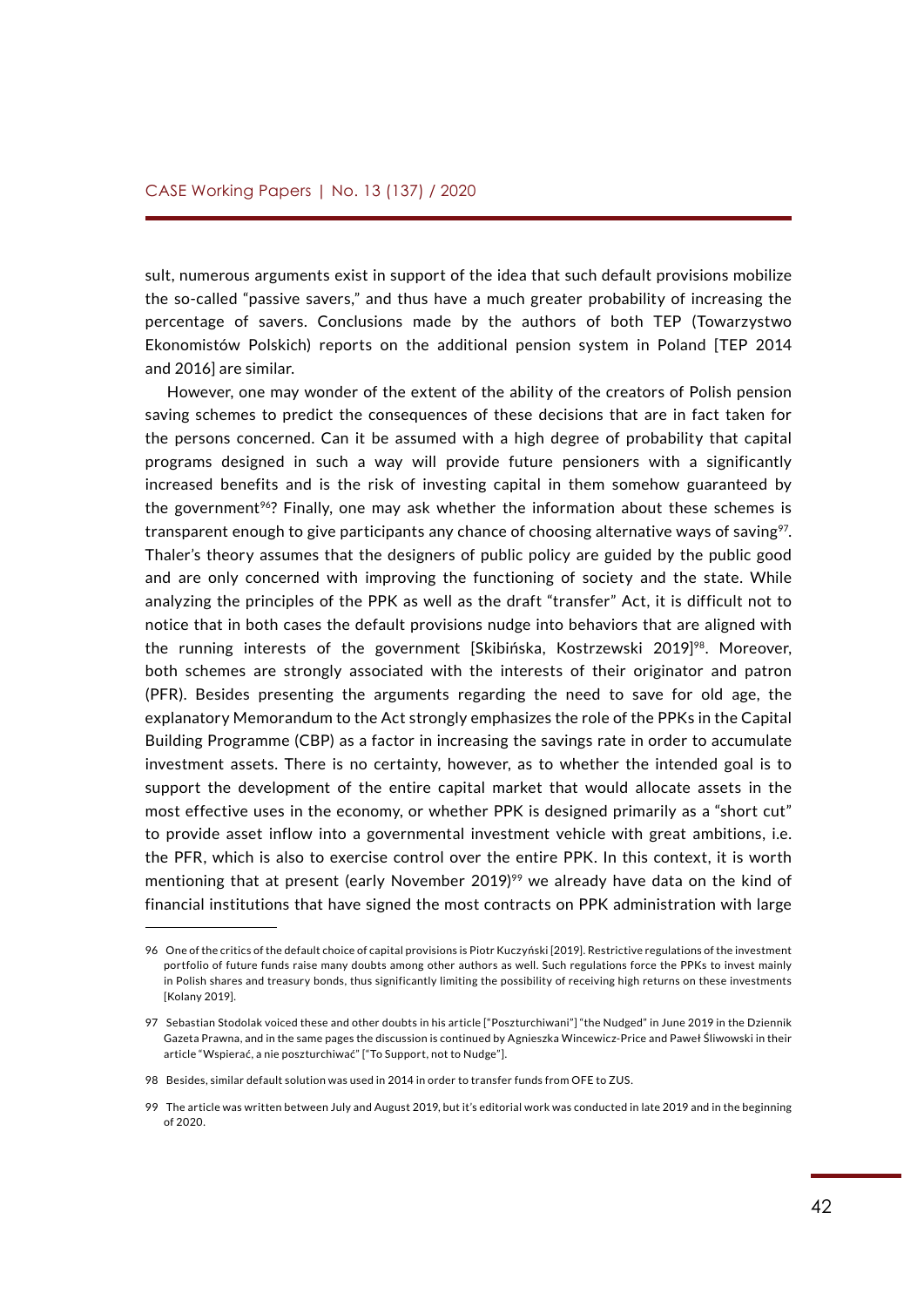sult, numerous arguments exist in support of the idea that such default provisions mobilize the so-called "passive savers," and thus have a much greater probability of increasing the percentage of savers. Conclusions made by the authors of both TEP (Towarzystwo Ekonomistów Polskich) reports on the additional pension system in Poland [TEP 2014 and 2016] are similar.

However, one may wonder of the extent of the ability of the creators of Polish pension saving schemes to predict the consequences of these decisions that are in fact taken for the persons concerned. Can it be assumed with a high degree of probability that capital programs designed in such a way will provide future pensioners with a significantly increased benefits and is the risk of investing capital in them somehow guaranteed by the government[96]? Finally, one may ask whether the information about these schemes is transparent enough to give participants any chance of choosing alternative ways of saving[97]. Thaler's theory assumes that the designers of public policy are guided by the public good and are only concerned with improving the functioning of society and the state. While analyzing the principles of the PPK as well as the draft "transfer" Act, it is difficult not to notice that in both cases the default provisions nudge into behaviors that are aligned with the running interests of the government [Skibińska, Kostrzewski 2019][98]. Moreover, both schemes are strongly associated with the interests of their originator and patron (PFR). Besides presenting the arguments regarding the need to save for old age, the explanatory Memorandum to the Act strongly emphasizes the role of the PPKs in the Capital Building Programme (CBP) as a factor in increasing the savings rate in order to accumulate investment assets. There is no certainty, however, as to whether the intended goal is to support the development of the entire capital market that would allocate assets in the most effective uses in the economy, or whether PPK is designed primarily as a "short cut" to provide asset inflow into a governmental investment vehicle with great ambitions, i.e. the PFR, which is also to exercise control over the entire PPK. In this context, it is worth mentioning that at present (early November 2019)[99] we already have data on the kind of financial institutions that have signed the most contracts on PPK administration with large

---

96 One of the critics of the default choice of capital provisions is Piotr Kuczyński [2019]. Restrictive regulations of the investment portfolio of future funds raise many doubts among other authors as well. Such regulations force the PPKs to invest mainly in Polish shares and treasury bonds, thus significantly limiting the possibility of receiving high returns on these investments [Kolany 2019].

97 Sebastian Stodolak voiced these and other doubts in his article ["Poszturchiwani"] "the Nudged" in June 2019 in the Dziennik Gazeta Prawna, and in the same pages the discussion is continued by Agnieszka Wincewicz-Price and Paweł Śliwowski in their article "Wspierać, a nie poszturchiwać" ["To Support, not to Nudge"].

98 Besides, similar default solution was used in 2014 in order to transfer funds from OFE to ZUS.

99 The article was written between July and August 2019, but it's editorial work was conducted in late 2019 and in the beginning of 2020.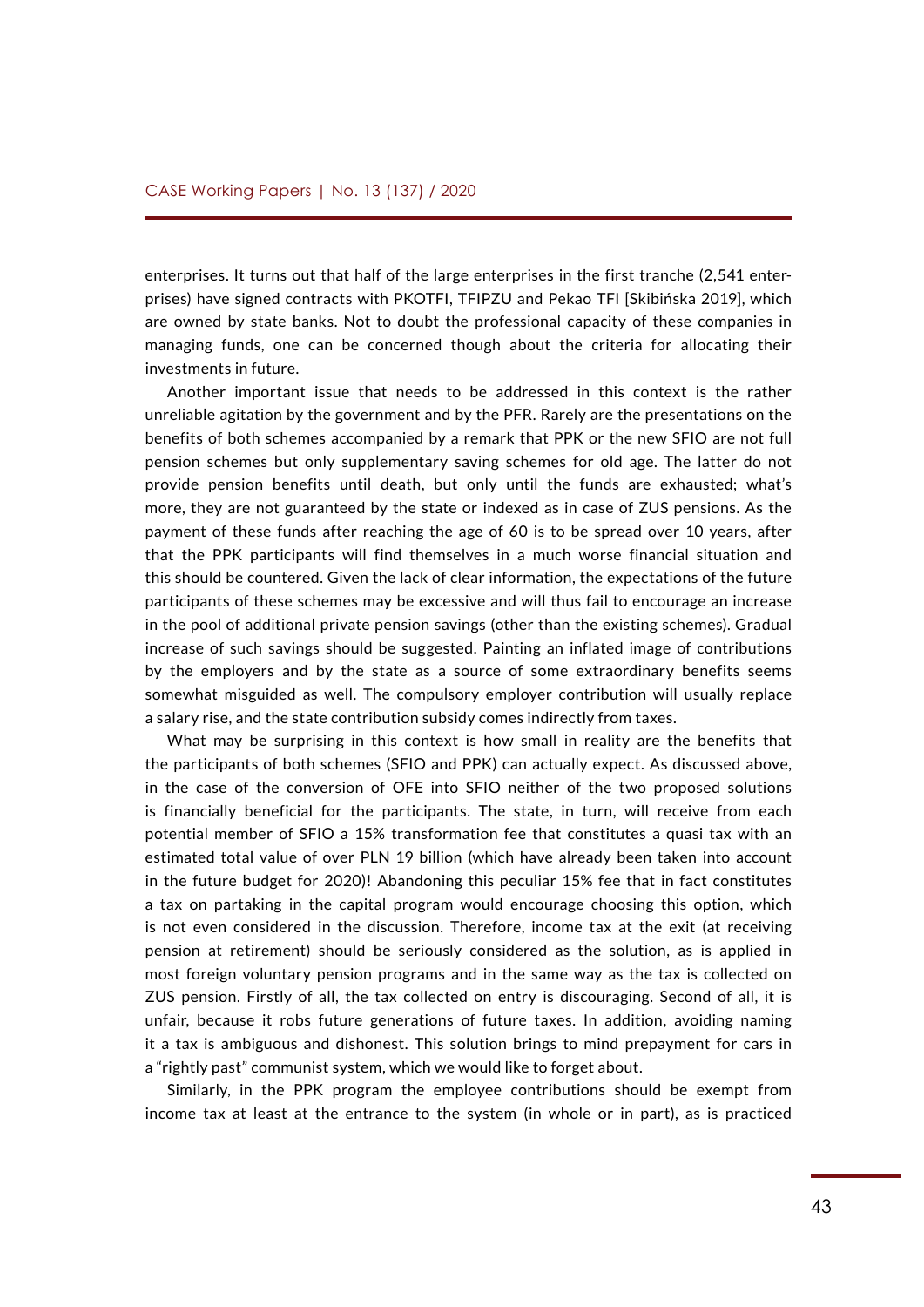enterprises. It turns out that half of the large enterprises in the first tranche (2,541 enterprises) have signed contracts with PKOTFI, TFIPZU and Pekao TFI [Skibińska 2019], which are owned by state banks. Not to doubt the professional capacity of these companies in managing funds, one can be concerned though about the criteria for allocating their investments in future.

Another important issue that needs to be addressed in this context is the rather unreliable agitation by the government and by the PFR. Rarely are the presentations on the benefits of both schemes accompanied by a remark that PPK or the new SFIO are not full pension schemes but only supplementary saving schemes for old age. The latter do not provide pension benefits until death, but only until the funds are exhausted; what's more, they are not guaranteed by the state or indexed as in case of ZUS pensions. As the payment of these funds after reaching the age of 60 is to be spread over 10 years, after that the PPK participants will find themselves in a much worse financial situation and this should be countered. Given the lack of clear information, the expectations of the future participants of these schemes may be excessive and will thus fail to encourage an increase in the pool of additional private pension savings (other than the existing schemes). Gradual increase of such savings should be suggested. Painting an inflated image of contributions by the employers and by the state as a source of some extraordinary benefits seems somewhat misguided as well. The compulsory employer contribution will usually replace a salary rise, and the state contribution subsidy comes indirectly from taxes.

What may be surprising in this context is how small in reality are the benefits that the participants of both schemes (SFIO and PPK) can actually expect. As discussed above, in the case of the conversion of OFE into SFIO neither of the two proposed solutions is financially beneficial for the participants. The state, in turn, will receive from each potential member of SFIO a 15% transformation fee that constitutes a quasi tax with an estimated total value of over PLN 19 billion (which have already been taken into account in the future budget for 2020)! Abandoning this peculiar 15% fee that in fact constitutes a tax on partaking in the capital program would encourage choosing this option, which is not even considered in the discussion. Therefore, income tax at the exit (at receiving pension at retirement) should be seriously considered as the solution, as is applied in most foreign voluntary pension programs and in the same way as the tax is collected on ZUS pension. Firstly of all, the tax collected on entry is discouraging. Second of all, it is unfair, because it robs future generations of future taxes. In addition, avoiding naming it a tax is ambiguous and dishonest. This solution brings to mind prepayment for cars in a "rightly past" communist system, which we would like to forget about.

Similarly, in the PPK program the employee contributions should be exempt from income tax at least at the entrance to the system (in whole or in part), as is practiced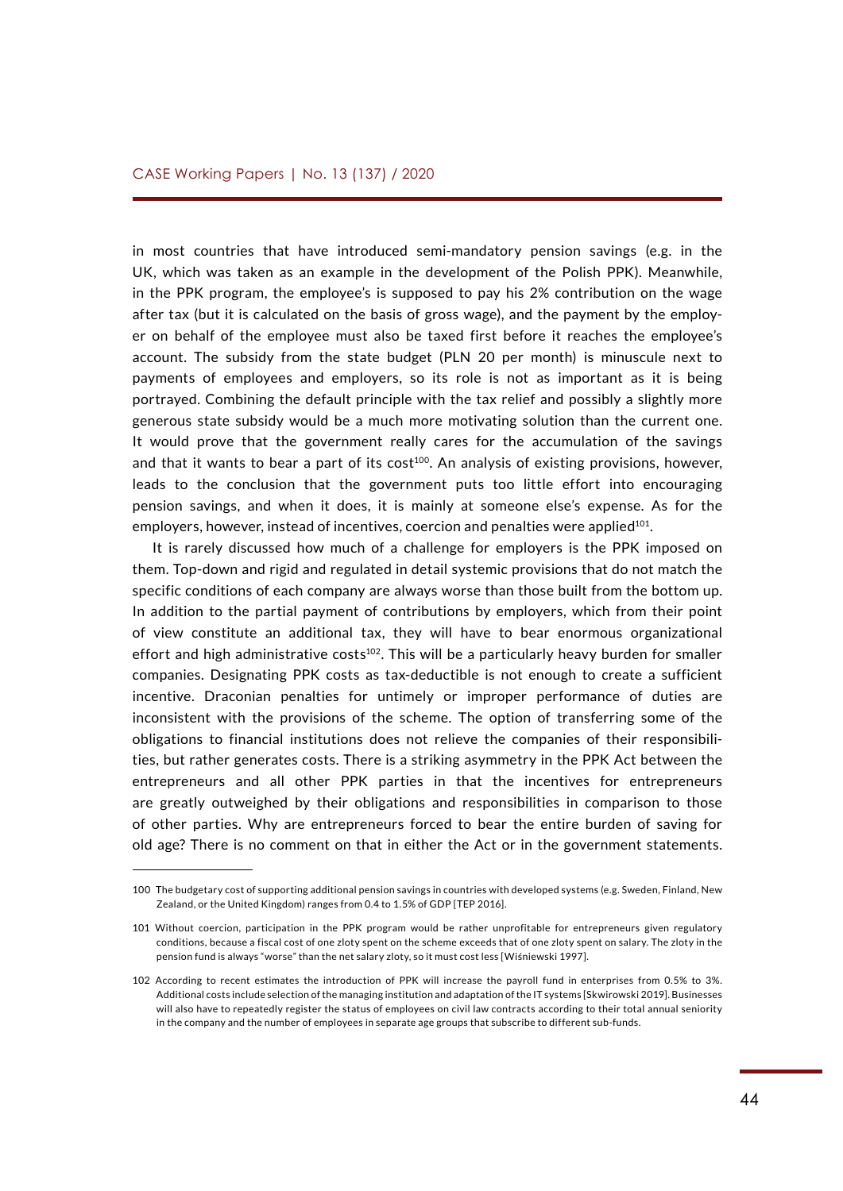in most countries that have introduced semi-mandatory pension savings (e.g. in the UK, which was taken as an example in the development of the Polish PPK). Meanwhile, in the PPK program, the employee's is supposed to pay his 2% contribution on the wage after tax (but it is calculated on the basis of gross wage), and the payment by the employer on behalf of the employee must also be taxed first before it reaches the employee's account. The subsidy from the state budget (PLN 20 per month) is minuscule next to payments of employees and employers, so its role is not as important as it is being portrayed. Combining the default principle with the tax relief and possibly a slightly more generous state subsidy would be a much more motivating solution than the current one. It would prove that the government really cares for the accumulation of the savings and that it wants to bear a part of its cost[100]. An analysis of existing provisions, however, leads to the conclusion that the government puts too little effort into encouraging pension savings, and when it does, it is mainly at someone else's expense. As for the employers, however, instead of incentives, coercion and penalties were applied[101].

It is rarely discussed how much of a challenge for employers is the PPK imposed on them. Top-down and rigid and regulated in detail systemic provisions that do not match the specific conditions of each company are always worse than those built from the bottom up. In addition to the partial payment of contributions by employers, which from their point of view constitute an additional tax, they will have to bear enormous organizational effort and high administrative costs[102]. This will be a particularly heavy burden for smaller companies. Designating PPK costs as tax-deductible is not enough to create a sufficient incentive. Draconian penalties for untimely or improper performance of duties are inconsistent with the provisions of the scheme. The option of transferring some of the obligations to financial institutions does not relieve the companies of their responsibilities, but rather generates costs. There is a striking asymmetry in the PPK Act between the entrepreneurs and all other PPK parties in that the incentives for entrepreneurs are greatly outweighed by their obligations and responsibilities in comparison to those of other parties. Why are entrepreneurs forced to bear the entire burden of saving for old age? There is no comment on that in either the Act or in the government statements.

---

100 The budgetary cost of supporting additional pension savings in countries with developed systems (e.g. Sweden, Finland, New Zealand, or the United Kingdom) ranges from 0.4 to 1.5% of GDP [TEP 2016].

101 Without coercion, participation in the PPK program would be rather unprofitable for entrepreneurs given regulatory conditions, because a fiscal cost of one zloty spent on the scheme exceeds that of one zloty spent on salary. The zloty in the pension fund is always "worse" than the net salary zloty, so it must cost less [Wiśniewski 1997].

102 According to recent estimates the introduction of PPK will increase the payroll fund in enterprises from 0.5% to 3%. Additional costs include selection of the managing institution and adaptation of the IT systems [Skwirowski 2019]. Businesses will also have to repeatedly register the status of employees on civil law contracts according to their total annual seniority in the company and the number of employees in separate age groups that subscribe to different sub-funds.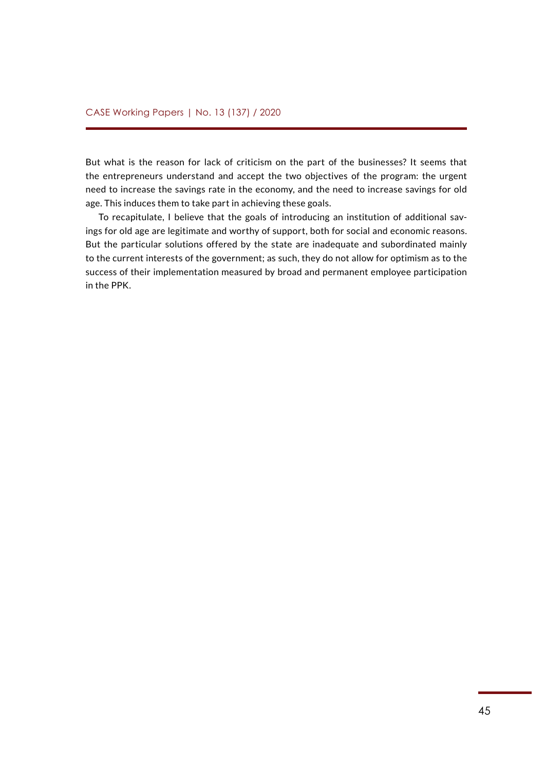But what is the reason for lack of criticism on the part of the businesses? It seems that the entrepreneurs understand and accept the two objectives of the program: the urgent need to increase the savings rate in the economy, and the need to increase savings for old age. This induces them to take part in achieving these goals.

To recapitulate, I believe that the goals of introducing an institution of additional savings for old age are legitimate and worthy of support, both for social and economic reasons. But the particular solutions offered by the state are inadequate and subordinated mainly to the current interests of the government; as such, they do not allow for optimism as to the success of their implementation measured by broad and permanent employee participation in the PPK.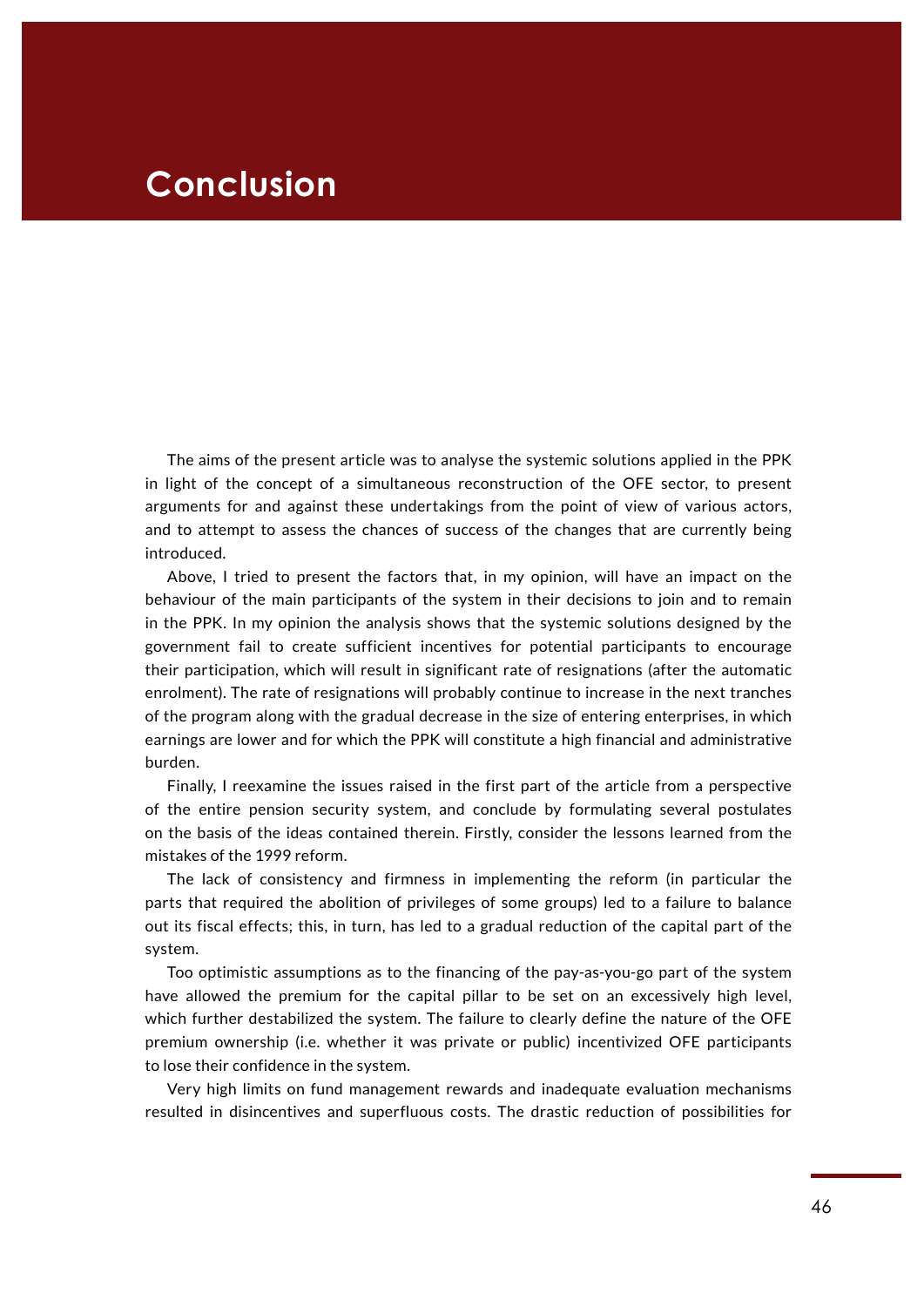# Conclusion

The aims of the present article was to analyse the systemic solutions applied in the PPK in light of the concept of a simultaneous reconstruction of the OFE sector, to present arguments for and against these undertakings from the point of view of various actors, and to attempt to assess the chances of success of the changes that are currently being introduced.

Above, I tried to present the factors that, in my opinion, will have an impact on the behaviour of the main participants of the system in their decisions to join and to remain in the PPK. In my opinion the analysis shows that the systemic solutions designed by the government fail to create sufficient incentives for potential participants to encourage their participation, which will result in significant rate of resignations (after the automatic enrolment). The rate of resignations will probably continue to increase in the next tranches of the program along with the gradual decrease in the size of entering enterprises, in which earnings are lower and for which the PPK will constitute a high financial and administrative burden.

Finally, I reexamine the issues raised in the first part of the article from a perspective of the entire pension security system, and conclude by formulating several postulates on the basis of the ideas contained therein. Firstly, consider the lessons learned from the mistakes of the 1999 reform.

The lack of consistency and firmness in implementing the reform (in particular the parts that required the abolition of privileges of some groups) led to a failure to balance out its fiscal effects; this, in turn, has led to a gradual reduction of the capital part of the system.

Too optimistic assumptions as to the financing of the pay-as-you-go part of the system have allowed the premium for the capital pillar to be set on an excessively high level, which further destabilized the system. The failure to clearly define the nature of the OFE premium ownership (i.e. whether it was private or public) incentivized OFE participants to lose their confidence in the system.

Very high limits on fund management rewards and inadequate evaluation mechanisms resulted in disincentives and superfluous costs. The drastic reduction of possibilities for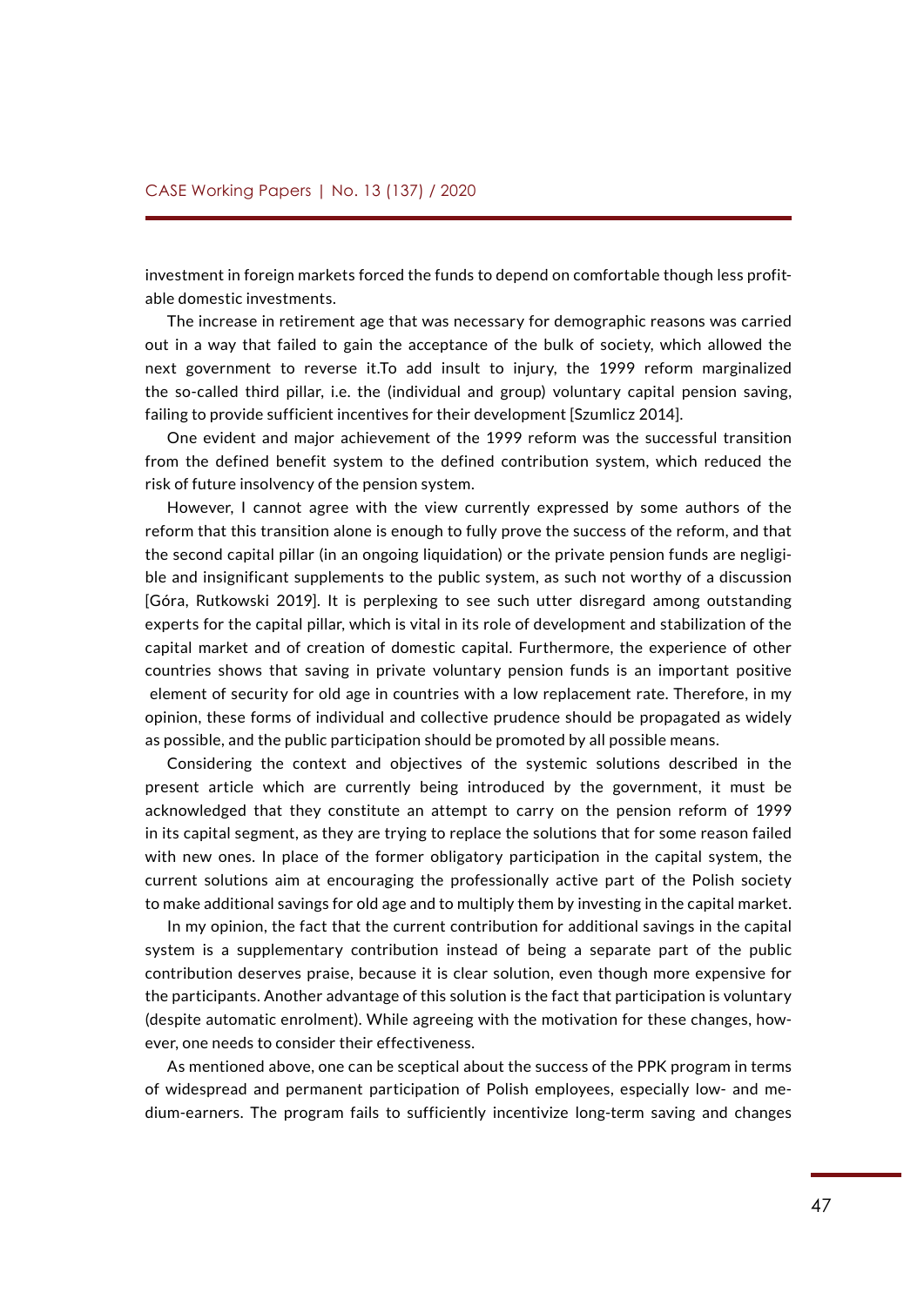investment in foreign markets forced the funds to depend on comfortable though less profitable domestic investments.

The increase in retirement age that was necessary for demographic reasons was carried out in a way that failed to gain the acceptance of the bulk of society, which allowed the next government to reverse it.To add insult to injury, the 1999 reform marginalized the so-called third pillar, i.e. the (individual and group) voluntary capital pension saving, failing to provide sufficient incentives for their development [Szumlicz 2014].

One evident and major achievement of the 1999 reform was the successful transition from the defined benefit system to the defined contribution system, which reduced the risk of future insolvency of the pension system.

However, I cannot agree with the view currently expressed by some authors of the reform that this transition alone is enough to fully prove the success of the reform, and that the second capital pillar (in an ongoing liquidation) or the private pension funds are negligible and insignificant supplements to the public system, as such not worthy of a discussion [Góra, Rutkowski 2019]. It is perplexing to see such utter disregard among outstanding experts for the capital pillar, which is vital in its role of development and stabilization of the capital market and of creation of domestic capital. Furthermore, the experience of other countries shows that saving in private voluntary pension funds is an important positive element of security for old age in countries with a low replacement rate. Therefore, in my opinion, these forms of individual and collective prudence should be propagated as widely as possible, and the public participation should be promoted by all possible means.

Considering the context and objectives of the systemic solutions described in the present article which are currently being introduced by the government, it must be acknowledged that they constitute an attempt to carry on the pension reform of 1999 in its capital segment, as they are trying to replace the solutions that for some reason failed with new ones. In place of the former obligatory participation in the capital system, the current solutions aim at encouraging the professionally active part of the Polish society to make additional savings for old age and to multiply them by investing in the capital market.

In my opinion, the fact that the current contribution for additional savings in the capital system is a supplementary contribution instead of being a separate part of the public contribution deserves praise, because it is clear solution, even though more expensive for the participants. Another advantage of this solution is the fact that participation is voluntary (despite automatic enrolment). While agreeing with the motivation for these changes, however, one needs to consider their effectiveness.

As mentioned above, one can be sceptical about the success of the PPK program in terms of widespread and permanent participation of Polish employees, especially low- and medium-earners. The program fails to sufficiently incentivize long-term saving and changes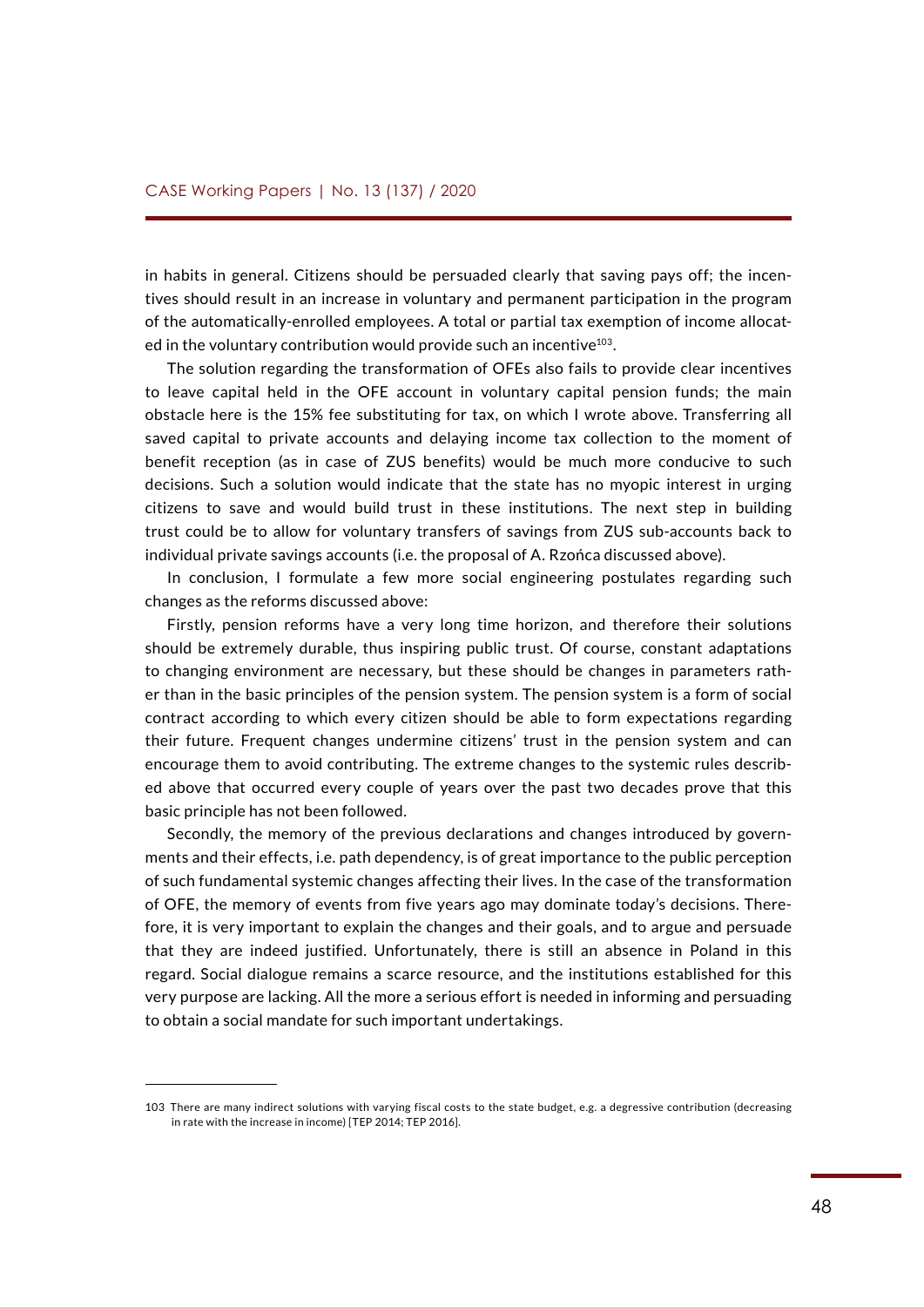in habits in general. Citizens should be persuaded clearly that saving pays off; the incentives should result in an increase in voluntary and permanent participation in the program of the automatically-enrolled employees. A total or partial tax exemption of income allocated in the voluntary contribution would provide such an incentive[103].

The solution regarding the transformation of OFEs also fails to provide clear incentives to leave capital held in the OFE account in voluntary capital pension funds; the main obstacle here is the 15% fee substituting for tax, on which I wrote above. Transferring all saved capital to private accounts and delaying income tax collection to the moment of benefit reception (as in case of ZUS benefits) would be much more conducive to such decisions. Such a solution would indicate that the state has no myopic interest in urging citizens to save and would build trust in these institutions. The next step in building trust could be to allow for voluntary transfers of savings from ZUS sub-accounts back to individual private savings accounts (i.e. the proposal of A. Rzońca discussed above).

In conclusion, I formulate a few more social engineering postulates regarding such changes as the reforms discussed above:

Firstly, pension reforms have a very long time horizon, and therefore their solutions should be extremely durable, thus inspiring public trust. Of course, constant adaptations to changing environment are necessary, but these should be changes in parameters rather than in the basic principles of the pension system. The pension system is a form of social contract according to which every citizen should be able to form expectations regarding their future. Frequent changes undermine citizens' trust in the pension system and can encourage them to avoid contributing. The extreme changes to the systemic rules described above that occurred every couple of years over the past two decades prove that this basic principle has not been followed.

Secondly, the memory of the previous declarations and changes introduced by governments and their effects, i.e. path dependency, is of great importance to the public perception of such fundamental systemic changes affecting their lives. In the case of the transformation of OFE, the memory of events from five years ago may dominate today's decisions. Therefore, it is very important to explain the changes and their goals, and to argue and persuade that they are indeed justified. Unfortunately, there is still an absence in Poland in this regard. Social dialogue remains a scarce resource, and the institutions established for this very purpose are lacking. All the more a serious effort is needed in informing and persuading to obtain a social mandate for such important undertakings.

---

103 There are many indirect solutions with varying fiscal costs to the state budget, e.g. a degressive contribution (decreasing in rate with the increase in income) [TEP 2014; TEP 2016].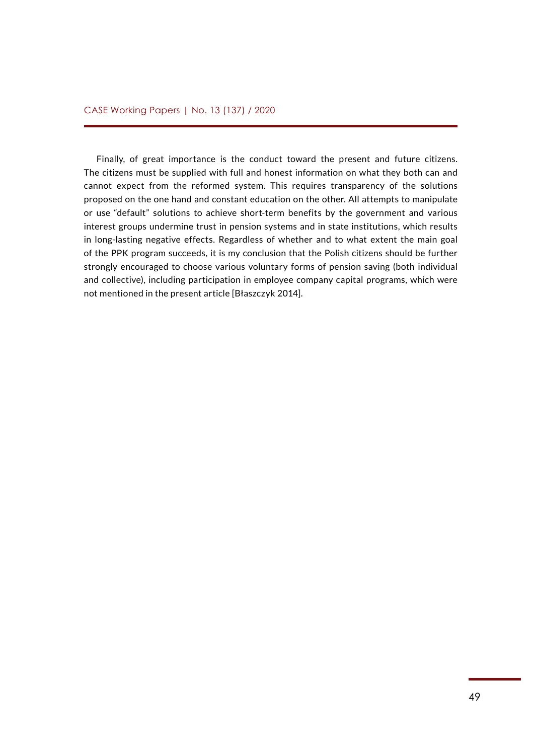Finally, of great importance is the conduct toward the present and future citizens. The citizens must be supplied with full and honest information on what they both can and cannot expect from the reformed system. This requires transparency of the solutions proposed on the one hand and constant education on the other. All attempts to manipulate or use "default" solutions to achieve short-term benefits by the government and various interest groups undermine trust in pension systems and in state institutions, which results in long-lasting negative effects. Regardless of whether and to what extent the main goal of the PPK program succeeds, it is my conclusion that the Polish citizens should be further strongly encouraged to choose various voluntary forms of pension saving (both individual and collective), including participation in employee company capital programs, which were not mentioned in the present article [Błaszczyk 2014].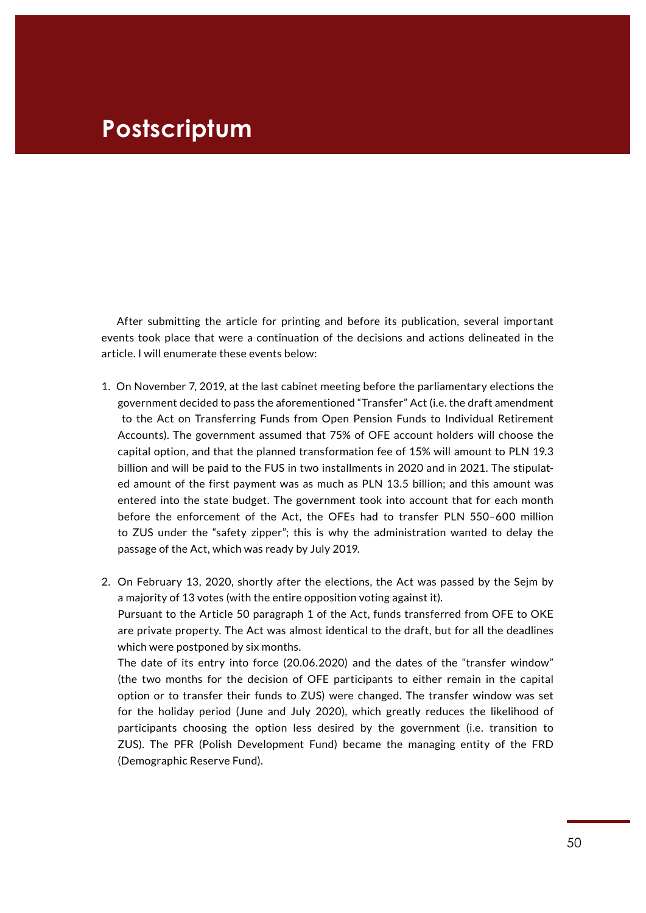# Postscriptum

After submitting the article for printing and before its publication, several important events took place that were a continuation of the decisions and actions delineated in the article. I will enumerate these events below:

1. On November 7, 2019, at the last cabinet meeting before the parliamentary elections the government decided to pass the aforementioned "Transfer" Act (i.e. the draft amendment to the Act on Transferring Funds from Open Pension Funds to Individual Retirement Accounts). The government assumed that 75% of OFE account holders will choose the capital option, and that the planned transformation fee of 15% will amount to PLN 19.3 billion and will be paid to the FUS in two installments in 2020 and in 2021. The stipulated amount of the first payment was as much as PLN 13.5 billion; and this amount was entered into the state budget. The government took into account that for each month before the enforcement of the Act, the OFEs had to transfer PLN 550–600 million to ZUS under the "safety zipper"; this is why the administration wanted to delay the passage of the Act, which was ready by July 2019.

2. On February 13, 2020, shortly after the elections, the Act was passed by the Sejm by a majority of 13 votes (with the entire opposition voting against it).
   Pursuant to the Article 50 paragraph 1 of the Act, funds transferred from OFE to OKE are private property. The Act was almost identical to the draft, but for all the deadlines which were postponed by six months.
   The date of its entry into force (20.06.2020) and the dates of the "transfer window" (the two months for the decision of OFE participants to either remain in the capital option or to transfer their funds to ZUS) were changed. The transfer window was set for the holiday period (June and July 2020), which greatly reduces the likelihood of participants choosing the option less desired by the government (i.e. transition to ZUS). The PFR (Polish Development Fund) became the managing entity of the FRD (Demographic Reserve Fund).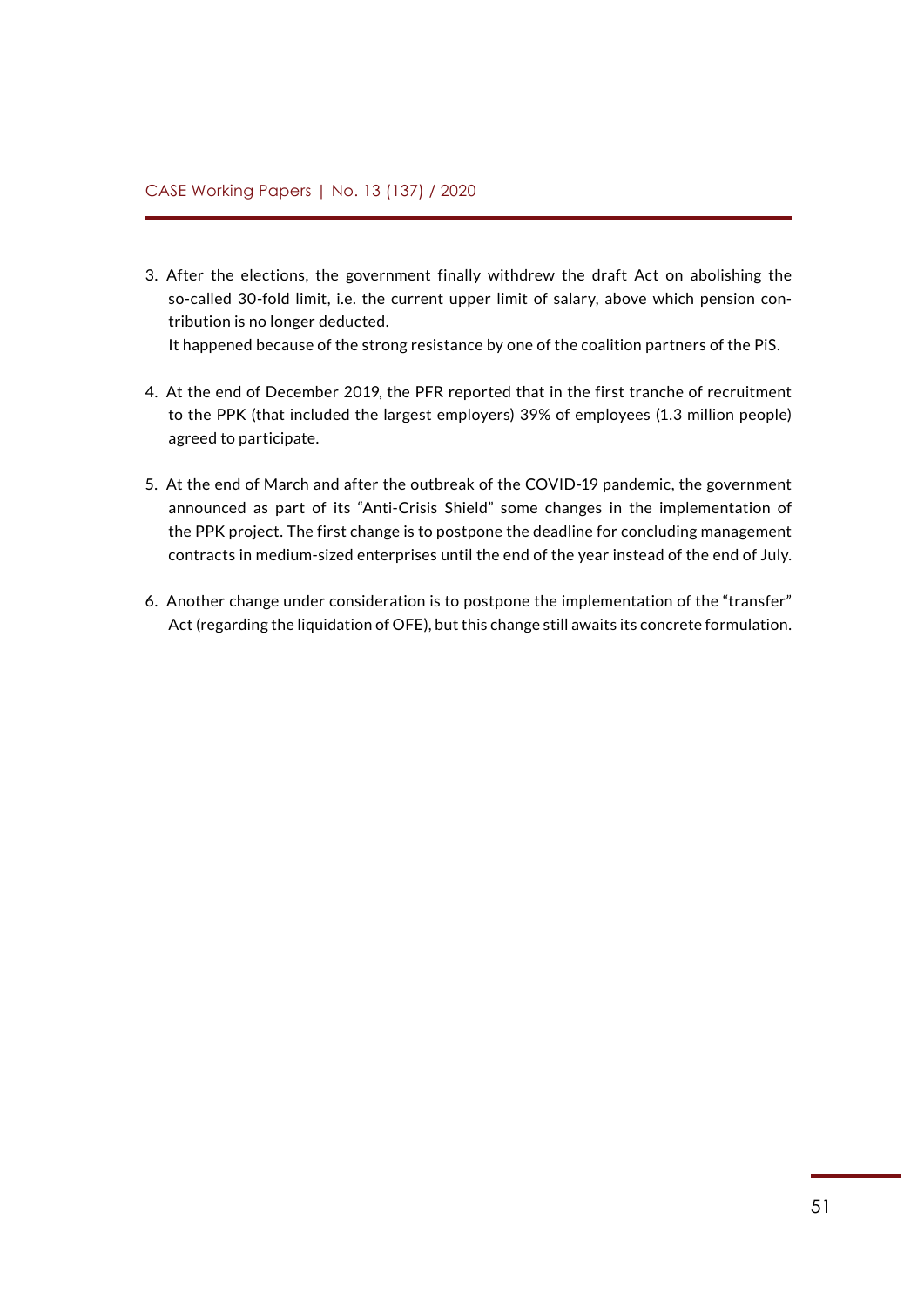3. After the elections, the government finally withdrew the draft Act on abolishing the so-called 30-fold limit, i.e. the current upper limit of salary, above which pension contribution is no longer deducted.
   It happened because of the strong resistance by one of the coalition partners of the PiS.

4. At the end of December 2019, the PFR reported that in the first tranche of recruitment to the PPK (that included the largest employers) 39% of employees (1.3 million people) agreed to participate.

5. At the end of March and after the outbreak of the COVID-19 pandemic, the government announced as part of its "Anti-Crisis Shield" some changes in the implementation of the PPK project. The first change is to postpone the deadline for concluding management contracts in medium-sized enterprises until the end of the year instead of the end of July.

6. Another change under consideration is to postpone the implementation of the "transfer" Act (regarding the liquidation of OFE), but this change still awaits its concrete formulation.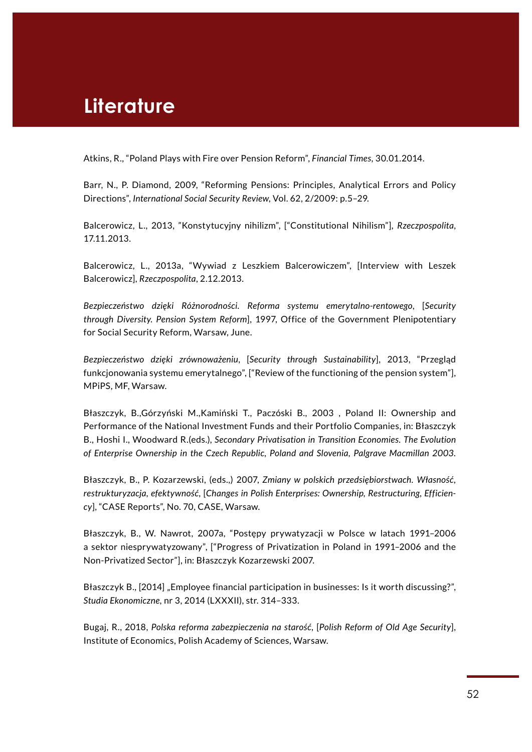# Literature

Atkins, R., "Poland Plays with Fire over Pension Reform", *Financial Times*, 30.01.2014.

Barr, N., P. Diamond, 2009, "Reforming Pensions: Principles, Analytical Errors and Policy Directions", *International Social Security Review*, Vol. 62, 2/2009: p.5–29.

Balcerowicz, L., 2013, "Konstytucyjny nihilizm", ["Constitutional Nihilism"], *Rzeczpospolita*, 17.11.2013.

Balcerowicz, L., 2013a, "Wywiad z Leszkiem Balcerowiczem", [Interview with Leszek Balcerowicz], *Rzeczpospolita*, 2.12.2013.

*Bezpieczeństwo dzięki Różnorodności. Reforma systemu emerytalno-rentowego*, [*Security through Diversity. Pension System Reform*], 1997, Office of the Government Plenipotentiary for Social Security Reform, Warsaw, June.

*Bezpieczeństwo dzięki zrównoważeniu*, [*Security through Sustainability*], 2013, "Przegląd funkcjonowania systemu emerytalnego", ["Review of the functioning of the pension system"], MPiPS, MF, Warsaw.

Błaszczyk, B.,Górzyński M.,Kamiński T., Paczóski B., 2003 , Poland II: Ownership and Performance of the National Investment Funds and their Portfolio Companies, in: Błaszczyk B., Hoshi I., Woodward R.(eds.), *Secondary Privatisation in Transition Economies. The Evolution of Enterprise Ownership in the Czech Republic, Poland and Slovenia, Palgrave Macmillan 2003*.

Błaszczyk, B., P. Kozarzewski, (eds.,) 2007, *Zmiany w polskich przedsiębiorstwach. Własność, restrukturyzacja, efektywność*, [*Changes in Polish Enterprises: Ownership, Restructuring, Efficiency*], "CASE Reports", No. 70, CASE, Warsaw.

Błaszczyk, B., W. Nawrot, 2007a, "Postępy prywatyzacji w Polsce w latach 1991–2006 a sektor niesprywatyzowany", ["Progress of Privatization in Poland in 1991–2006 and the Non-Privatized Sector"], in: Błaszczyk Kozarzewski 2007.

Błaszczyk B., [2014] „Employee financial participation in businesses: Is it worth discussing?", *Studia Ekonomiczne*, nr 3, 2014 (LXXXII), str. 314–333.

Bugaj, R., 2018, *Polska reforma zabezpieczenia na starość*, [*Polish Reform of Old Age Security*], Institute of Economics, Polish Academy of Sciences, Warsaw.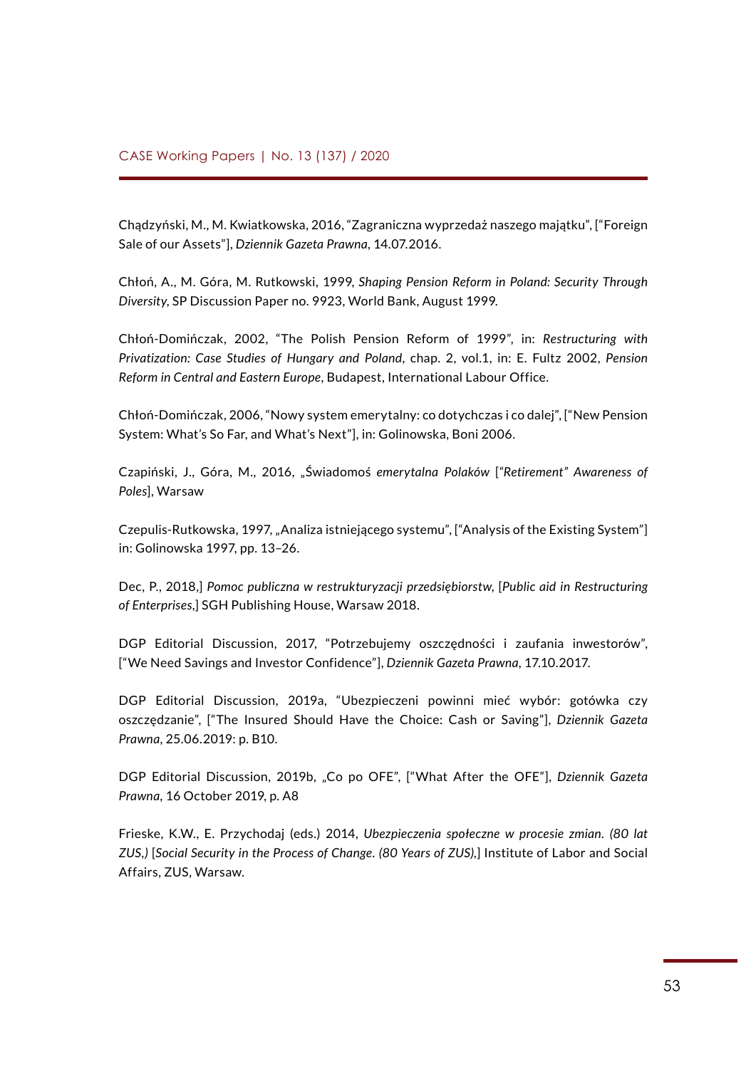Chądzyński, M., M. Kwiatkowska, 2016, "Zagraniczna wyprzedaż naszego majątku", ["Foreign Sale of our Assets"], *Dziennik Gazeta Prawna*, 14.07.2016.

Chłoń, A., M. Góra, M. Rutkowski, 1999, *Shaping Pension Reform in Poland: Security Through Diversity*, SP Discussion Paper no. 9923, World Bank, August 1999.

Chłoń-Domińczak, 2002, "The Polish Pension Reform of 1999", in: *Restructuring with Privatization: Case Studies of Hungary and Poland*, chap. 2, vol.1, in: E. Fultz 2002, *Pension Reform in Central and Eastern Europe*, Budapest, International Labour Office.

Chłoń-Domińczak, 2006, "Nowy system emerytalny: co dotychczas i co dalej", ["New Pension System: What's So Far, and What's Next"], in: Golinowska, Boni 2006.

Czapiński, J., Góra, M., 2016, „Świadomoś *emerytalna Polaków* [*"Retirement" Awareness of Poles*], Warsaw

Czepulis-Rutkowska, 1997, „Analiza istniejącego systemu", ["Analysis of the Existing System"] in: Golinowska 1997, pp. 13–26.

Dec, P., 2018,] *Pomoc publiczna w restrukturyzacji przedsiębiorstw*, [*Public aid in Restructuring of Enterprises*,] SGH Publishing House, Warsaw 2018.

DGP Editorial Discussion, 2017, "Potrzebujemy oszczędności i zaufania inwestorów", ["We Need Savings and Investor Confidence"], *Dziennik Gazeta Prawna*, 17.10.2017.

DGP Editorial Discussion, 2019a, "Ubezpieczeni powinni mieć wybór: gotówka czy oszczędzanie", ["The Insured Should Have the Choice: Cash or Saving"], *Dziennik Gazeta Prawna*, 25.06.2019: p. B10.

DGP Editorial Discussion, 2019b, „Co po OFE", ["What After the OFE"], *Dziennik Gazeta Prawna*, 16 October 2019, p. A8

Frieske, K.W., E. Przychodaj (eds.) 2014, *Ubezpieczenia społeczne w procesie zmian. (80 lat ZUS,)* [*Social Security in the Process of Change. (80 Years of ZUS)*,] Institute of Labor and Social Affairs, ZUS, Warsaw.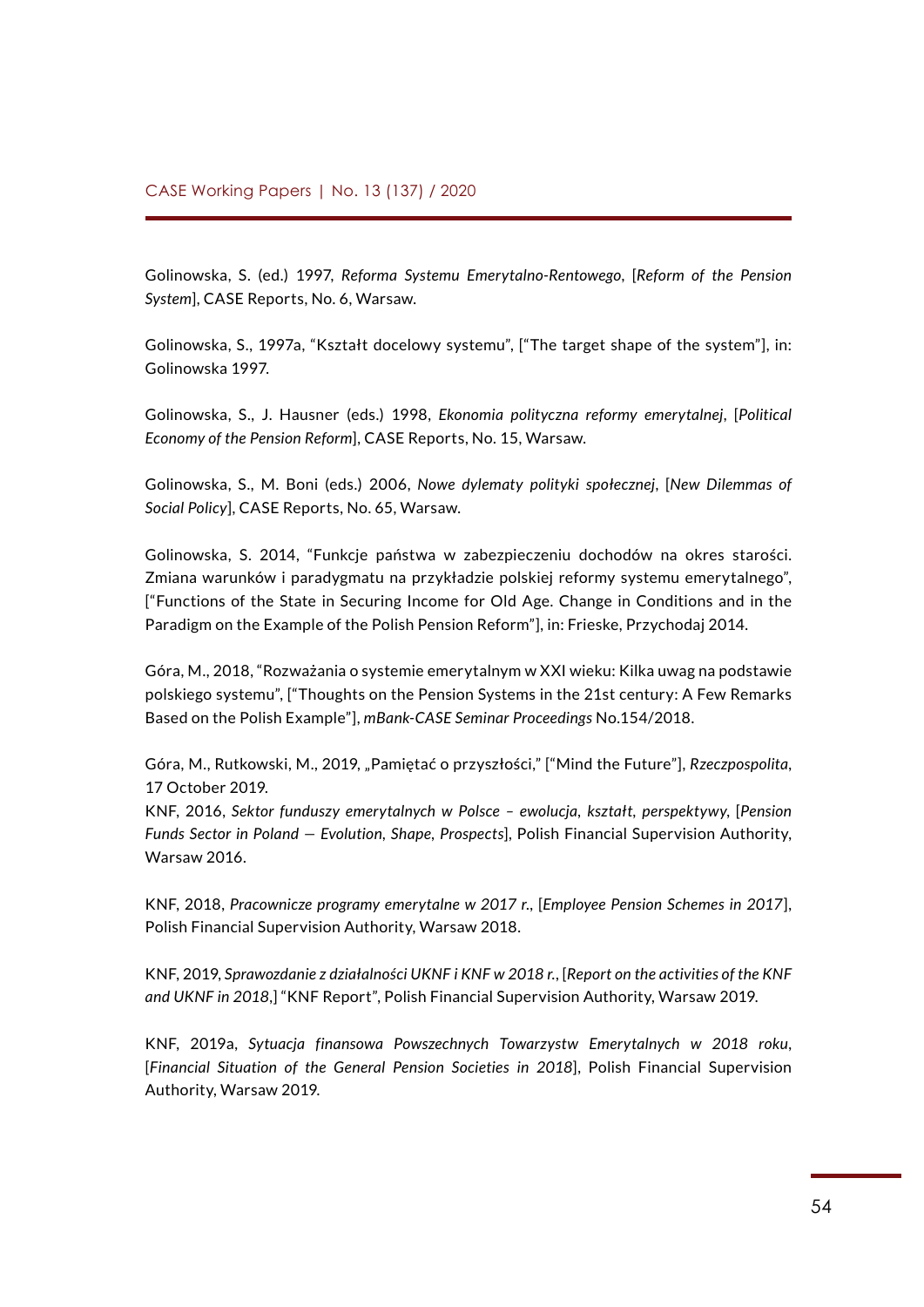Golinowska, S. (ed.) 1997, *Reforma Systemu Emerytalno-Rentowego*, [*Reform of the Pension System*], CASE Reports, No. 6, Warsaw.

Golinowska, S., 1997a, "Kształt docelowy systemu", ["The target shape of the system"], in: Golinowska 1997.

Golinowska, S., J. Hausner (eds.) 1998, *Ekonomia polityczna reformy emerytalnej*, [*Political Economy of the Pension Reform*], CASE Reports, No. 15, Warsaw.

Golinowska, S., M. Boni (eds.) 2006, *Nowe dylematy polityki społecznej*, [*New Dilemmas of Social Policy*], CASE Reports, No. 65, Warsaw.

Golinowska, S. 2014, "Funkcje państwa w zabezpieczeniu dochodów na okres starości. Zmiana warunków i paradygmatu na przykładzie polskiej reformy systemu emerytalnego", ["Functions of the State in Securing Income for Old Age. Change in Conditions and in the Paradigm on the Example of the Polish Pension Reform"], in: Frieske, Przychodaj 2014.

Góra, M., 2018, "Rozważania o systemie emerytalnym w XXI wieku: Kilka uwag na podstawie polskiego systemu", ["Thoughts on the Pension Systems in the 21st century: A Few Remarks Based on the Polish Example"], *mBank-CASE Seminar Proceedings* No.154/2018.

Góra, M., Rutkowski, M., 2019, „Pamiętać o przyszłości," ["Mind the Future"], *Rzeczpospolita*, 17 October 2019.

KNF, 2016, *Sektor funduszy emerytalnych w Polsce – ewolucja, kształt, perspektywy*, [*Pension Funds Sector in Poland — Evolution, Shape, Prospects*], Polish Financial Supervision Authority, Warsaw 2016.

KNF, 2018, *Pracownicze programy emerytalne w 2017 r.*, [*Employee Pension Schemes in 2017*], Polish Financial Supervision Authority, Warsaw 2018.

KNF, 2019, *Sprawozdanie z działalności UKNF i KNF w 2018 r.*, [*Report on the activities of the KNF and UKNF in 2018*,] "KNF Report", Polish Financial Supervision Authority, Warsaw 2019.

KNF, 2019a, *Sytuacja finansowa Powszechnych Towarzystw Emerytalnych w 2018 roku*, [*Financial Situation of the General Pension Societies in 2018*], Polish Financial Supervision Authority, Warsaw 2019.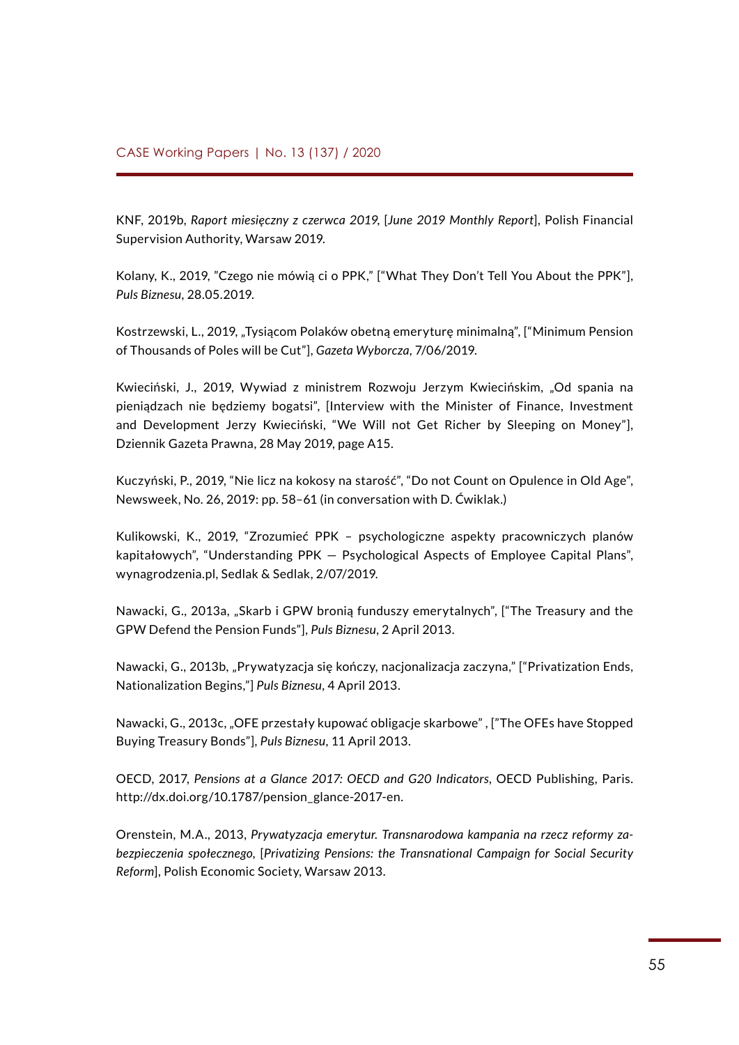KNF, 2019b, *Raport miesięczny z czerwca 2019*, [*June 2019 Monthly Report*], Polish Financial Supervision Authority, Warsaw 2019.

Kolany, K., 2019, "Czego nie mówią ci o PPK," ["What They Don't Tell You About the PPK"], *Puls Biznesu*, 28.05.2019.

Kostrzewski, L., 2019, „Tysiącom Polaków obetną emeryturę minimalną", ["Minimum Pension of Thousands of Poles will be Cut"], *Gazeta Wyborcza*, 7/06/2019.

Kwieciński, J., 2019, Wywiad z ministrem Rozwoju Jerzym Kwiecińskim, „Od spania na pieniądzach nie będziemy bogatsi", [Interview with the Minister of Finance, Investment and Development Jerzy Kwieciński, "We Will not Get Richer by Sleeping on Money"], Dziennik Gazeta Prawna, 28 May 2019, page A15.

Kuczyński, P., 2019, "Nie licz na kokosy na starość", "Do not Count on Opulence in Old Age", Newsweek, No. 26, 2019: pp. 58–61 (in conversation with D. Ćwiklak.)

Kulikowski, K., 2019, "Zrozumieć PPK – psychologiczne aspekty pracowniczych planów kapitałowych", "Understanding PPK — Psychological Aspects of Employee Capital Plans", wynagrodzenia.pl, Sedlak & Sedlak, 2/07/2019.

Nawacki, G., 2013a, „Skarb i GPW bronią funduszy emerytalnych", ["The Treasury and the GPW Defend the Pension Funds"], *Puls Biznesu*, 2 April 2013.

Nawacki, G., 2013b, „Prywatyzacja się kończy, nacjonalizacja zaczyna," ["Privatization Ends, Nationalization Begins,"] *Puls Biznesu*, 4 April 2013.

Nawacki, G., 2013c, „OFE przestały kupować obligacje skarbowe" , ["The OFEs have Stopped Buying Treasury Bonds"], *Puls Biznesu*, 11 April 2013.

OECD, 2017, *Pensions at a Glance 2017: OECD and G20 Indicators*, OECD Publishing, Paris. http://dx.doi.org/10.1787/pension_glance-2017-en.

Orenstein, M.A., 2013, *Prywatyzacja emerytur. Transnarodowa kampania na rzecz reformy zabezpieczenia społecznego*, [*Privatizing Pensions: the Transnational Campaign for Social Security Reform*], Polish Economic Society, Warsaw 2013.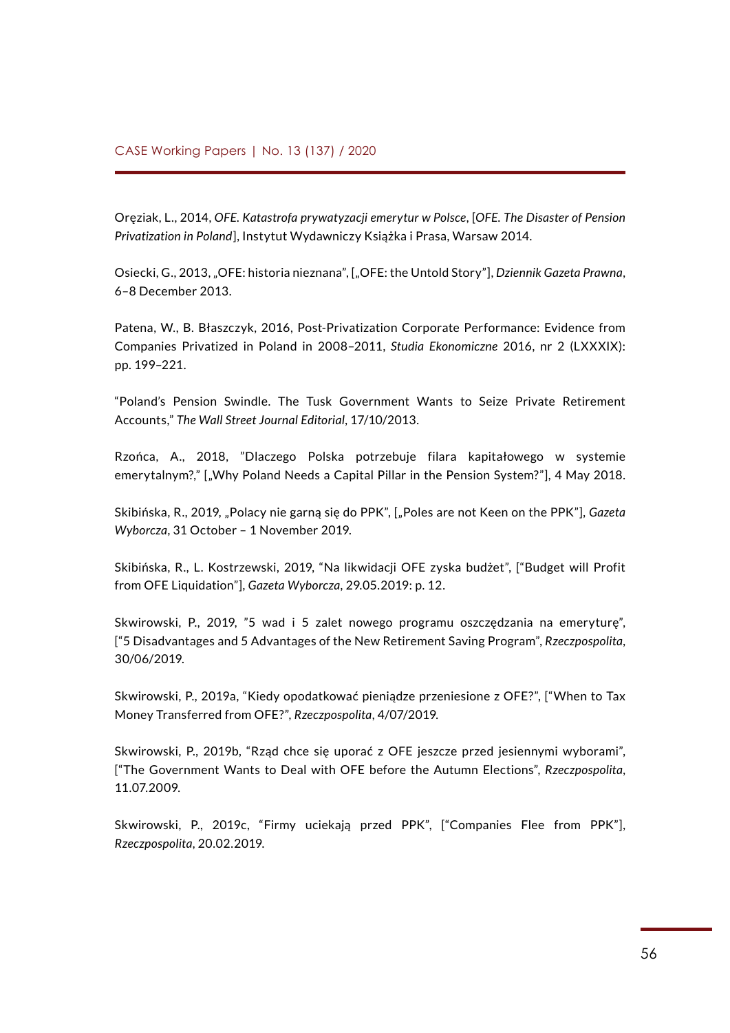Oręziak, L., 2014, *OFE. Katastrofa prywatyzacji emerytur w Polsce*, [*OFE. The Disaster of Pension Privatization in Poland*], Instytut Wydawniczy Książka i Prasa, Warsaw 2014.

Osiecki, G., 2013, „OFE: historia nieznana", [„OFE: the Untold Story"], *Dziennik Gazeta Prawna*, 6–8 December 2013.

Patena, W., B. Błaszczyk, 2016, Post-Privatization Corporate Performance: Evidence from Companies Privatized in Poland in 2008–2011, *Studia Ekonomiczne* 2016, nr 2 (LXXXIX): pp. 199–221.

"Poland's Pension Swindle. The Tusk Government Wants to Seize Private Retirement Accounts," *The Wall Street Journal Editorial*, 17/10/2013.

Rzońca, A., 2018, "Dlaczego Polska potrzebuje filara kapitałowego w systemie emerytalnym?," [„Why Poland Needs a Capital Pillar in the Pension System?"], 4 May 2018.

Skibińska, R., 2019, „Polacy nie garną się do PPK", [„Poles are not Keen on the PPK"], *Gazeta Wyborcza*, 31 October – 1 November 2019.

Skibińska, R., L. Kostrzewski, 2019, "Na likwidacji OFE zyska budżet", ["Budget will Profit from OFE Liquidation"], *Gazeta Wyborcza*, 29.05.2019: p. 12.

Skwirowski, P., 2019, "5 wad i 5 zalet nowego programu oszczędzania na emeryturę", ["5 Disadvantages and 5 Advantages of the New Retirement Saving Program", *Rzeczpospolita*, 30/06/2019.

Skwirowski, P., 2019a, "Kiedy opodatkować pieniądze przeniesione z OFE?", ["When to Tax Money Transferred from OFE?", *Rzeczpospolita*, 4/07/2019.

Skwirowski, P., 2019b, "Rząd chce się uporać z OFE jeszcze przed jesiennymi wyborami", ["The Government Wants to Deal with OFE before the Autumn Elections", *Rzeczpospolita*, 11.07.2009.

Skwirowski, P., 2019c, "Firmy uciekają przed PPK", ["Companies Flee from PPK"], *Rzeczpospolita*, 20.02.2019.